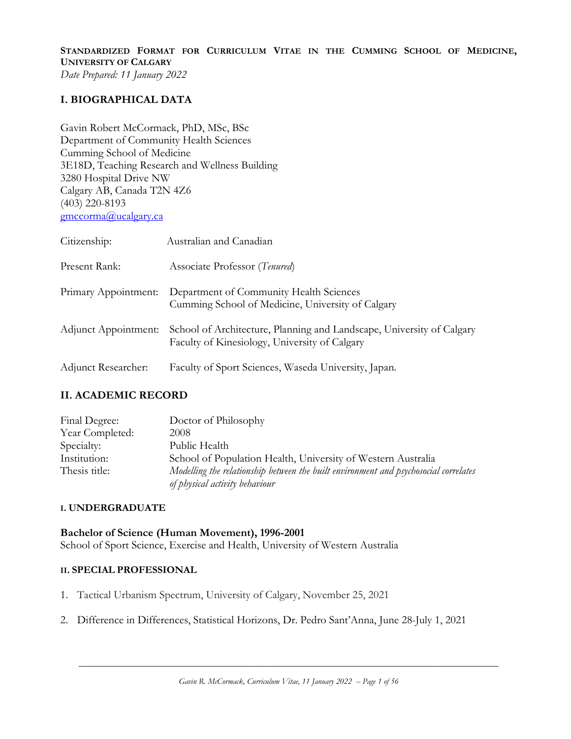**Standardized Format for Curriculum Vitae in the Cumming School of Medicine, University of Calgary**

*Date Prepared: 11 January 2022*

## I. BIOGRAPHICAL DATA

Gavin Robert McCormack, PhD, MSc, BSc
Department of Community Health Sciences
Cumming School of Medicine
3E18D, Teaching Research and Wellness Building
3280 Hospital Drive NW
Calgary AB, Canada T2N 4Z6
(403) 220-8193
gmccorma@ucalgary.ca

| | |
|---|---|
| Citizenship: | Australian and Canadian |
| Present Rank: | Associate Professor (*Tenured*) |
| Primary Appointment: | Department of Community Health Sciences<br>Cumming School of Medicine, University of Calgary |
| Adjunct Appointment: | School of Architecture, Planning and Landscape, University of Calgary<br>Faculty of Kinesiology, University of Calgary |
| Adjunct Researcher: | Faculty of Sport Sciences, Waseda University, Japan. |

## II. ACADEMIC RECORD

| | |
|---|---|
| Final Degree: | Doctor of Philosophy |
| Year Completed: | 2008 |
| Specialty: | Public Health |
| Institution: | School of Population Health, University of Western Australia |
| Thesis title: | *Modelling the relationship between the built environment and psychosocial correlates of physical activity behaviour* |

### I. UNDERGRADUATE

**Bachelor of Science (Human Movement), 1996-2001**
School of Sport Science, Exercise and Health, University of Western Australia

### II. SPECIAL PROFESSIONAL

1. Tactical Urbanism Spectrum, University of Calgary, November 25, 2021
2. Difference in Differences, Statistical Horizons, Dr. Pedro Sant'Anna, June 28-July 1, 2021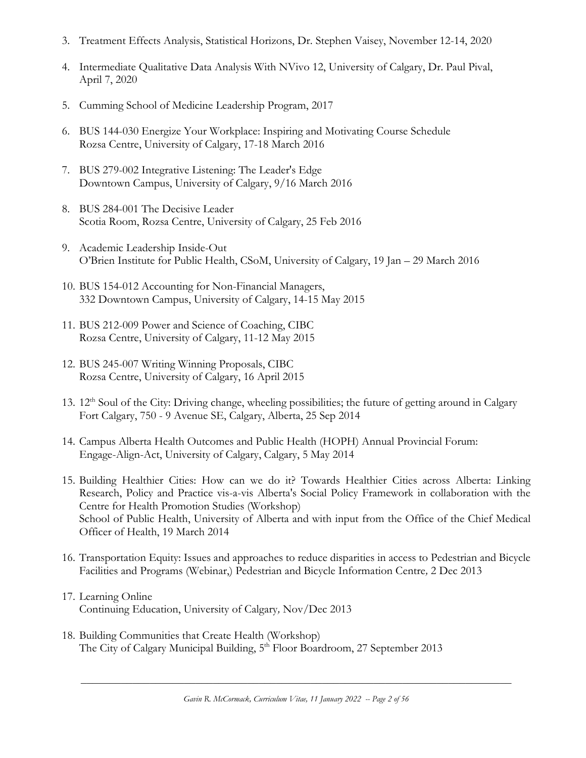3. Treatment Effects Analysis, Statistical Horizons, Dr. Stephen Vaisey, November 12-14, 2020

4. Intermediate Qualitative Data Analysis With NVivo 12, University of Calgary, Dr. Paul Pival, April 7, 2020

5. Cumming School of Medicine Leadership Program, 2017

6. BUS 144-030 Energize Your Workplace: Inspiring and Motivating Course Schedule
   Rozsa Centre, University of Calgary, 17-18 March 2016

7. BUS 279-002 Integrative Listening: The Leader's Edge
   Downtown Campus, University of Calgary, 9/16 March 2016

8. BUS 284-001 The Decisive Leader
   Scotia Room, Rozsa Centre, University of Calgary, 25 Feb 2016

9. Academic Leadership Inside-Out
   O'Brien Institute for Public Health, CSoM, University of Calgary, 19 Jan – 29 March 2016

10. BUS 154-012 Accounting for Non-Financial Managers,
    332 Downtown Campus, University of Calgary, 14-15 May 2015

11. BUS 212-009 Power and Science of Coaching, CIBC
    Rozsa Centre, University of Calgary, 11-12 May 2015

12. BUS 245-007 Writing Winning Proposals, CIBC
    Rozsa Centre, University of Calgary, 16 April 2015

13. 12th Soul of the City: Driving change, wheeling possibilities; the future of getting around in Calgary
    Fort Calgary, 750 - 9 Avenue SE, Calgary, Alberta, 25 Sep 2014

14. Campus Alberta Health Outcomes and Public Health (HOPH) Annual Provincial Forum: Engage-Align-Act, University of Calgary, Calgary, 5 May 2014

15. Building Healthier Cities: How can we do it? Towards Healthier Cities across Alberta: Linking Research, Policy and Practice vis-a-vis Alberta's Social Policy Framework in collaboration with the Centre for Health Promotion Studies (Workshop)
    School of Public Health, University of Alberta and with input from the Office of the Chief Medical Officer of Health, 19 March 2014

16. Transportation Equity: Issues and approaches to reduce disparities in access to Pedestrian and Bicycle Facilities and Programs (Webinar,) Pedestrian and Bicycle Information Centre*,* 2 Dec 2013

17. Learning Online
    Continuing Education, University of Calgary*,* Nov/Dec 2013

18. Building Communities that Create Health (Workshop)
    The City of Calgary Municipal Building, 5th Floor Boardroom, 27 September 2013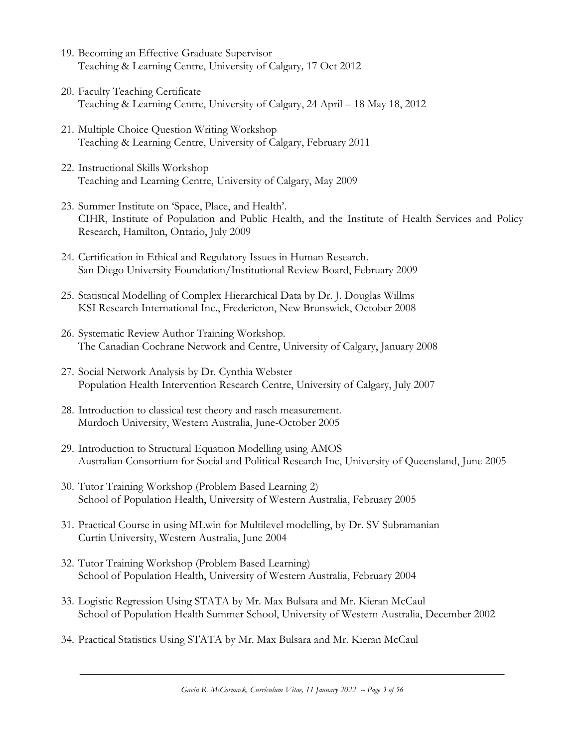19. Becoming an Effective Graduate Supervisor
    Teaching & Learning Centre, University of Calgary*,* 17 Oct 2012

20. Faculty Teaching Certificate
    Teaching & Learning Centre, University of Calgary, 24 April – 18 May 18, 2012

21. Multiple Choice Question Writing Workshop
    Teaching & Learning Centre, University of Calgary, February 2011

22. Instructional Skills Workshop
    Teaching and Learning Centre, University of Calgary, May 2009

23. Summer Institute on 'Space, Place, and Health'.
    CIHR, Institute of Population and Public Health, and the Institute of Health Services and Policy Research, Hamilton, Ontario, July 2009

24. Certification in Ethical and Regulatory Issues in Human Research.
    San Diego University Foundation/Institutional Review Board, February 2009

25. Statistical Modelling of Complex Hierarchical Data by Dr. J. Douglas Willms
    KSI Research International Inc., Fredericton, New Brunswick, October 2008

26. Systematic Review Author Training Workshop.
    The Canadian Cochrane Network and Centre, University of Calgary, January 2008

27. Social Network Analysis by Dr. Cynthia Webster
    Population Health Intervention Research Centre, University of Calgary, July 2007

28. Introduction to classical test theory and rasch measurement.
    Murdoch University, Western Australia, June-October 2005

29. Introduction to Structural Equation Modelling using AMOS
    Australian Consortium for Social and Political Research Inc, University of Queensland, June 2005

30. Tutor Training Workshop (Problem Based Learning 2)
    School of Population Health, University of Western Australia, February 2005

31. Practical Course in using MLwin for Multilevel modelling, by Dr. SV Subramanian
    Curtin University, Western Australia, June 2004

32. Tutor Training Workshop (Problem Based Learning)
    School of Population Health, University of Western Australia, February 2004

33. Logistic Regression Using STATA by Mr. Max Bulsara and Mr. Kieran McCaul
    School of Population Health Summer School, University of Western Australia, December 2002

34. Practical Statistics Using STATA by Mr. Max Bulsara and Mr. Kieran McCaul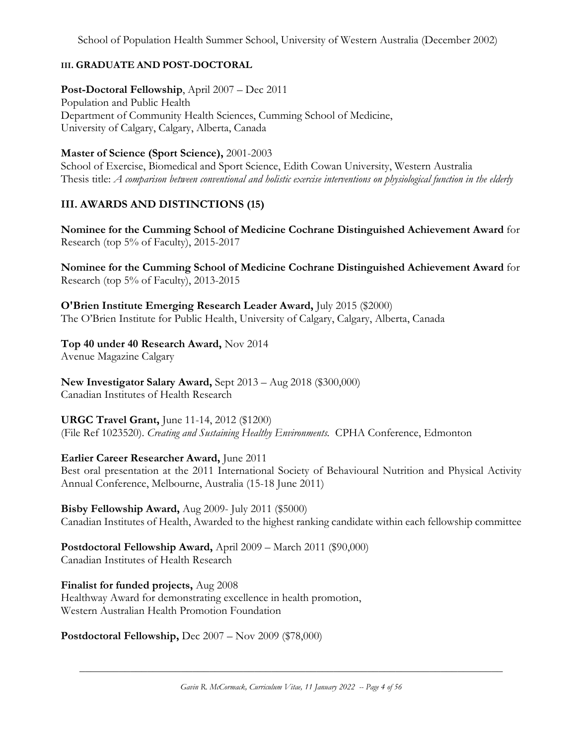School of Population Health Summer School, University of Western Australia (December 2002)

### III. GRADUATE AND POST-DOCTORAL

**Post-Doctoral Fellowship**, April 2007 – Dec 2011
Population and Public Health
Department of Community Health Sciences, Cumming School of Medicine,
University of Calgary, Calgary, Alberta, Canada

**Master of Science (Sport Science),** 2001-2003
School of Exercise, Biomedical and Sport Science, Edith Cowan University, Western Australia
Thesis title: *A comparison between conventional and holistic exercise interventions on physiological function in the elderly*

## III. AWARDS AND DISTINCTIONS (15)

**Nominee for the Cumming School of Medicine Cochrane Distinguished Achievement Award** for Research (top 5% of Faculty), 2015-2017

**Nominee for the Cumming School of Medicine Cochrane Distinguished Achievement Award** for Research (top 5% of Faculty), 2013-2015

**O'Brien Institute Emerging Research Leader Award,** July 2015 ($2000)
The O'Brien Institute for Public Health, University of Calgary, Calgary, Alberta, Canada

**Top 40 under 40 Research Award,** Nov 2014
Avenue Magazine Calgary

**New Investigator Salary Award,** Sept 2013 – Aug 2018 ($300,000)
Canadian Institutes of Health Research

**URGC Travel Grant,** June 11-14, 2012 ($1200)
(File Ref 1023520). *Creating and Sustaining Healthy Environments.* CPHA Conference, Edmonton

**Earlier Career Researcher Award,** June 2011
Best oral presentation at the 2011 International Society of Behavioural Nutrition and Physical Activity Annual Conference, Melbourne, Australia (15-18 June 2011)

**Bisby Fellowship Award,** Aug 2009- July 2011 ($5000)
Canadian Institutes of Health, Awarded to the highest ranking candidate within each fellowship committee

**Postdoctoral Fellowship Award,** April 2009 – March 2011 ($90,000)
Canadian Institutes of Health Research

**Finalist for funded projects,** Aug 2008
Healthway Award for demonstrating excellence in health promotion,
Western Australian Health Promotion Foundation

**Postdoctoral Fellowship,** Dec 2007 – Nov 2009 ($78,000)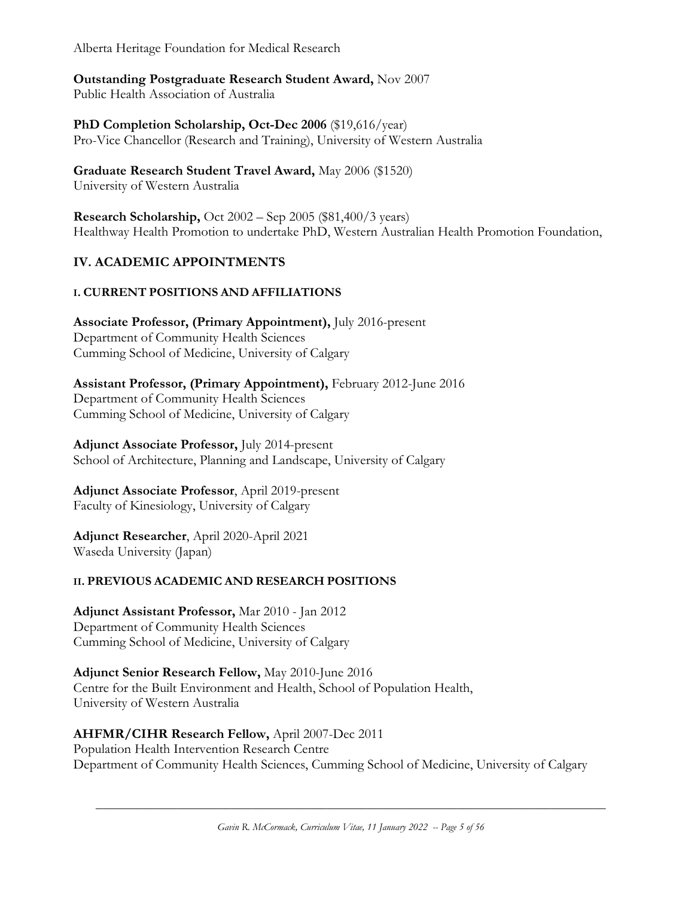Alberta Heritage Foundation for Medical Research

**Outstanding Postgraduate Research Student Award,** Nov 2007
Public Health Association of Australia

**PhD Completion Scholarship, Oct-Dec 2006** ($19,616/year)
Pro-Vice Chancellor (Research and Training), University of Western Australia

**Graduate Research Student Travel Award,** May 2006 ($1520)
University of Western Australia

**Research Scholarship,** Oct 2002 – Sep 2005 ($81,400/3 years)
Healthway Health Promotion to undertake PhD, Western Australian Health Promotion Foundation,

## IV. ACADEMIC APPOINTMENTS

### I. CURRENT POSITIONS AND AFFILIATIONS

**Associate Professor, (Primary Appointment),** July 2016-present
Department of Community Health Sciences
Cumming School of Medicine, University of Calgary

**Assistant Professor, (Primary Appointment),** February 2012-June 2016
Department of Community Health Sciences
Cumming School of Medicine, University of Calgary

**Adjunct Associate Professor,** July 2014-present
School of Architecture, Planning and Landscape, University of Calgary

**Adjunct Associate Professor**, April 2019-present
Faculty of Kinesiology, University of Calgary

**Adjunct Researcher**, April 2020-April 2021
Waseda University (Japan)

### II. PREVIOUS ACADEMIC AND RESEARCH POSITIONS

**Adjunct Assistant Professor,** Mar 2010 - Jan 2012
Department of Community Health Sciences
Cumming School of Medicine, University of Calgary

**Adjunct Senior Research Fellow,** May 2010-June 2016
Centre for the Built Environment and Health, School of Population Health,
University of Western Australia

**AHFMR/CIHR Research Fellow,** April 2007-Dec 2011
Population Health Intervention Research Centre
Department of Community Health Sciences, Cumming School of Medicine, University of Calgary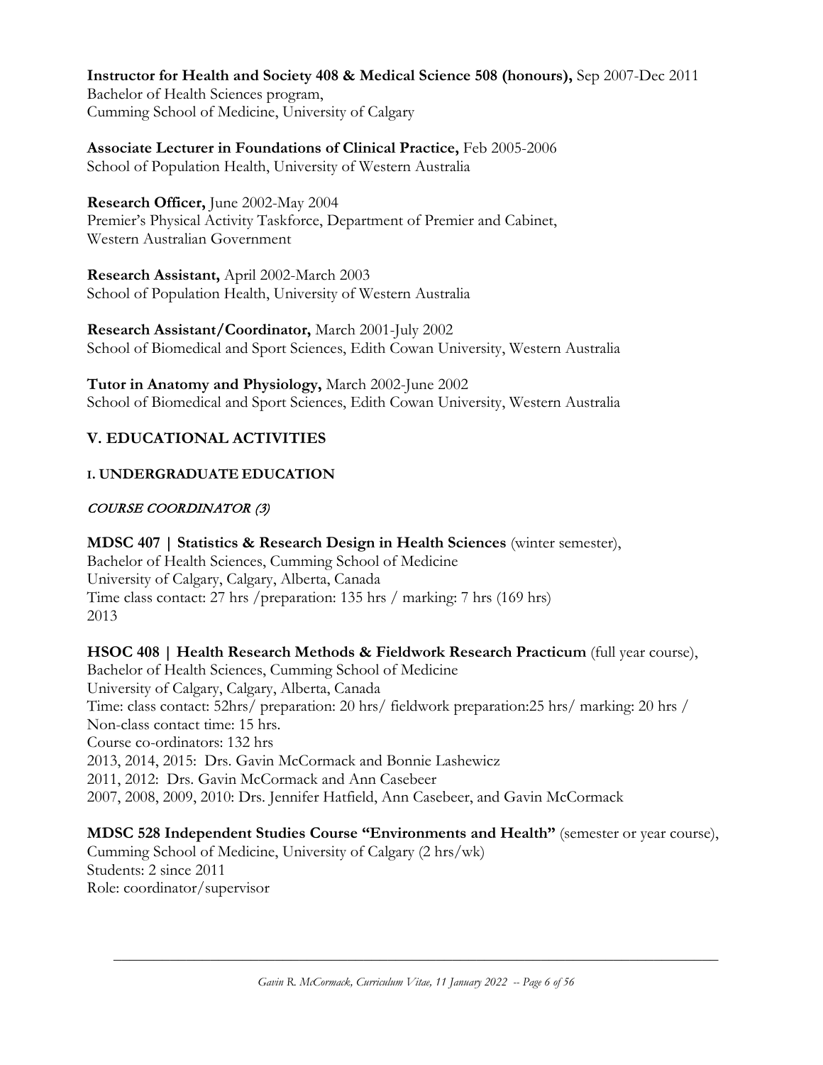**Instructor for Health and Society 408 & Medical Science 508 (honours),** Sep 2007-Dec 2011
Bachelor of Health Sciences program,
Cumming School of Medicine, University of Calgary

**Associate Lecturer in Foundations of Clinical Practice,** Feb 2005-2006
School of Population Health, University of Western Australia

**Research Officer,** June 2002-May 2004
Premier's Physical Activity Taskforce, Department of Premier and Cabinet,
Western Australian Government

**Research Assistant,** April 2002-March 2003
School of Population Health, University of Western Australia

**Research Assistant/Coordinator,** March 2001-July 2002
School of Biomedical and Sport Sciences, Edith Cowan University, Western Australia

**Tutor in Anatomy and Physiology,** March 2002-June 2002
School of Biomedical and Sport Sciences, Edith Cowan University, Western Australia

## V. EDUCATIONAL ACTIVITIES

### I. UNDERGRADUATE EDUCATION

*COURSE COORDINATOR (3)*

**MDSC 407 | Statistics & Research Design in Health Sciences** (winter semester),
Bachelor of Health Sciences, Cumming School of Medicine
University of Calgary, Calgary, Alberta, Canada
Time class contact: 27 hrs /preparation: 135 hrs / marking: 7 hrs (169 hrs)
2013

**HSOC 408 | Health Research Methods & Fieldwork Research Practicum** (full year course),
Bachelor of Health Sciences, Cumming School of Medicine
University of Calgary, Calgary, Alberta, Canada
Time: class contact: 52hrs/ preparation: 20 hrs/ fieldwork preparation:25 hrs/ marking: 20 hrs /
Non-class contact time: 15 hrs.
Course co-ordinators: 132 hrs
2013, 2014, 2015: Drs. Gavin McCormack and Bonnie Lashewicz
2011, 2012: Drs. Gavin McCormack and Ann Casebeer
2007, 2008, 2009, 2010: Drs. Jennifer Hatfield, Ann Casebeer, and Gavin McCormack

**MDSC 528 Independent Studies Course "Environments and Health"** (semester or year course),
Cumming School of Medicine, University of Calgary (2 hrs/wk)
Students: 2 since 2011
Role: coordinator/supervisor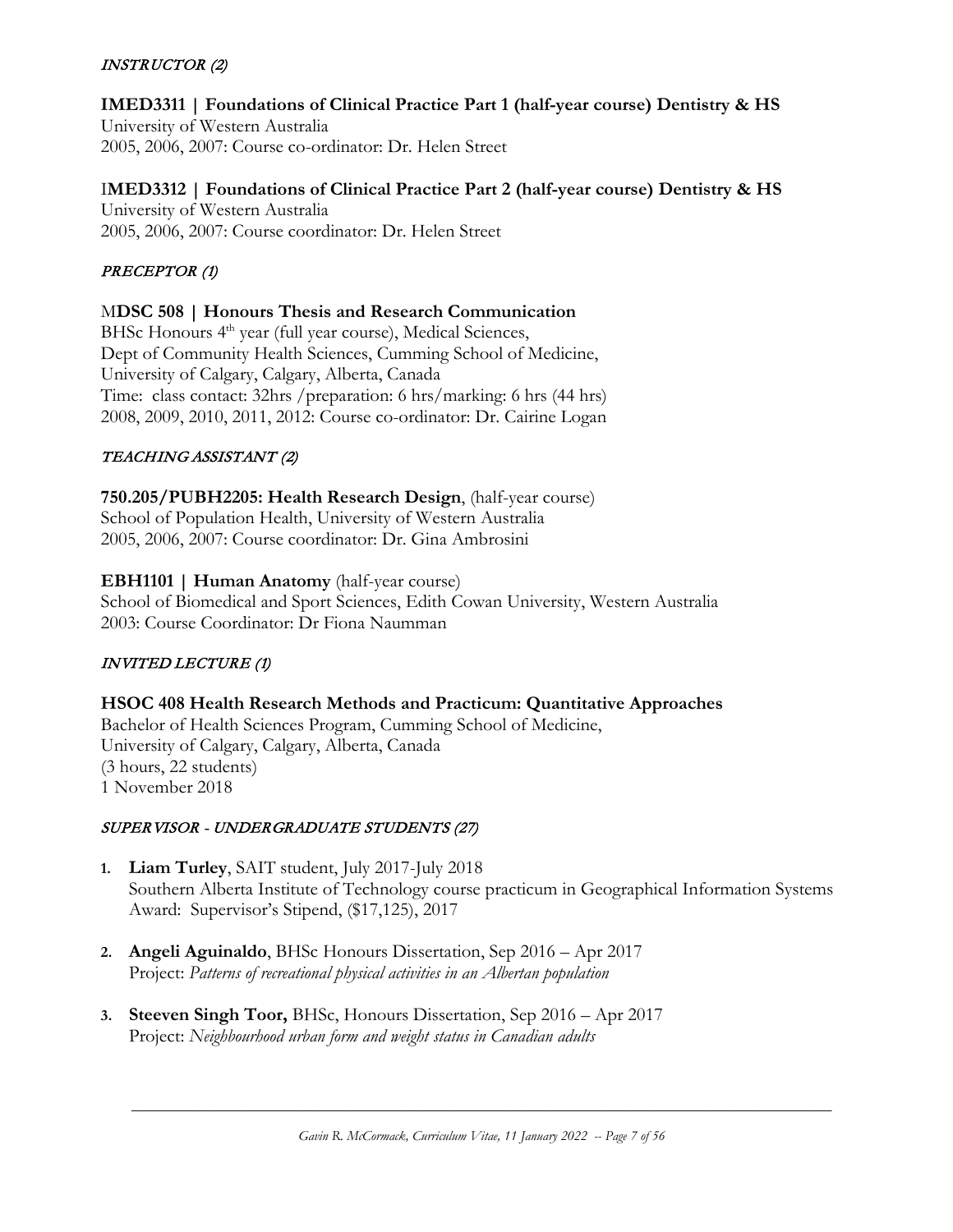#### *INSTRUCTOR (2)*

**IMED3311 | Foundations of Clinical Practice Part 1 (half-year course) Dentistry & HS**
University of Western Australia
2005, 2006, 2007: Course co-ordinator: Dr. Helen Street

**IMED3312 | Foundations of Clinical Practice Part 2 (half-year course) Dentistry & HS**
University of Western Australia
2005, 2006, 2007: Course coordinator: Dr. Helen Street

#### *PRECEPTOR (1)*

**MDSC 508 | Honours Thesis and Research Communication**
BHSc Honours 4th year (full year course), Medical Sciences,
Dept of Community Health Sciences, Cumming School of Medicine,
University of Calgary, Calgary, Alberta, Canada
Time: class contact: 32hrs /preparation: 6 hrs/marking: 6 hrs (44 hrs)
2008, 2009, 2010, 2011, 2012: Course co-ordinator: Dr. Cairine Logan

#### *TEACHING ASSISTANT (2)*

**750.205/PUBH2205: Health Research Design**, (half-year course)
School of Population Health, University of Western Australia
2005, 2006, 2007: Course coordinator: Dr. Gina Ambrosini

**EBH1101 | Human Anatomy** (half-year course)
School of Biomedical and Sport Sciences, Edith Cowan University, Western Australia
2003: Course Coordinator: Dr Fiona Naumman

#### *INVITED LECTURE (1)*

**HSOC 408 Health Research Methods and Practicum: Quantitative Approaches**
Bachelor of Health Sciences Program, Cumming School of Medicine,
University of Calgary, Calgary, Alberta, Canada
(3 hours, 22 students)
1 November 2018

#### *SUPERVISOR - UNDERGRADUATE STUDENTS (27)*

1. **Liam Turley**, SAIT student, July 2017-July 2018
   Southern Alberta Institute of Technology course practicum in Geographical Information Systems
   Award: Supervisor's Stipend, ($17,125), 2017

2. **Angeli Aguinaldo**, BHSc Honours Dissertation, Sep 2016 – Apr 2017
   Project: *Patterns of recreational physical activities in an Albertan population*

3. **Steeven Singh Toor,** BHSc, Honours Dissertation, Sep 2016 – Apr 2017
   Project: *Neighbourhood urban form and weight status in Canadian adults*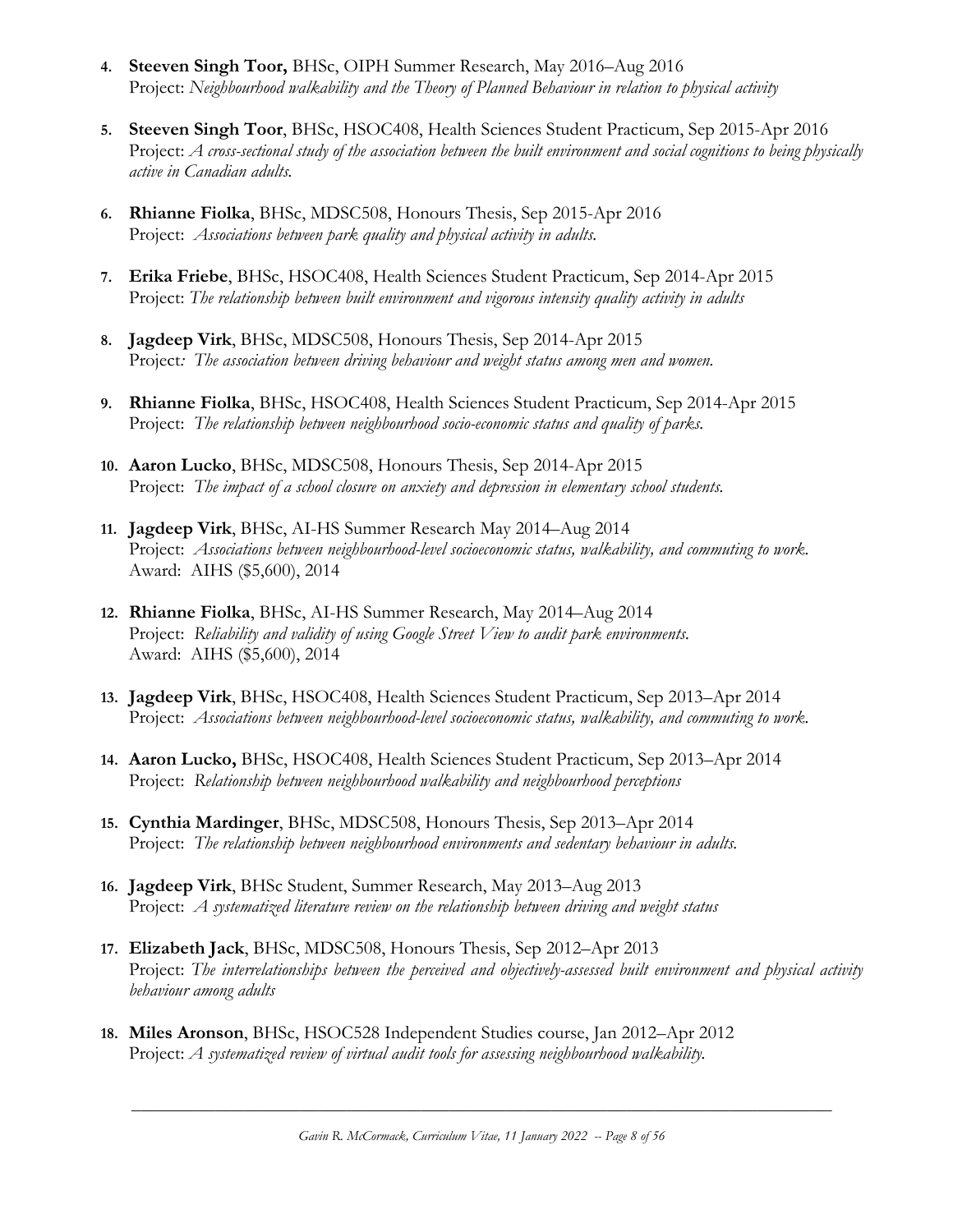4. **Steeven Singh Toor,** BHSc, OIPH Summer Research, May 2016–Aug 2016
   Project: *Neighbourhood walkability and the Theory of Planned Behaviour in relation to physical activity*

5. **Steeven Singh Toor**, BHSc, HSOC408, Health Sciences Student Practicum, Sep 2015-Apr 2016
   Project: *A cross-sectional study of the association between the built environment and social cognitions to being physically active in Canadian adults.*

6. **Rhianne Fiolka**, BHSc, MDSC508, Honours Thesis, Sep 2015-Apr 2016
   Project: *Associations between park quality and physical activity in adults.*

7. **Erika Friebe**, BHSc, HSOC408, Health Sciences Student Practicum, Sep 2014-Apr 2015
   Project: *The relationship between built environment and vigorous intensity quality activity in adults*

8. **Jagdeep Virk**, BHSc, MDSC508, Honours Thesis, Sep 2014-Apr 2015
   Project*: The association between driving behaviour and weight status among men and women.*

9. **Rhianne Fiolka**, BHSc, HSOC408, Health Sciences Student Practicum, Sep 2014-Apr 2015
   Project: *The relationship between neighbourhood socio-economic status and quality of parks.*

10. **Aaron Lucko**, BHSc, MDSC508, Honours Thesis, Sep 2014-Apr 2015
    Project: *The impact of a school closure on anxiety and depression in elementary school students.*

11. **Jagdeep Virk**, BHSc, AI-HS Summer Research May 2014–Aug 2014
    Project: *Associations between neighbourhood-level socioeconomic status, walkability, and commuting to work.*
    Award: AIHS ($5,600), 2014

12. **Rhianne Fiolka**, BHSc, AI-HS Summer Research, May 2014–Aug 2014
    Project: *Reliability and validity of using Google Street View to audit park environments.*
    Award: AIHS ($5,600), 2014

13. **Jagdeep Virk**, BHSc, HSOC408, Health Sciences Student Practicum, Sep 2013–Apr 2014
    Project: *Associations between neighbourhood-level socioeconomic status, walkability, and commuting to work.*

14. **Aaron Lucko,** BHSc, HSOC408, Health Sciences Student Practicum, Sep 2013–Apr 2014
    Project: *Relationship between neighbourhood walkability and neighbourhood perceptions*

15. **Cynthia Mardinger**, BHSc, MDSC508, Honours Thesis, Sep 2013–Apr 2014
    Project: *The relationship between neighbourhood environments and sedentary behaviour in adults.*

16. **Jagdeep Virk**, BHSc Student, Summer Research, May 2013–Aug 2013
    Project: *A systematized literature review on the relationship between driving and weight status*

17. **Elizabeth Jack**, BHSc, MDSC508, Honours Thesis, Sep 2012–Apr 2013
    Project: *The interrelationships between the perceived and objectively-assessed built environment and physical activity behaviour among adults*

18. **Miles Aronson**, BHSc, HSOC528 Independent Studies course, Jan 2012–Apr 2012
    Project: *A systematized review of virtual audit tools for assessing neighbourhood walkability.*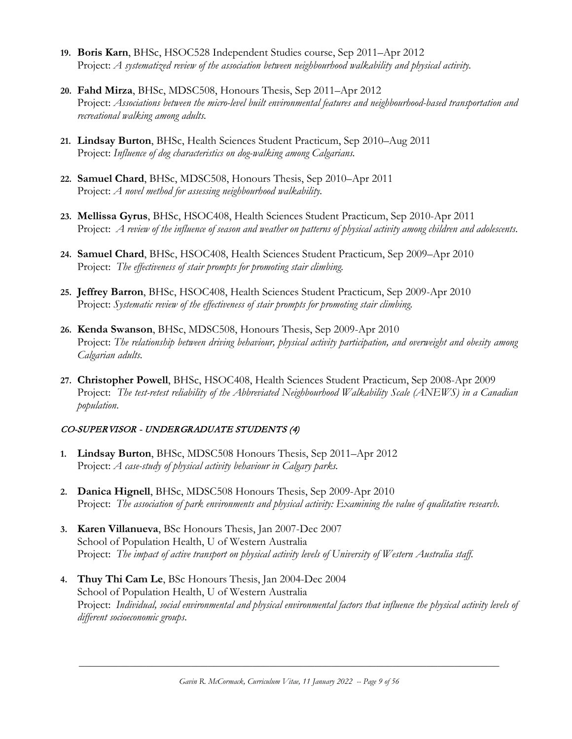19. **Boris Karn**, BHSc, HSOC528 Independent Studies course, Sep 2011–Apr 2012
Project: *A systematized review of the association between neighbourhood walkability and physical activity.*

20. **Fahd Mirza**, BHSc, MDSC508, Honours Thesis, Sep 2011–Apr 2012
Project: *Associations between the micro-level built environmental features and neighbourhood-based transportation and recreational walking among adults.*

21. **Lindsay Burton**, BHSc, Health Sciences Student Practicum, Sep 2010–Aug 2011
Project: *Influence of dog characteristics on dog-walking among Calgarians.*

22. **Samuel Chard**, BHSc, MDSC508, Honours Thesis, Sep 2010–Apr 2011
Project: *A novel method for assessing neighbourhood walkability.*

23. **Mellissa Gyrus**, BHSc, HSOC408, Health Sciences Student Practicum, Sep 2010-Apr 2011
Project: *A review of the influence of season and weather on patterns of physical activity among children and adolescents.*

24. **Samuel Chard**, BHSc, HSOC408, Health Sciences Student Practicum, Sep 2009–Apr 2010
Project: *The effectiveness of stair prompts for promoting stair climbing.*

25. **Jeffrey Barron**, BHSc, HSOC408, Health Sciences Student Practicum, Sep 2009-Apr 2010
Project: *Systematic review of the effectiveness of stair prompts for promoting stair climbing.*

26. **Kenda Swanson**, BHSc, MDSC508, Honours Thesis, Sep 2009-Apr 2010
Project: *The relationship between driving behaviour, physical activity participation, and overweight and obesity among Calgarian adults.*

27. **Christopher Powell**, BHSc, HSOC408, Health Sciences Student Practicum, Sep 2008-Apr 2009
Project: *The test-retest reliability of the Abbreviated Neighbourhood Walkability Scale (ANEWS) in a Canadian population.*

### *CO-SUPERVISOR - UNDERGRADUATE STUDENTS (4)*

1. **Lindsay Burton**, BHSc, MDSC508 Honours Thesis, Sep 2011–Apr 2012
Project: *A case-study of physical activity behaviour in Calgary parks.*

2. **Danica Hignell**, BHSc, MDSC508 Honours Thesis, Sep 2009-Apr 2010
Project: *The association of park environments and physical activity: Examining the value of qualitative research.*

3. **Karen Villanueva**, BSc Honours Thesis, Jan 2007-Dec 2007
School of Population Health, U of Western Australia
Project: *The impact of active transport on physical activity levels of University of Western Australia staff.*

4. **Thuy Thi Cam Le**, BSc Honours Thesis, Jan 2004-Dec 2004
School of Population Health, U of Western Australia
Project: *Individual, social environmental and physical environmental factors that influence the physical activity levels of different socioeconomic groups.*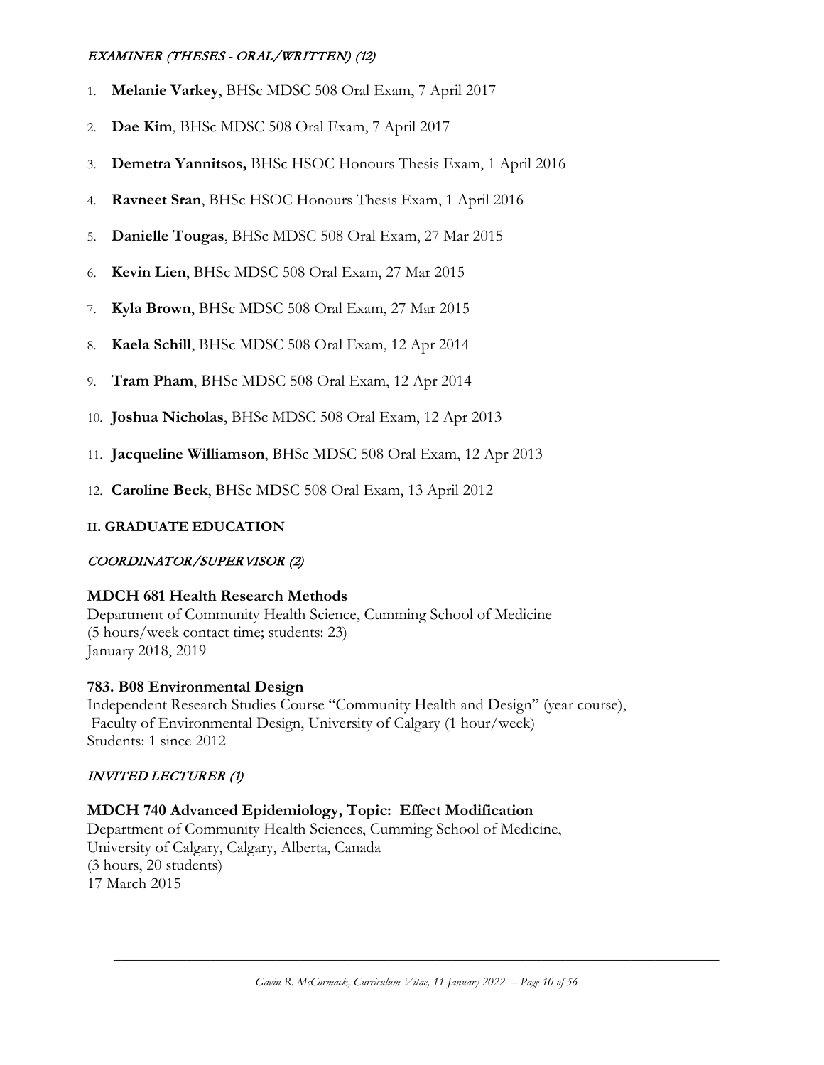*EXAMINER (THESES - ORAL/WRITTEN) (12)*

1. **Melanie Varkey**, BHSc MDSC 508 Oral Exam, 7 April 2017
2. **Dae Kim**, BHSc MDSC 508 Oral Exam, 7 April 2017
3. **Demetra Yannitsos,** BHSc HSOC Honours Thesis Exam, 1 April 2016
4. **Ravneet Sran**, BHSc HSOC Honours Thesis Exam, 1 April 2016
5. **Danielle Tougas**, BHSc MDSC 508 Oral Exam, 27 Mar 2015
6. **Kevin Lien**, BHSc MDSC 508 Oral Exam, 27 Mar 2015
7. **Kyla Brown**, BHSc MDSC 508 Oral Exam, 27 Mar 2015
8. **Kaela Schill**, BHSc MDSC 508 Oral Exam, 12 Apr 2014
9. **Tram Pham**, BHSc MDSC 508 Oral Exam, 12 Apr 2014
10. **Joshua Nicholas**, BHSc MDSC 508 Oral Exam, 12 Apr 2013
11. **Jacqueline Williamson**, BHSc MDSC 508 Oral Exam, 12 Apr 2013
12. **Caroline Beck**, BHSc MDSC 508 Oral Exam, 13 April 2012

## II. GRADUATE EDUCATION

*COORDINATOR/SUPERVISOR (2)*

**MDCH 681 Health Research Methods**
Department of Community Health Science, Cumming School of Medicine
(5 hours/week contact time; students: 23)
January 2018, 2019

**783. B08 Environmental Design**
Independent Research Studies Course "Community Health and Design" (year course),
Faculty of Environmental Design, University of Calgary (1 hour/week)
Students: 1 since 2012

*INVITED LECTURER (1)*

**MDCH 740 Advanced Epidemiology, Topic: Effect Modification**
Department of Community Health Sciences, Cumming School of Medicine,
University of Calgary, Calgary, Alberta, Canada
(3 hours, 20 students)
17 March 2015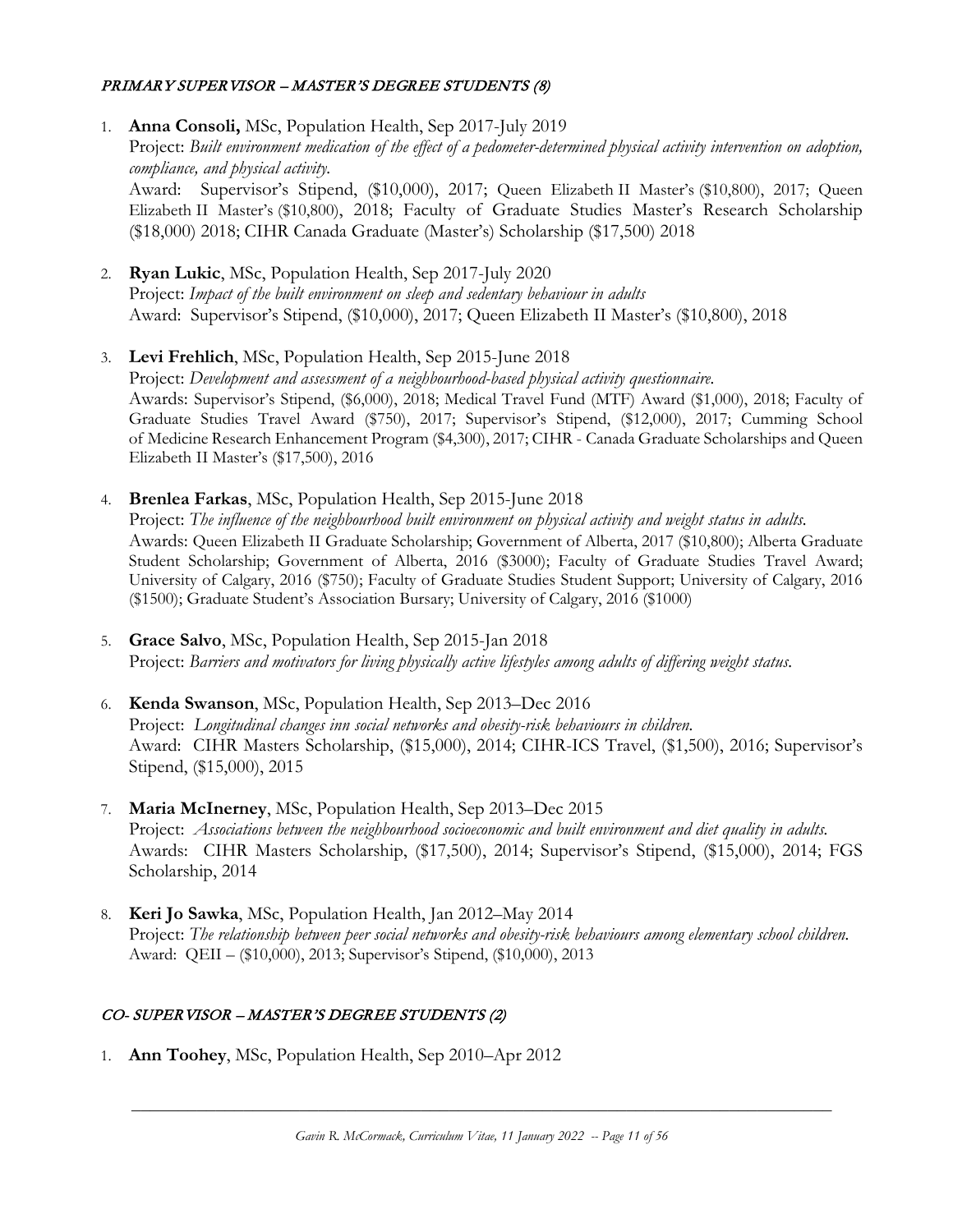### *PRIMARY SUPERVISOR – MASTER'S DEGREE STUDENTS (8)*

1. **Anna Consoli,** MSc, Population Health, Sep 2017-July 2019
   Project: *Built environment medication of the effect of a pedometer-determined physical activity intervention on adoption, compliance, and physical activity.*
   Award: Supervisor's Stipend, ($10,000), 2017; Queen Elizabeth II Master's ($10,800), 2017; Queen Elizabeth II Master's ($10,800), 2018; Faculty of Graduate Studies Master's Research Scholarship ($18,000) 2018; CIHR Canada Graduate (Master's) Scholarship ($17,500) 2018

2. **Ryan Lukic**, MSc, Population Health, Sep 2017-July 2020
   Project: *Impact of the built environment on sleep and sedentary behaviour in adults*
   Award: Supervisor's Stipend, ($10,000), 2017; Queen Elizabeth II Master's ($10,800), 2018

3. **Levi Frehlich**, MSc, Population Health, Sep 2015-June 2018
   Project: *Development and assessment of a neighbourhood-based physical activity questionnaire.*
   Awards: Supervisor's Stipend, ($6,000), 2018; Medical Travel Fund (MTF) Award ($1,000), 2018; Faculty of Graduate Studies Travel Award ($750), 2017; Supervisor's Stipend, ($12,000), 2017; Cumming School of Medicine Research Enhancement Program ($4,300), 2017; CIHR - Canada Graduate Scholarships and Queen Elizabeth II Master's ($17,500), 2016

4. **Brenlea Farkas**, MSc, Population Health, Sep 2015-June 2018
   Project: *The influence of the neighbourhood built environment on physical activity and weight status in adults.*
   Awards: Queen Elizabeth II Graduate Scholarship; Government of Alberta, 2017 ($10,800); Alberta Graduate Student Scholarship; Government of Alberta, 2016 ($3000); Faculty of Graduate Studies Travel Award; University of Calgary, 2016 ($750); Faculty of Graduate Studies Student Support; University of Calgary, 2016 ($1500); Graduate Student's Association Bursary; University of Calgary, 2016 ($1000)

5. **Grace Salvo**, MSc, Population Health, Sep 2015-Jan 2018
   Project: *Barriers and motivators for living physically active lifestyles among adults of differing weight status.*

6. **Kenda Swanson**, MSc, Population Health, Sep 2013–Dec 2016
   Project: *Longitudinal changes inn social networks and obesity-risk behaviours in children.*
   Award: CIHR Masters Scholarship, ($15,000), 2014; CIHR-ICS Travel, ($1,500), 2016; Supervisor's Stipend, ($15,000), 2015

7. **Maria McInerney**, MSc, Population Health, Sep 2013–Dec 2015
   Project: *Associations between the neighbourhood socioeconomic and built environment and diet quality in adults.*
   Awards: CIHR Masters Scholarship, ($17,500), 2014; Supervisor's Stipend, ($15,000), 2014; FGS Scholarship, 2014

8. **Keri Jo Sawka**, MSc, Population Health, Jan 2012–May 2014
   Project: *The relationship between peer social networks and obesity-risk behaviours among elementary school children.*
   Award: QEII – ($10,000), 2013; Supervisor's Stipend, ($10,000), 2013

### *CO- SUPERVISOR – MASTER'S DEGREE STUDENTS (2)*

1. **Ann Toohey**, MSc, Population Health, Sep 2010–Apr 2012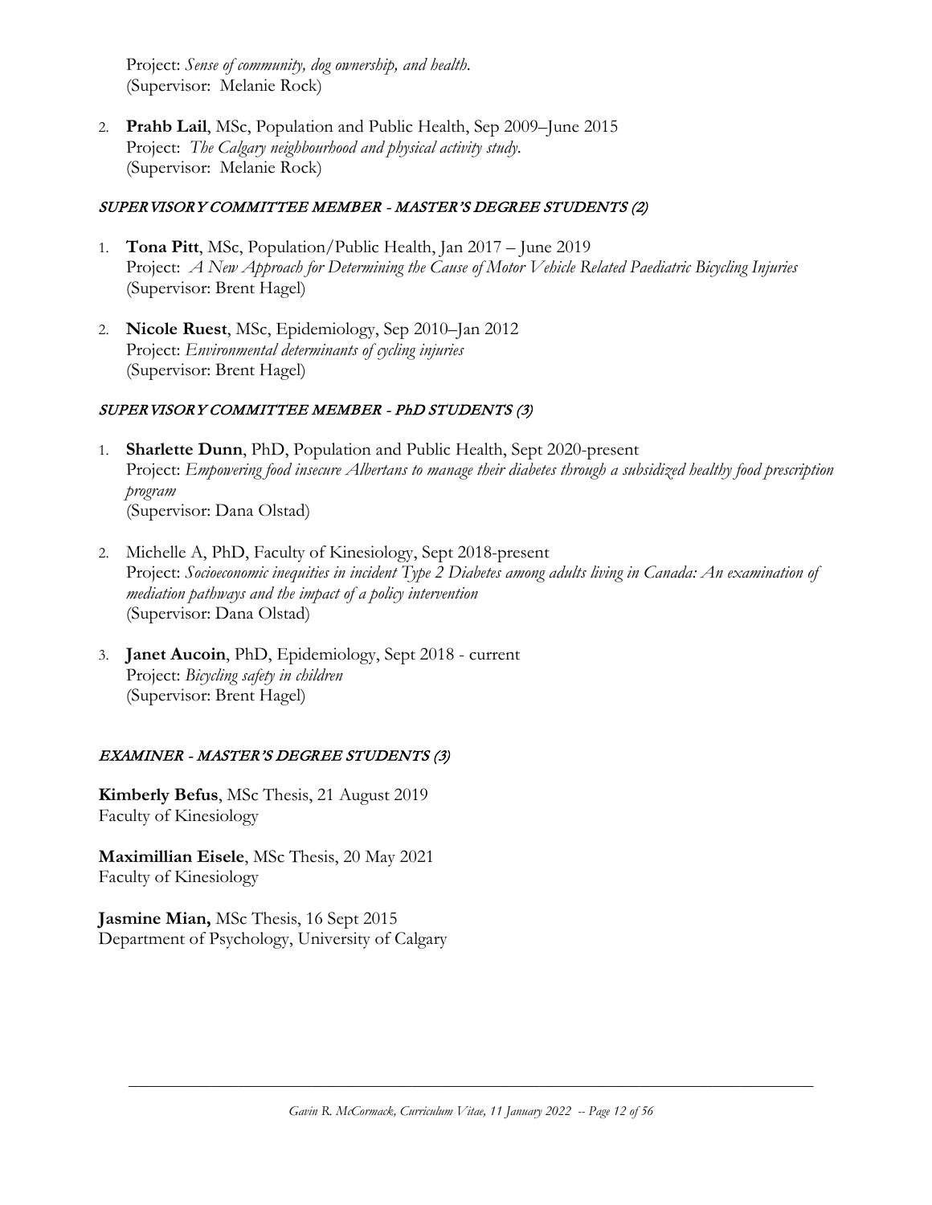Project: *Sense of community, dog ownership, and health.*
(Supervisor: Melanie Rock)

2. **Prahb Lail**, MSc, Population and Public Health, Sep 2009–June 2015
   Project: *The Calgary neighbourhood and physical activity study.*
   (Supervisor: Melanie Rock)

### *SUPERVISORY COMMITTEE MEMBER - MASTER'S DEGREE STUDENTS (2)*

1. **Tona Pitt**, MSc, Population/Public Health, Jan 2017 – June 2019
   Project: *A New Approach for Determining the Cause of Motor Vehicle Related Paediatric Bicycling Injuries*
   (Supervisor: Brent Hagel)

2. **Nicole Ruest**, MSc, Epidemiology, Sep 2010–Jan 2012
   Project: *Environmental determinants of cycling injuries*
   (Supervisor: Brent Hagel)

### *SUPERVISORY COMMITTEE MEMBER - PhD STUDENTS (3)*

1. **Sharlette Dunn**, PhD, Population and Public Health, Sept 2020-present
   Project: *Empowering food insecure Albertans to manage their diabetes through a subsidized healthy food prescription program*
   (Supervisor: Dana Olstad)

2. Michelle A, PhD, Faculty of Kinesiology, Sept 2018-present
   Project: *Socioeconomic inequities in incident Type 2 Diabetes among adults living in Canada: An examination of mediation pathways and the impact of a policy intervention*
   (Supervisor: Dana Olstad)

3. **Janet Aucoin**, PhD, Epidemiology, Sept 2018 - current
   Project: *Bicycling safety in children*
   (Supervisor: Brent Hagel)

### *EXAMINER - MASTER'S DEGREE STUDENTS (3)*

**Kimberly Befus**, MSc Thesis, 21 August 2019
Faculty of Kinesiology

**Maximillian Eisele**, MSc Thesis, 20 May 2021
Faculty of Kinesiology

**Jasmine Mian,** MSc Thesis, 16 Sept 2015
Department of Psychology, University of Calgary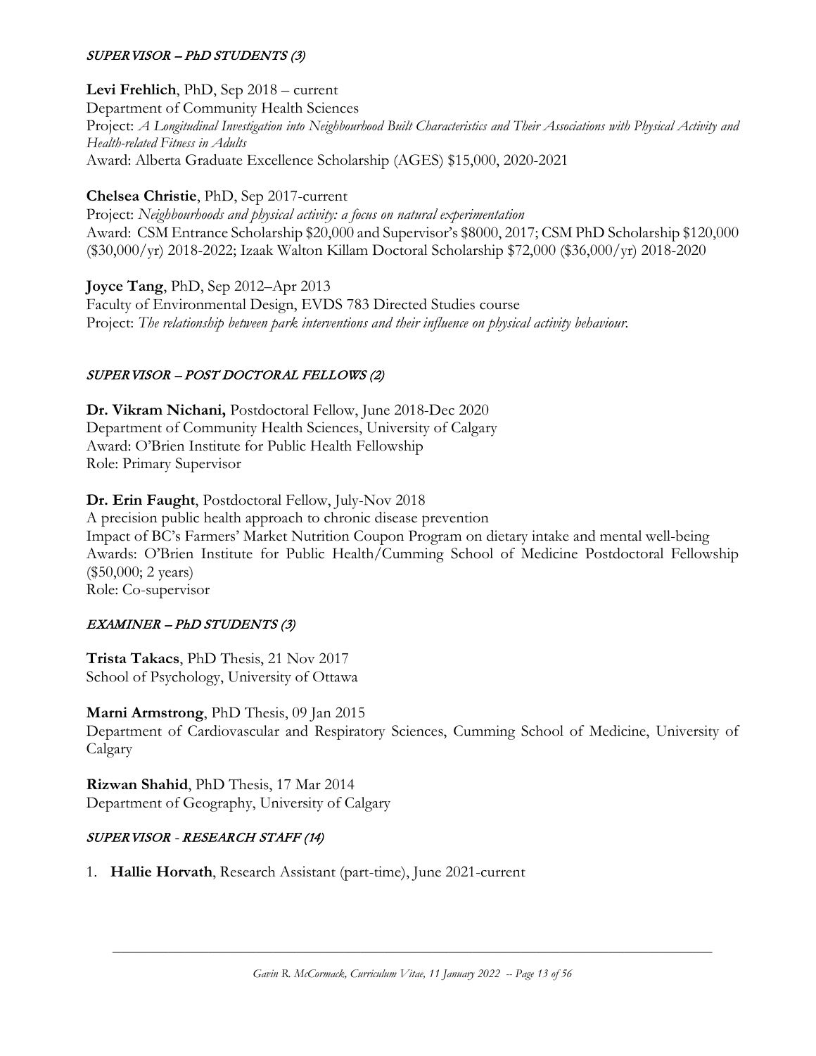### *SUPERVISOR – PhD STUDENTS (3)*

**Levi Frehlich**, PhD, Sep 2018 – current
Department of Community Health Sciences
Project: *A Longitudinal Investigation into Neighbourhood Built Characteristics and Their Associations with Physical Activity and Health-related Fitness in Adults*
Award: Alberta Graduate Excellence Scholarship (AGES) $15,000, 2020-2021

**Chelsea Christie**, PhD, Sep 2017-current
Project: *Neighbourhoods and physical activity: a focus on natural experimentation*
Award: CSM Entrance Scholarship $20,000 and Supervisor's $8000, 2017; CSM PhD Scholarship $120,000 ($30,000/yr) 2018-2022; Izaak Walton Killam Doctoral Scholarship $72,000 ($36,000/yr) 2018-2020

**Joyce Tang**, PhD, Sep 2012–Apr 2013
Faculty of Environmental Design, EVDS 783 Directed Studies course
Project: *The relationship between park interventions and their influence on physical activity behaviour.*

### *SUPERVISOR – POST DOCTORAL FELLOWS (2)*

**Dr. Vikram Nichani,** Postdoctoral Fellow, June 2018-Dec 2020
Department of Community Health Sciences, University of Calgary
Award: O'Brien Institute for Public Health Fellowship
Role: Primary Supervisor

**Dr. Erin Faught**, Postdoctoral Fellow, July-Nov 2018
A precision public health approach to chronic disease prevention
Impact of BC's Farmers' Market Nutrition Coupon Program on dietary intake and mental well-being
Awards: O'Brien Institute for Public Health/Cumming School of Medicine Postdoctoral Fellowship ($50,000; 2 years)
Role: Co-supervisor

### *EXAMINER – PhD STUDENTS (3)*

**Trista Takacs**, PhD Thesis, 21 Nov 2017
School of Psychology, University of Ottawa

**Marni Armstrong**, PhD Thesis, 09 Jan 2015
Department of Cardiovascular and Respiratory Sciences, Cumming School of Medicine, University of Calgary

**Rizwan Shahid**, PhD Thesis, 17 Mar 2014
Department of Geography, University of Calgary

### *SUPERVISOR - RESEARCH STAFF (14)*

1. **Hallie Horvath**, Research Assistant (part-time), June 2021-current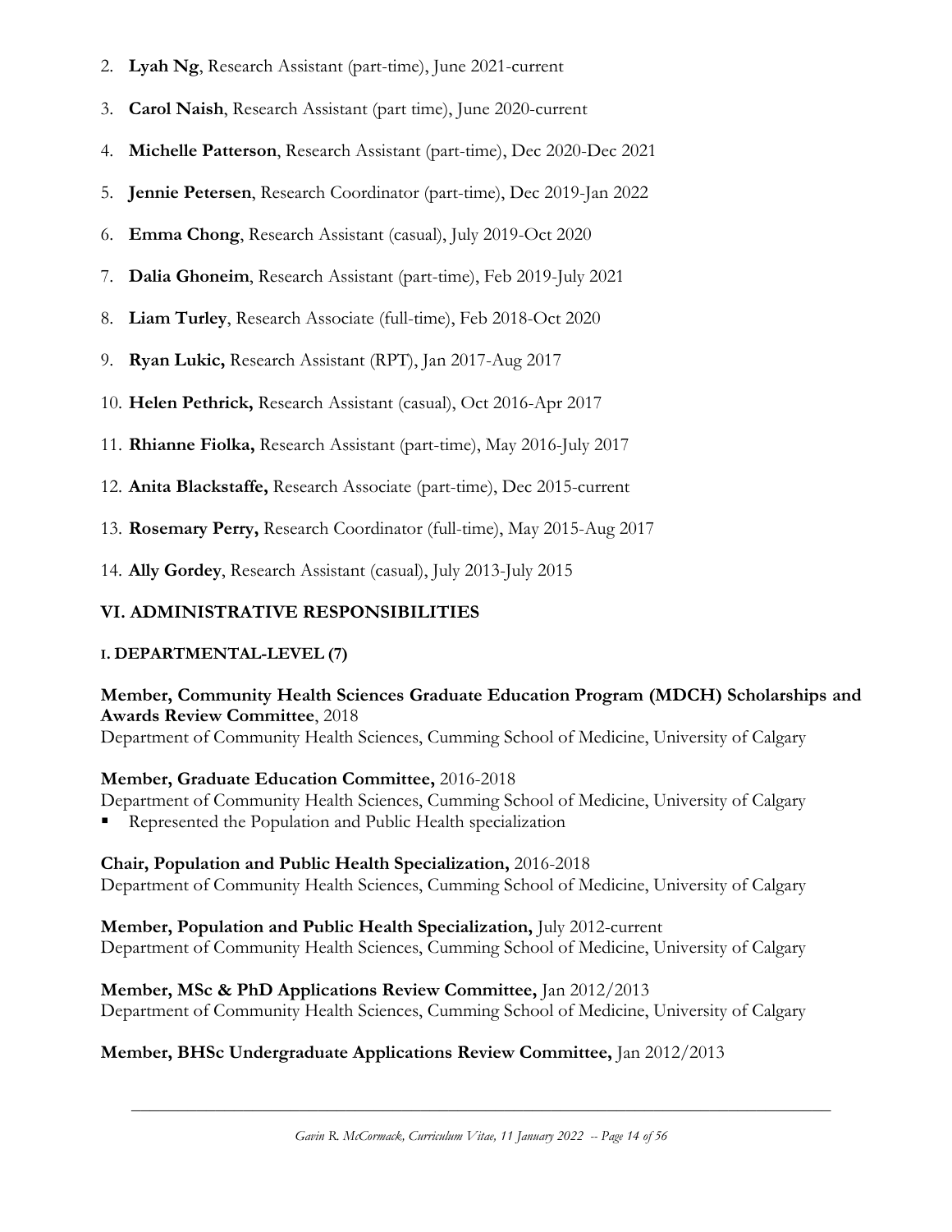2. **Lyah Ng**, Research Assistant (part-time), June 2021-current
3. **Carol Naish**, Research Assistant (part time), June 2020-current
4. **Michelle Patterson**, Research Assistant (part-time), Dec 2020-Dec 2021
5. **Jennie Petersen**, Research Coordinator (part-time), Dec 2019-Jan 2022
6. **Emma Chong**, Research Assistant (casual), July 2019-Oct 2020
7. **Dalia Ghoneim**, Research Assistant (part-time), Feb 2019-July 2021
8. **Liam Turley**, Research Associate (full-time), Feb 2018-Oct 2020
9. **Ryan Lukic,** Research Assistant (RPT), Jan 2017-Aug 2017
10. **Helen Pethrick,** Research Assistant (casual), Oct 2016-Apr 2017
11. **Rhianne Fiolka,** Research Assistant (part-time), May 2016-July 2017
12. **Anita Blackstaffe,** Research Associate (part-time), Dec 2015-current
13. **Rosemary Perry,** Research Coordinator (full-time), May 2015-Aug 2017
14. **Ally Gordey**, Research Assistant (casual), July 2013-July 2015

## VI. ADMINISTRATIVE RESPONSIBILITIES

### I. DEPARTMENTAL-LEVEL (7)

**Member, Community Health Sciences Graduate Education Program (MDCH) Scholarships and Awards Review Committee**, 2018
Department of Community Health Sciences, Cumming School of Medicine, University of Calgary

**Member, Graduate Education Committee,** 2016-2018
Department of Community Health Sciences, Cumming School of Medicine, University of Calgary
- Represented the Population and Public Health specialization

**Chair, Population and Public Health Specialization,** 2016-2018
Department of Community Health Sciences, Cumming School of Medicine, University of Calgary

**Member, Population and Public Health Specialization,** July 2012-current
Department of Community Health Sciences, Cumming School of Medicine, University of Calgary

**Member, MSc & PhD Applications Review Committee,** Jan 2012/2013
Department of Community Health Sciences, Cumming School of Medicine, University of Calgary

**Member, BHSc Undergraduate Applications Review Committee,** Jan 2012/2013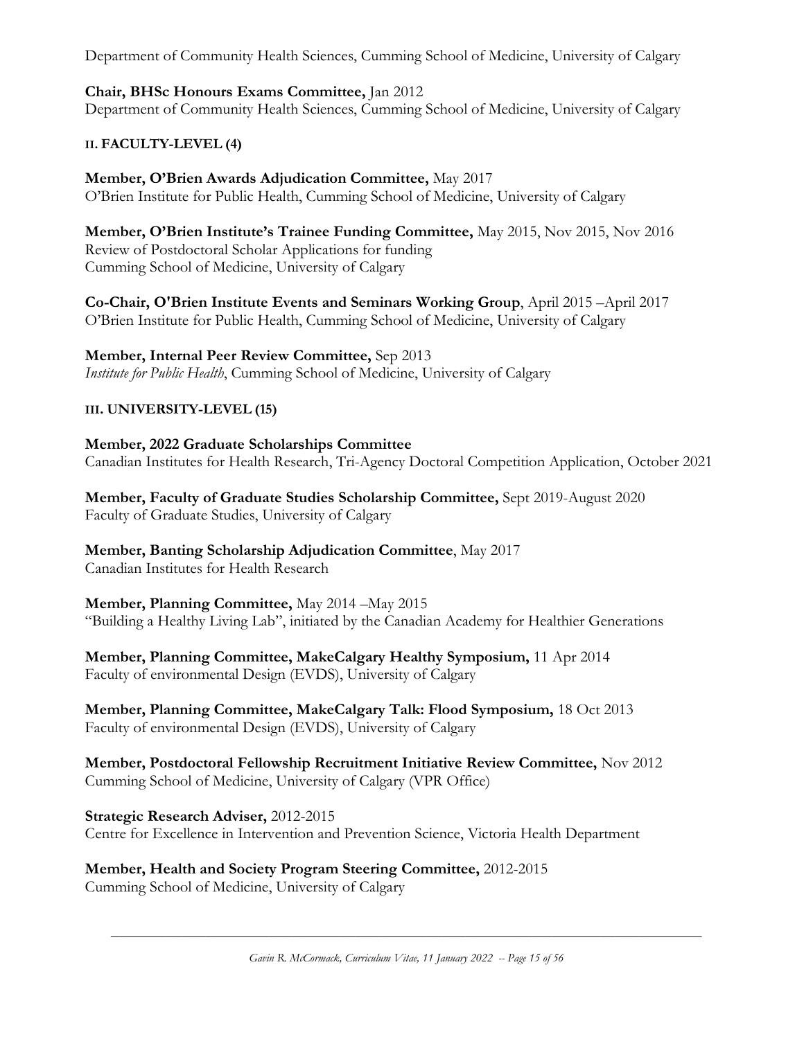Department of Community Health Sciences, Cumming School of Medicine, University of Calgary

**Chair, BHSc Honours Exams Committee,** Jan 2012
Department of Community Health Sciences, Cumming School of Medicine, University of Calgary

#### II. FACULTY-LEVEL (4)

**Member, O'Brien Awards Adjudication Committee,** May 2017
O'Brien Institute for Public Health, Cumming School of Medicine, University of Calgary

**Member, O'Brien Institute's Trainee Funding Committee,** May 2015, Nov 2015, Nov 2016
Review of Postdoctoral Scholar Applications for funding
Cumming School of Medicine, University of Calgary

**Co-Chair, O'Brien Institute Events and Seminars Working Group**, April 2015 –April 2017
O'Brien Institute for Public Health, Cumming School of Medicine, University of Calgary

**Member, Internal Peer Review Committee,** Sep 2013
*Institute for Public Health*, Cumming School of Medicine, University of Calgary

#### III. UNIVERSITY-LEVEL (15)

**Member, 2022 Graduate Scholarships Committee**
Canadian Institutes for Health Research, Tri-Agency Doctoral Competition Application, October 2021

**Member, Faculty of Graduate Studies Scholarship Committee,** Sept 2019-August 2020
Faculty of Graduate Studies, University of Calgary

**Member, Banting Scholarship Adjudication Committee**, May 2017
Canadian Institutes for Health Research

**Member, Planning Committee,** May 2014 –May 2015
"Building a Healthy Living Lab", initiated by the Canadian Academy for Healthier Generations

**Member, Planning Committee, MakeCalgary Healthy Symposium,** 11 Apr 2014
Faculty of environmental Design (EVDS), University of Calgary

**Member, Planning Committee, MakeCalgary Talk: Flood Symposium,** 18 Oct 2013
Faculty of environmental Design (EVDS), University of Calgary

**Member, Postdoctoral Fellowship Recruitment Initiative Review Committee,** Nov 2012
Cumming School of Medicine, University of Calgary (VPR Office)

**Strategic Research Adviser,** 2012-2015
Centre for Excellence in Intervention and Prevention Science, Victoria Health Department

**Member, Health and Society Program Steering Committee,** 2012-2015
Cumming School of Medicine, University of Calgary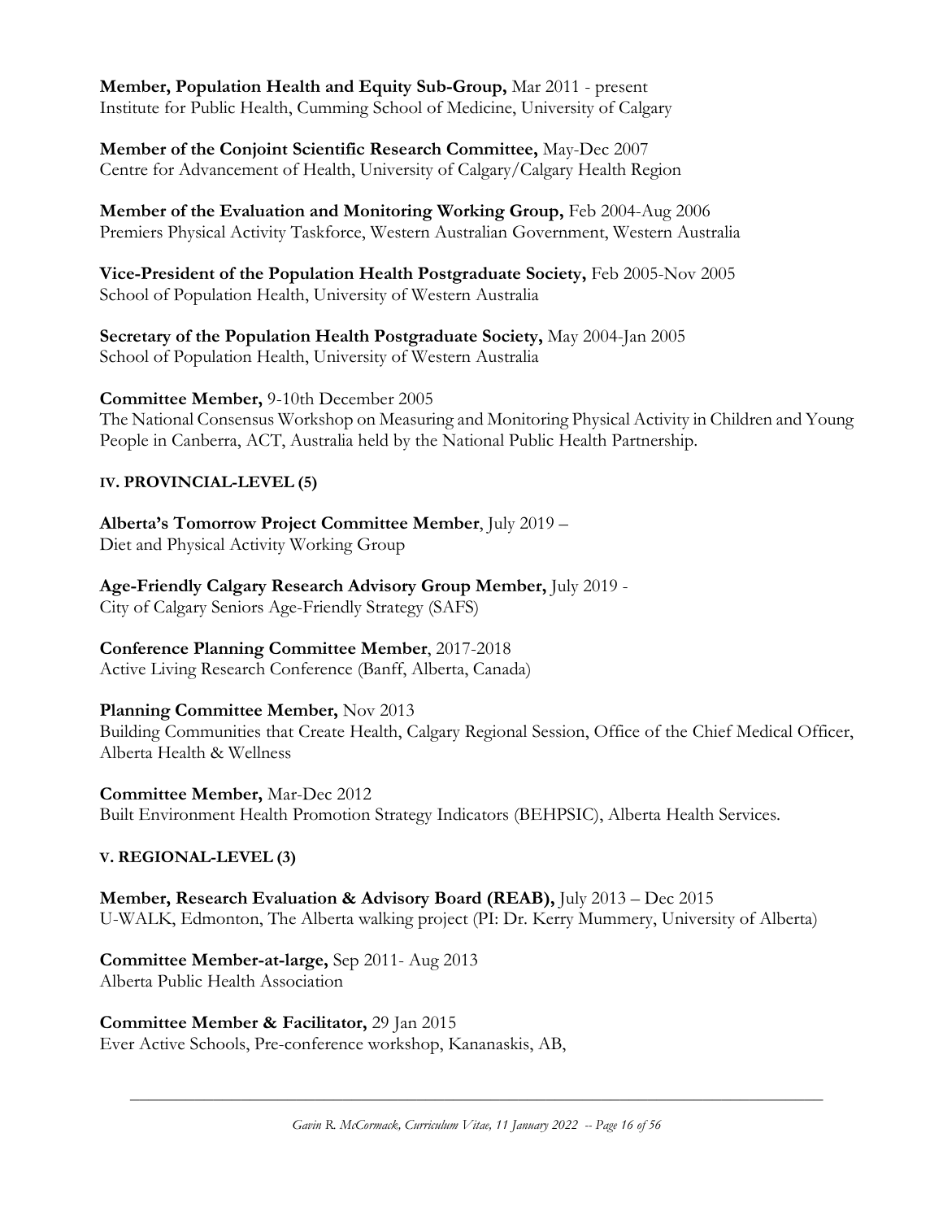**Member, Population Health and Equity Sub-Group,** Mar 2011 - present
Institute for Public Health, Cumming School of Medicine, University of Calgary

**Member of the Conjoint Scientific Research Committee,** May-Dec 2007
Centre for Advancement of Health, University of Calgary/Calgary Health Region

**Member of the Evaluation and Monitoring Working Group,** Feb 2004-Aug 2006
Premiers Physical Activity Taskforce, Western Australian Government, Western Australia

**Vice-President of the Population Health Postgraduate Society,** Feb 2005-Nov 2005
School of Population Health, University of Western Australia

**Secretary of the Population Health Postgraduate Society,** May 2004-Jan 2005
School of Population Health, University of Western Australia

**Committee Member,** 9-10th December 2005
The National Consensus Workshop on Measuring and Monitoring Physical Activity in Children and Young People in Canberra, ACT, Australia held by the National Public Health Partnership.

### IV. PROVINCIAL-LEVEL (5)

**Alberta's Tomorrow Project Committee Member**, July 2019 –
Diet and Physical Activity Working Group

**Age-Friendly Calgary Research Advisory Group Member,** July 2019 -
City of Calgary Seniors Age-Friendly Strategy (SAFS)

**Conference Planning Committee Member**, 2017-2018
Active Living Research Conference (Banff, Alberta, Canada)

**Planning Committee Member,** Nov 2013
Building Communities that Create Health, Calgary Regional Session, Office of the Chief Medical Officer, Alberta Health & Wellness

**Committee Member,** Mar-Dec 2012
Built Environment Health Promotion Strategy Indicators (BEHPSIC), Alberta Health Services.

### V. REGIONAL-LEVEL (3)

**Member, Research Evaluation & Advisory Board (REAB),** July 2013 – Dec 2015
U-WALK, Edmonton, The Alberta walking project (PI: Dr. Kerry Mummery, University of Alberta)

**Committee Member-at-large,** Sep 2011- Aug 2013
Alberta Public Health Association

**Committee Member & Facilitator,** 29 Jan 2015
Ever Active Schools, Pre-conference workshop, Kananaskis, AB,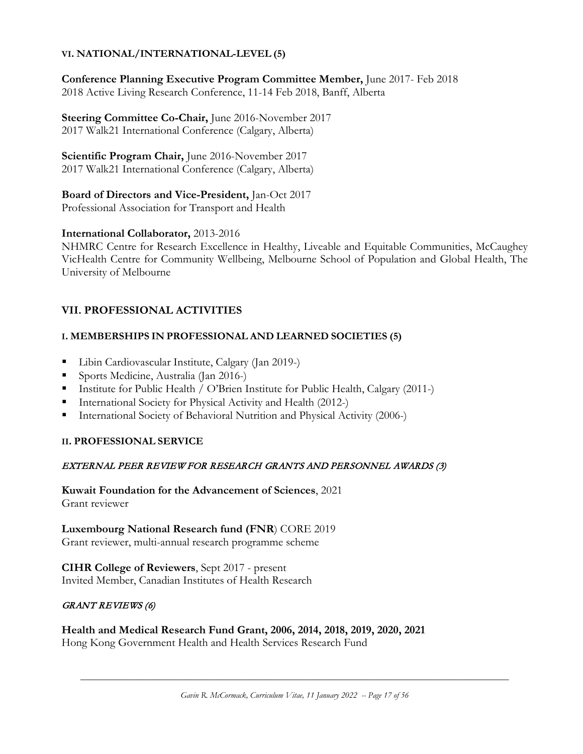#### VI. NATIONAL/INTERNATIONAL-LEVEL (5)

**Conference Planning Executive Program Committee Member,** June 2017- Feb 2018
2018 Active Living Research Conference, 11-14 Feb 2018, Banff, Alberta

**Steering Committee Co-Chair,** June 2016-November 2017
2017 Walk21 International Conference (Calgary, Alberta)

**Scientific Program Chair,** June 2016-November 2017
2017 Walk21 International Conference (Calgary, Alberta)

**Board of Directors and Vice-President,** Jan-Oct 2017
Professional Association for Transport and Health

**International Collaborator,** 2013-2016
NHMRC Centre for Research Excellence in Healthy, Liveable and Equitable Communities, McCaughey VicHealth Centre for Community Wellbeing, Melbourne School of Population and Global Health, The University of Melbourne

## VII. PROFESSIONAL ACTIVITIES

#### I. MEMBERSHIPS IN PROFESSIONAL AND LEARNED SOCIETIES (5)

- Libin Cardiovascular Institute, Calgary (Jan 2019-)
- Sports Medicine, Australia (Jan 2016-)
- Institute for Public Health / O'Brien Institute for Public Health, Calgary (2011-)
- International Society for Physical Activity and Health (2012-)
- International Society of Behavioral Nutrition and Physical Activity (2006-)

#### II. PROFESSIONAL SERVICE

*EXTERNAL PEER REVIEW FOR RESEARCH GRANTS AND PERSONNEL AWARDS (3)*

**Kuwait Foundation for the Advancement of Sciences**, 2021
Grant reviewer

**Luxembourg National Research fund (FNR**) CORE 2019
Grant reviewer, multi-annual research programme scheme

**CIHR College of Reviewers**, Sept 2017 - present
Invited Member, Canadian Institutes of Health Research

*GRANT REVIEWS (6)*

**Health and Medical Research Fund Grant, 2006, 2014, 2018, 2019, 2020, 2021**
Hong Kong Government Health and Health Services Research Fund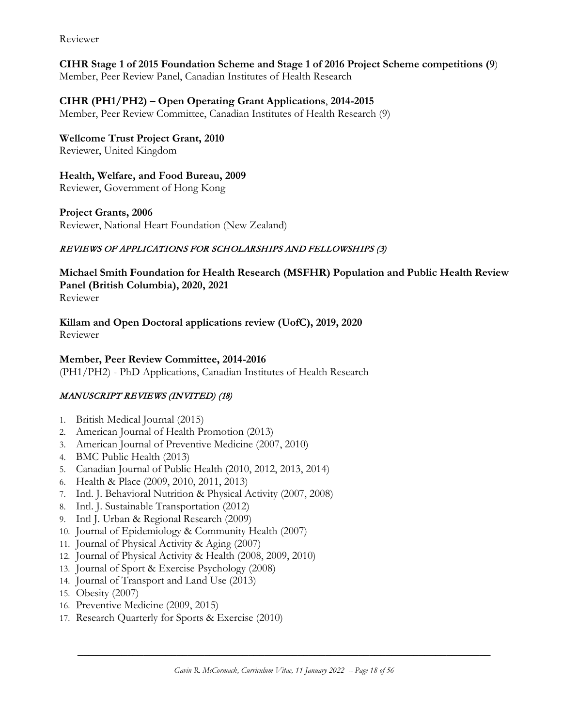Reviewer

**CIHR Stage 1 of 2015 Foundation Scheme and Stage 1 of 2016 Project Scheme competitions (9**)
Member, Peer Review Panel, Canadian Institutes of Health Research

**CIHR (PH1/PH2) – Open Operating Grant Applications**, **2014-2015**
Member, Peer Review Committee, Canadian Institutes of Health Research (9)

**Wellcome Trust Project Grant, 2010**
Reviewer, United Kingdom

**Health, Welfare, and Food Bureau, 2009**
Reviewer, Government of Hong Kong

**Project Grants, 2006**
Reviewer, National Heart Foundation (New Zealand)

### *REVIEWS OF APPLICATIONS FOR SCHOLARSHIPS AND FELLOWSHIPS (3)*

**Michael Smith Foundation for Health Research (MSFHR) Population and Public Health Review Panel (British Columbia), 2020, 2021**
Reviewer

**Killam and Open Doctoral applications review (UofC), 2019, 2020**
Reviewer

**Member, Peer Review Committee, 2014-2016**
(PH1/PH2) - PhD Applications, Canadian Institutes of Health Research

### *MANUSCRIPT REVIEWS (INVITED) (18)*

1. British Medical Journal (2015)
2. American Journal of Health Promotion (2013)
3. American Journal of Preventive Medicine (2007, 2010)
4. BMC Public Health (2013)
5. Canadian Journal of Public Health (2010, 2012, 2013, 2014)
6. Health & Place (2009, 2010, 2011, 2013)
7. Intl. J. Behavioral Nutrition & Physical Activity (2007, 2008)
8. Intl. J. Sustainable Transportation (2012)
9. Intl J. Urban & Regional Research (2009)
10. Journal of Epidemiology & Community Health (2007)
11. Journal of Physical Activity & Aging (2007)
12. Journal of Physical Activity & Health (2008, 2009, 2010)
13. Journal of Sport & Exercise Psychology (2008)
14. Journal of Transport and Land Use (2013)
15. Obesity (2007)
16. Preventive Medicine (2009, 2015)
17. Research Quarterly for Sports & Exercise (2010)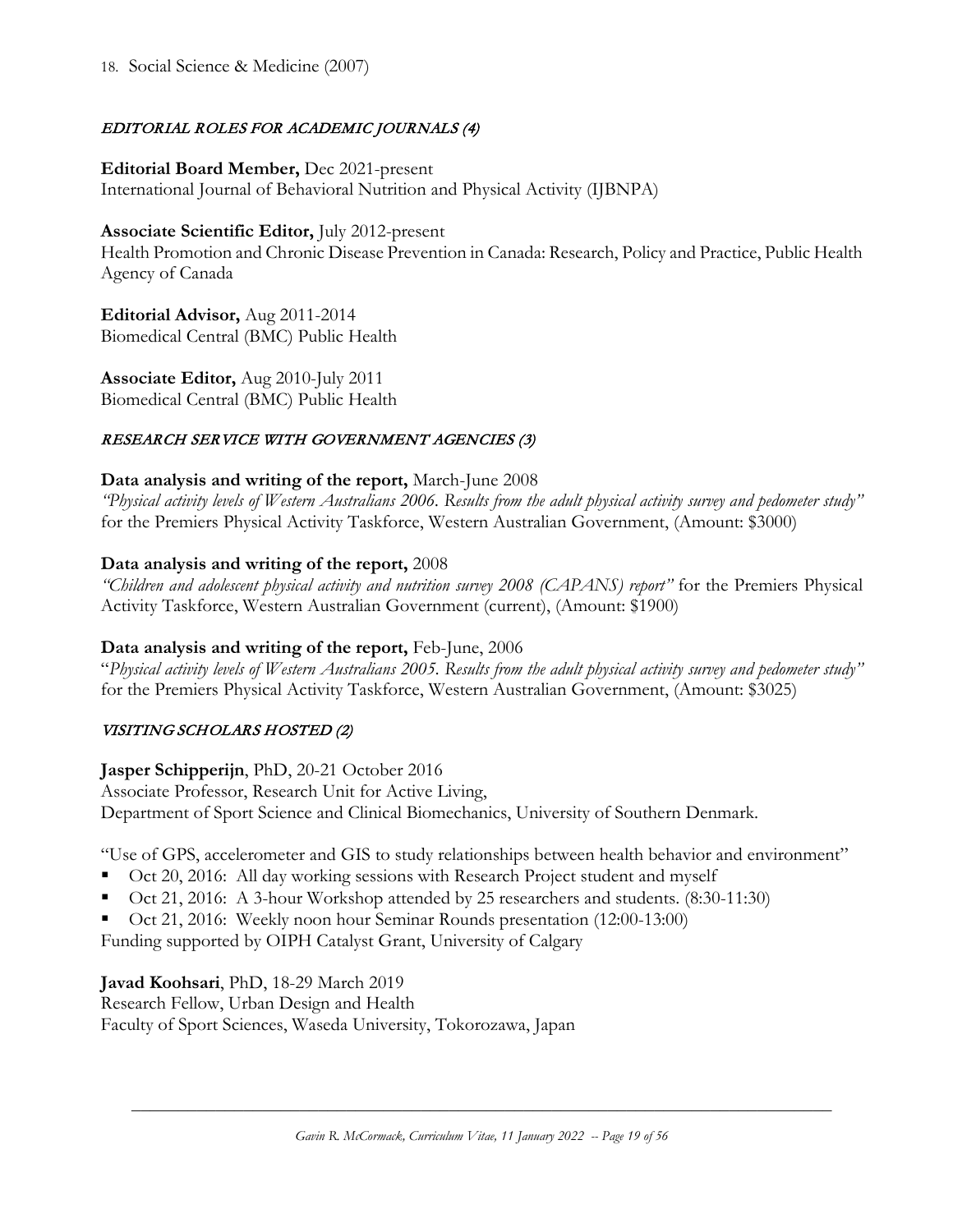18. Social Science & Medicine (2007)

### *EDITORIAL ROLES FOR ACADEMIC JOURNALS (4)*

**Editorial Board Member,** Dec 2021-present
International Journal of Behavioral Nutrition and Physical Activity (IJBNPA)

**Associate Scientific Editor,** July 2012-present
Health Promotion and Chronic Disease Prevention in Canada: Research, Policy and Practice, Public Health Agency of Canada

**Editorial Advisor,** Aug 2011-2014
Biomedical Central (BMC) Public Health

**Associate Editor,** Aug 2010-July 2011
Biomedical Central (BMC) Public Health

### *RESEARCH SERVICE WITH GOVERNMENT AGENCIES (3)*

**Data analysis and writing of the report,** March-June 2008
*"Physical activity levels of Western Australians 2006. Results from the adult physical activity survey and pedometer study"* for the Premiers Physical Activity Taskforce, Western Australian Government, (Amount: $3000)

**Data analysis and writing of the report,** 2008
*"Children and adolescent physical activity and nutrition survey 2008 (CAPANS) report"* for the Premiers Physical Activity Taskforce, Western Australian Government (current), (Amount: $1900)

**Data analysis and writing of the report,** Feb-June, 2006
"*Physical activity levels of Western Australians 2005. Results from the adult physical activity survey and pedometer study"* for the Premiers Physical Activity Taskforce, Western Australian Government, (Amount: $3025)

### *VISITING SCHOLARS HOSTED (2)*

**Jasper Schipperijn**, PhD, 20-21 October 2016
Associate Professor, Research Unit for Active Living,
Department of Sport Science and Clinical Biomechanics, University of Southern Denmark.

"Use of GPS, accelerometer and GIS to study relationships between health behavior and environment"

- Oct 20, 2016: All day working sessions with Research Project student and myself
- Oct 21, 2016: A 3-hour Workshop attended by 25 researchers and students. (8:30-11:30)
- Oct 21, 2016: Weekly noon hour Seminar Rounds presentation (12:00-13:00)

Funding supported by OIPH Catalyst Grant, University of Calgary

**Javad Koohsari**, PhD, 18-29 March 2019
Research Fellow, Urban Design and Health
Faculty of Sport Sciences, Waseda University, Tokorozawa, Japan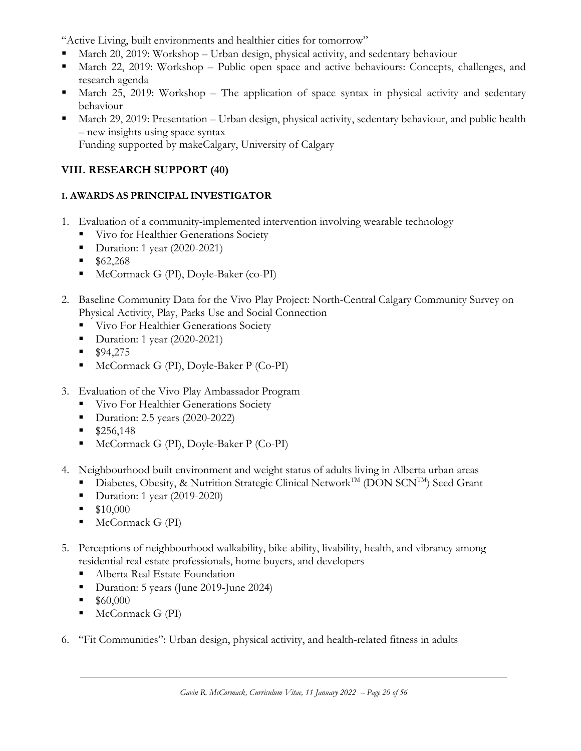"Active Living, built environments and healthier cities for tomorrow"

- March 20, 2019: Workshop – Urban design, physical activity, and sedentary behaviour
- March 22, 2019: Workshop – Public open space and active behaviours: Concepts, challenges, and research agenda
- March 25, 2019: Workshop – The application of space syntax in physical activity and sedentary behaviour
- March 29, 2019: Presentation – Urban design, physical activity, sedentary behaviour, and public health – new insights using space syntax

  Funding supported by makeCalgary, University of Calgary

## VIII. RESEARCH SUPPORT (40)

### I. AWARDS AS PRINCIPAL INVESTIGATOR

1. Evaluation of a community-implemented intervention involving wearable technology
   - Vivo for Healthier Generations Society
   - Duration: 1 year (2020-2021)
   - $62,268
   - McCormack G (PI), Doyle-Baker (co-PI)

2. Baseline Community Data for the Vivo Play Project: North-Central Calgary Community Survey on Physical Activity, Play, Parks Use and Social Connection
   - Vivo For Healthier Generations Society
   - Duration: 1 year (2020-2021)
   - $94,275
   - McCormack G (PI), Doyle-Baker P (Co-PI)

3. Evaluation of the Vivo Play Ambassador Program
   - Vivo For Healthier Generations Society
   - Duration: 2.5 years (2020-2022)
   - $256,148
   - McCormack G (PI), Doyle-Baker P (Co-PI)

4. Neighbourhood built environment and weight status of adults living in Alberta urban areas
   - Diabetes, Obesity, & Nutrition Strategic Clinical Network™ (DON SCN™) Seed Grant
   - Duration: 1 year (2019-2020)
   - $10,000
   - McCormack G (PI)

5. Perceptions of neighbourhood walkability, bike-ability, livability, health, and vibrancy among residential real estate professionals, home buyers, and developers
   - Alberta Real Estate Foundation
   - Duration: 5 years (June 2019-June 2024)
   - $60,000
   - McCormack G (PI)

6. "Fit Communities": Urban design, physical activity, and health-related fitness in adults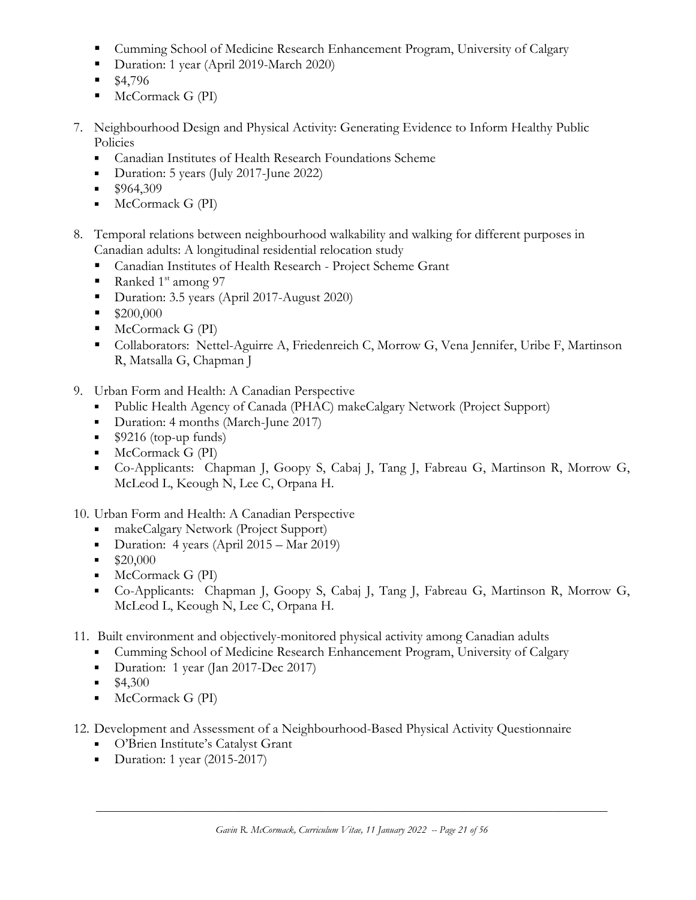- Cumming School of Medicine Research Enhancement Program, University of Calgary
- Duration: 1 year (April 2019-March 2020)
- $4,796
- McCormack G (PI)

7. Neighbourhood Design and Physical Activity: Generating Evidence to Inform Healthy Public Policies
   - Canadian Institutes of Health Research Foundations Scheme
   - Duration: 5 years (July 2017-June 2022)
   - $964,309
   - McCormack G (PI)

8. Temporal relations between neighbourhood walkability and walking for different purposes in Canadian adults: A longitudinal residential relocation study
   - Canadian Institutes of Health Research - Project Scheme Grant
   - Ranked 1st among 97
   - Duration: 3.5 years (April 2017-August 2020)
   - $200,000
   - McCormack G (PI)
   - Collaborators: Nettel-Aguirre A, Friedenreich C, Morrow G, Vena Jennifer, Uribe F, Martinson R, Matsalla G, Chapman J

9. Urban Form and Health: A Canadian Perspective
   - Public Health Agency of Canada (PHAC) makeCalgary Network (Project Support)
   - Duration: 4 months (March-June 2017)
   - $9216 (top-up funds)
   - McCormack G (PI)
   - Co-Applicants: Chapman J, Goopy S, Cabaj J, Tang J, Fabreau G, Martinson R, Morrow G, McLeod L, Keough N, Lee C, Orpana H.

10. Urban Form and Health: A Canadian Perspective
    - makeCalgary Network (Project Support)
    - Duration: 4 years (April 2015 – Mar 2019)
    - $20,000
    - McCormack G (PI)
    - Co-Applicants: Chapman J, Goopy S, Cabaj J, Tang J, Fabreau G, Martinson R, Morrow G, McLeod L, Keough N, Lee C, Orpana H.

11. Built environment and objectively-monitored physical activity among Canadian adults
    - Cumming School of Medicine Research Enhancement Program, University of Calgary
    - Duration: 1 year (Jan 2017-Dec 2017)
    - $4,300
    - McCormack G (PI)

12. Development and Assessment of a Neighbourhood-Based Physical Activity Questionnaire
    - O'Brien Institute's Catalyst Grant
    - Duration: 1 year (2015-2017)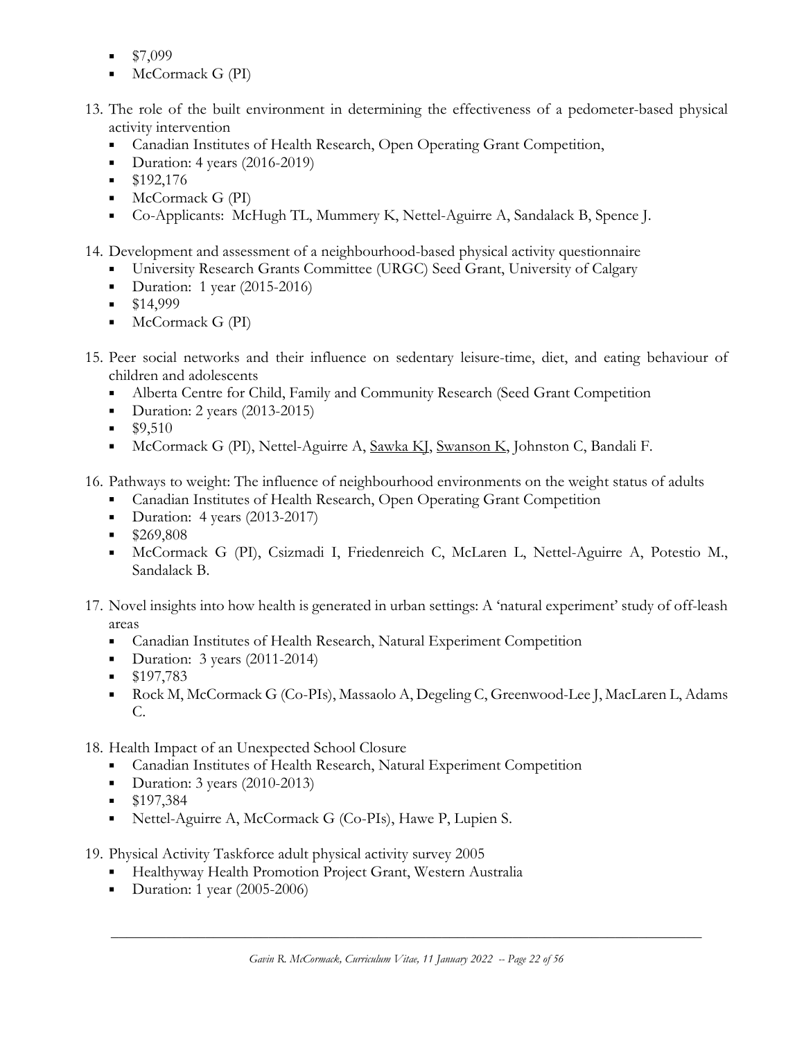- $7,099
- McCormack G (PI)

13. The role of the built environment in determining the effectiveness of a pedometer-based physical activity intervention
    - Canadian Institutes of Health Research, Open Operating Grant Competition,
    - Duration: 4 years (2016-2019)
    - $192,176
    - McCormack G (PI)
    - Co-Applicants: McHugh TL, Mummery K, Nettel-Aguirre A, Sandalack B, Spence J.

14. Development and assessment of a neighbourhood-based physical activity questionnaire
    - University Research Grants Committee (URGC) Seed Grant, University of Calgary
    - Duration: 1 year (2015-2016)
    - $14,999
    - McCormack G (PI)

15. Peer social networks and their influence on sedentary leisure-time, diet, and eating behaviour of children and adolescents
    - Alberta Centre for Child, Family and Community Research (Seed Grant Competition
    - Duration: 2 years (2013-2015)
    - $9,510
    - McCormack G (PI), Nettel-Aguirre A, <u>Sawka KJ</u>, <u>Swanson K</u>, Johnston C, Bandali F.

16. Pathways to weight: The influence of neighbourhood environments on the weight status of adults
    - Canadian Institutes of Health Research, Open Operating Grant Competition
    - Duration: 4 years (2013-2017)
    - $269,808
    - McCormack G (PI), Csizmadi I, Friedenreich C, McLaren L, Nettel-Aguirre A, Potestio M., Sandalack B.

17. Novel insights into how health is generated in urban settings: A 'natural experiment' study of off-leash areas
    - Canadian Institutes of Health Research, Natural Experiment Competition
    - Duration: 3 years (2011-2014)
    - $197,783
    - Rock M, McCormack G (Co-PIs), Massaolo A, Degeling C, Greenwood-Lee J, MacLaren L, Adams C.

18. Health Impact of an Unexpected School Closure
    - Canadian Institutes of Health Research, Natural Experiment Competition
    - Duration: 3 years (2010-2013)
    - $197,384
    - Nettel-Aguirre A, McCormack G (Co-PIs), Hawe P, Lupien S.

19. Physical Activity Taskforce adult physical activity survey 2005
    - Healthyway Health Promotion Project Grant, Western Australia
    - Duration: 1 year (2005-2006)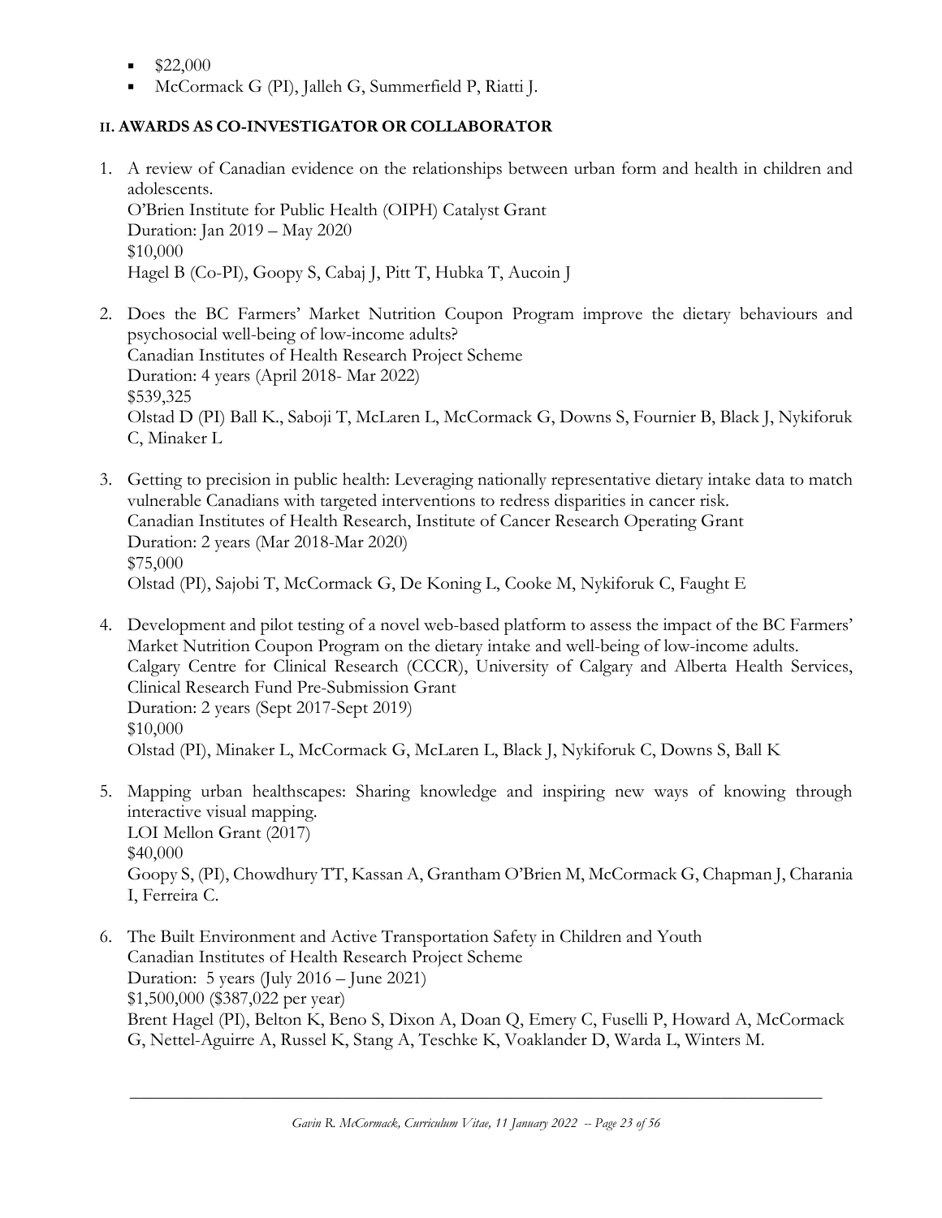- $22,000
- McCormack G (PI), Jalleh G, Summerfield P, Riatti J.

### II. AWARDS AS CO-INVESTIGATOR OR COLLABORATOR

1. A review of Canadian evidence on the relationships between urban form and health in children and adolescents.
   O'Brien Institute for Public Health (OIPH) Catalyst Grant
   Duration: Jan 2019 – May 2020
   $10,000
   Hagel B (Co-PI), Goopy S, Cabaj J, Pitt T, Hubka T, Aucoin J

2. Does the BC Farmers' Market Nutrition Coupon Program improve the dietary behaviours and psychosocial well-being of low-income adults?
   Canadian Institutes of Health Research Project Scheme
   Duration: 4 years (April 2018- Mar 2022)
   $539,325
   Olstad D (PI) Ball K., Saboji T, McLaren L, McCormack G, Downs S, Fournier B, Black J, Nykiforuk C, Minaker L

3. Getting to precision in public health: Leveraging nationally representative dietary intake data to match vulnerable Canadians with targeted interventions to redress disparities in cancer risk.
   Canadian Institutes of Health Research, Institute of Cancer Research Operating Grant
   Duration: 2 years (Mar 2018-Mar 2020)
   $75,000
   Olstad (PI), Sajobi T, McCormack G, De Koning L, Cooke M, Nykiforuk C, Faught E

4. Development and pilot testing of a novel web-based platform to assess the impact of the BC Farmers' Market Nutrition Coupon Program on the dietary intake and well-being of low-income adults.
   Calgary Centre for Clinical Research (CCCR), University of Calgary and Alberta Health Services, Clinical Research Fund Pre-Submission Grant
   Duration: 2 years (Sept 2017-Sept 2019)
   $10,000
   Olstad (PI), Minaker L, McCormack G, McLaren L, Black J, Nykiforuk C, Downs S, Ball K

5. Mapping urban healthscapes: Sharing knowledge and inspiring new ways of knowing through interactive visual mapping.
   LOI Mellon Grant (2017)
   $40,000
   Goopy S, (PI), Chowdhury TT, Kassan A, Grantham O'Brien M, McCormack G, Chapman J, Charania I, Ferreira C.

6. The Built Environment and Active Transportation Safety in Children and Youth
   Canadian Institutes of Health Research Project Scheme
   Duration: 5 years (July 2016 – June 2021)
   $1,500,000 ($387,022 per year)
   Brent Hagel (PI), Belton K, Beno S, Dixon A, Doan Q, Emery C, Fuselli P, Howard A, McCormack G, Nettel-Aguirre A, Russel K, Stang A, Teschke K, Voaklander D, Warda L, Winters M.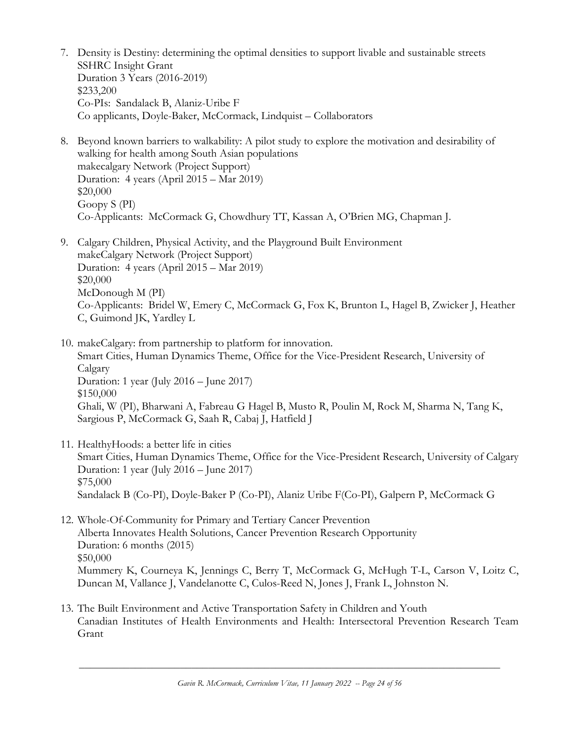7. Density is Destiny: determining the optimal densities to support livable and sustainable streets
   SSHRC Insight Grant
   Duration 3 Years (2016-2019)
   $233,200
   Co-PIs: Sandalack B, Alaniz-Uribe F
   Co applicants, Doyle-Baker, McCormack, Lindquist – Collaborators

8. Beyond known barriers to walkability: A pilot study to explore the motivation and desirability of walking for health among South Asian populations
   makecalgary Network (Project Support)
   Duration: 4 years (April 2015 – Mar 2019)
   $20,000
   Goopy S (PI)
   Co-Applicants: McCormack G, Chowdhury TT, Kassan A, O'Brien MG, Chapman J.

9. Calgary Children, Physical Activity, and the Playground Built Environment
   makeCalgary Network (Project Support)
   Duration: 4 years (April 2015 – Mar 2019)
   $20,000
   McDonough M (PI)
   Co-Applicants: Bridel W, Emery C, McCormack G, Fox K, Brunton L, Hagel B, Zwicker J, Heather C, Guimond JK, Yardley L

10. makeCalgary: from partnership to platform for innovation.
    Smart Cities, Human Dynamics Theme, Office for the Vice-President Research, University of Calgary
    Duration: 1 year (July 2016 – June 2017)
    $150,000
    Ghali, W (PI), Bharwani A, Fabreau G Hagel B, Musto R, Poulin M, Rock M, Sharma N, Tang K, Sargious P, McCormack G, Saah R, Cabaj J, Hatfield J

11. HealthyHoods: a better life in cities
    Smart Cities, Human Dynamics Theme, Office for the Vice-President Research, University of Calgary
    Duration: 1 year (July 2016 – June 2017)
    $75,000
    Sandalack B (Co-PI), Doyle-Baker P (Co-PI), Alaniz Uribe F(Co-PI), Galpern P, McCormack G

12. Whole-Of-Community for Primary and Tertiary Cancer Prevention
    Alberta Innovates Health Solutions, Cancer Prevention Research Opportunity
    Duration: 6 months (2015)
    $50,000
    Mummery K, Courneya K, Jennings C, Berry T, McCormack G, McHugh T-L, Carson V, Loitz C, Duncan M, Vallance J, Vandelanotte C, Culos-Reed N, Jones J, Frank L, Johnston N.

13. The Built Environment and Active Transportation Safety in Children and Youth
    Canadian Institutes of Health Environments and Health: Intersectoral Prevention Research Team Grant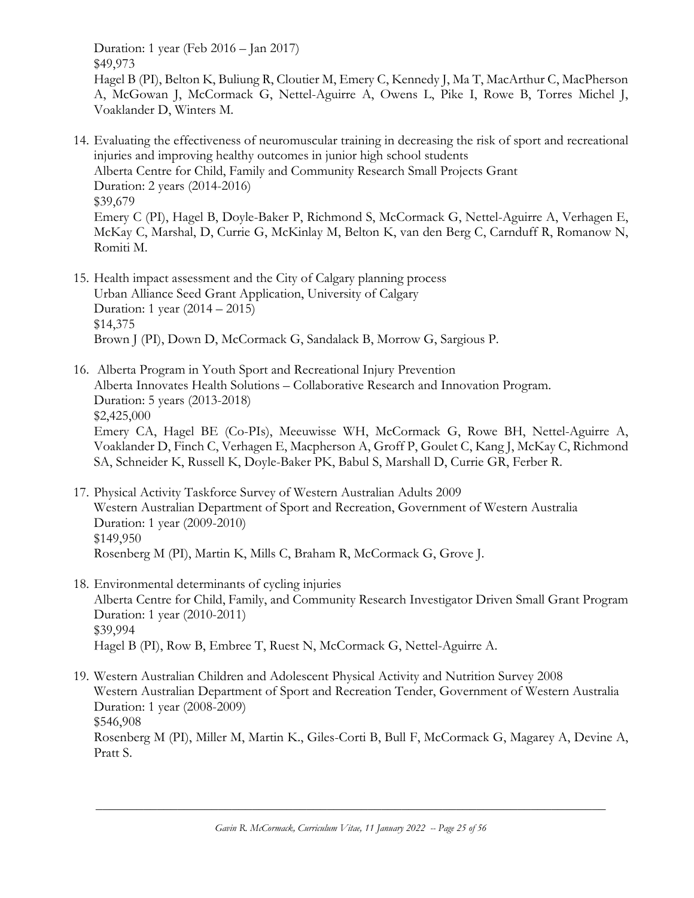Duration: 1 year (Feb 2016 – Jan 2017)
$49,973
Hagel B (PI), Belton K, Buliung R, Cloutier M, Emery C, Kennedy J, Ma T, MacArthur C, MacPherson A, McGowan J, McCormack G, Nettel-Aguirre A, Owens L, Pike I, Rowe B, Torres Michel J, Voaklander D, Winters M.

14. Evaluating the effectiveness of neuromuscular training in decreasing the risk of sport and recreational injuries and improving healthy outcomes in junior high school students
    Alberta Centre for Child, Family and Community Research Small Projects Grant
    Duration: 2 years (2014-2016)
    $39,679
    Emery C (PI), Hagel B, Doyle-Baker P, Richmond S, McCormack G, Nettel-Aguirre A, Verhagen E, McKay C, Marshal, D, Currie G, McKinlay M, Belton K, van den Berg C, Carnduff R, Romanow N, Romiti M.

15. Health impact assessment and the City of Calgary planning process
    Urban Alliance Seed Grant Application, University of Calgary
    Duration: 1 year (2014 – 2015)
    $14,375
    Brown J (PI), Down D, McCormack G, Sandalack B, Morrow G, Sargious P.

16. Alberta Program in Youth Sport and Recreational Injury Prevention
    Alberta Innovates Health Solutions – Collaborative Research and Innovation Program.
    Duration: 5 years (2013-2018)
    $2,425,000
    Emery CA, Hagel BE (Co-PIs), Meeuwisse WH, McCormack G, Rowe BH, Nettel-Aguirre A, Voaklander D, Finch C, Verhagen E, Macpherson A, Groff P, Goulet C, Kang J, McKay C, Richmond SA, Schneider K, Russell K, Doyle-Baker PK, Babul S, Marshall D, Currie GR, Ferber R.

17. Physical Activity Taskforce Survey of Western Australian Adults 2009
    Western Australian Department of Sport and Recreation, Government of Western Australia
    Duration: 1 year (2009-2010)
    $149,950
    Rosenberg M (PI), Martin K, Mills C, Braham R, McCormack G, Grove J.

18. Environmental determinants of cycling injuries
    Alberta Centre for Child, Family, and Community Research Investigator Driven Small Grant Program
    Duration: 1 year (2010-2011)
    $39,994
    Hagel B (PI), Row B, Embree T, Ruest N, McCormack G, Nettel-Aguirre A.

19. Western Australian Children and Adolescent Physical Activity and Nutrition Survey 2008
    Western Australian Department of Sport and Recreation Tender, Government of Western Australia
    Duration: 1 year (2008-2009)
    $546,908
    Rosenberg M (PI), Miller M, Martin K., Giles-Corti B, Bull F, McCormack G, Magarey A, Devine A, Pratt S.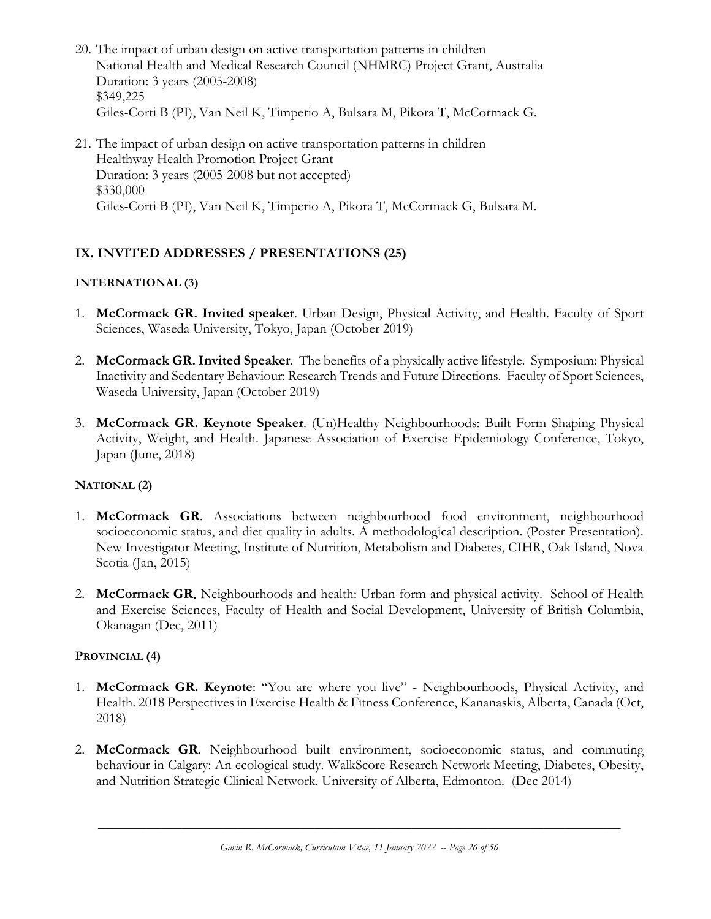20. The impact of urban design on active transportation patterns in children
    National Health and Medical Research Council (NHMRC) Project Grant, Australia
    Duration: 3 years (2005-2008)
    $349,225
    Giles-Corti B (PI), Van Neil K, Timperio A, Bulsara M, Pikora T, McCormack G.

21. The impact of urban design on active transportation patterns in children
    Healthway Health Promotion Project Grant
    Duration: 3 years (2005-2008 but not accepted)
    $330,000
    Giles-Corti B (PI), Van Neil K, Timperio A, Pikora T, McCormack G, Bulsara M.

## IX. INVITED ADDRESSES / PRESENTATIONS (25)

### INTERNATIONAL (3)

1. **McCormack GR. Invited speaker**. Urban Design, Physical Activity, and Health. Faculty of Sport Sciences, Waseda University, Tokyo, Japan (October 2019)

2. **McCormack GR. Invited Speaker**. The benefits of a physically active lifestyle. Symposium: Physical Inactivity and Sedentary Behaviour: Research Trends and Future Directions. Faculty of Sport Sciences, Waseda University, Japan (October 2019)

3. **McCormack GR. Keynote Speaker**. (Un)Healthy Neighbourhoods: Built Form Shaping Physical Activity, Weight, and Health. Japanese Association of Exercise Epidemiology Conference, Tokyo, Japan (June, 2018)

### NATIONAL (2)

1. **McCormack GR**. Associations between neighbourhood food environment, neighbourhood socioeconomic status, and diet quality in adults. A methodological description. (Poster Presentation). New Investigator Meeting, Institute of Nutrition, Metabolism and Diabetes, CIHR, Oak Island, Nova Scotia (Jan, 2015)

2. **McCormack GR**. Neighbourhoods and health: Urban form and physical activity. School of Health and Exercise Sciences, Faculty of Health and Social Development, University of British Columbia, Okanagan (Dec, 2011)

### PROVINCIAL (4)

1. **McCormack GR. Keynote**: "You are where you live" - Neighbourhoods, Physical Activity, and Health. 2018 Perspectives in Exercise Health & Fitness Conference, Kananaskis, Alberta, Canada (Oct, 2018)

2. **McCormack GR**. Neighbourhood built environment, socioeconomic status, and commuting behaviour in Calgary: An ecological study. WalkScore Research Network Meeting, Diabetes, Obesity, and Nutrition Strategic Clinical Network. University of Alberta, Edmonton. (Dec 2014)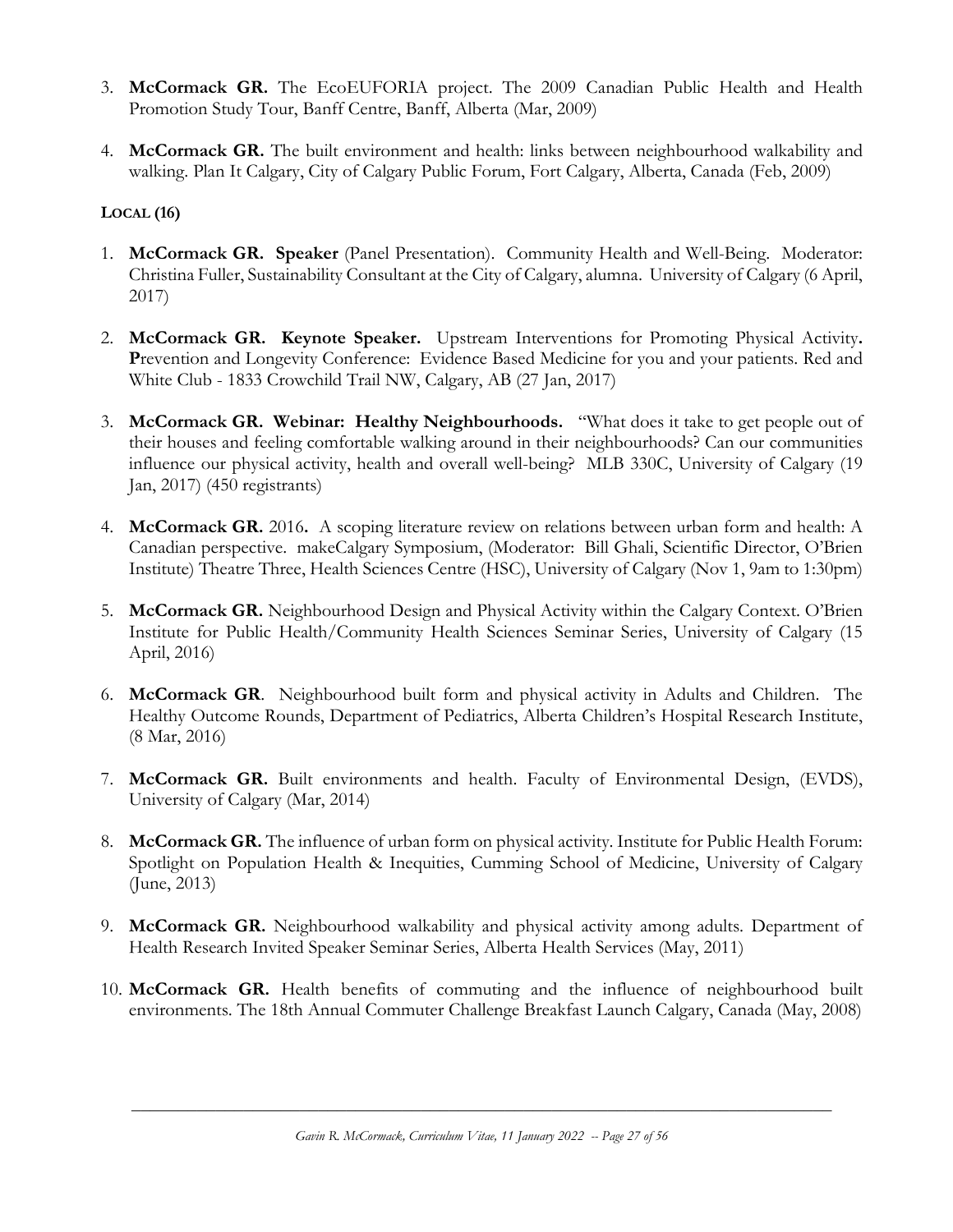3. **McCormack GR.** The EcoEUFORIA project. The 2009 Canadian Public Health and Health Promotion Study Tour, Banff Centre, Banff, Alberta (Mar, 2009)

4. **McCormack GR.** The built environment and health: links between neighbourhood walkability and walking. Plan It Calgary, City of Calgary Public Forum, Fort Calgary, Alberta, Canada (Feb, 2009)

**LOCAL (16)**

1. **McCormack GR. Speaker** (Panel Presentation). Community Health and Well-Being. Moderator: Christina Fuller, Sustainability Consultant at the City of Calgary, alumna. University of Calgary (6 April, 2017)

2. **McCormack GR. Keynote Speaker.** Upstream Interventions for Promoting Physical Activity**. P**revention and Longevity Conference: Evidence Based Medicine for you and your patients. Red and White Club - 1833 Crowchild Trail NW, Calgary, AB (27 Jan, 2017)

3. **McCormack GR. Webinar: Healthy Neighbourhoods.** "What does it take to get people out of their houses and feeling comfortable walking around in their neighbourhoods? Can our communities influence our physical activity, health and overall well-being? MLB 330C, University of Calgary (19 Jan, 2017) (450 registrants)

4. **McCormack GR.** 2016**.** A scoping literature review on relations between urban form and health: A Canadian perspective. makeCalgary Symposium, (Moderator: Bill Ghali, Scientific Director, O'Brien Institute) Theatre Three, Health Sciences Centre (HSC), University of Calgary (Nov 1, 9am to 1:30pm)

5. **McCormack GR.** Neighbourhood Design and Physical Activity within the Calgary Context. O'Brien Institute for Public Health/Community Health Sciences Seminar Series, University of Calgary (15 April, 2016)

6. **McCormack GR**. Neighbourhood built form and physical activity in Adults and Children. The Healthy Outcome Rounds, Department of Pediatrics, Alberta Children's Hospital Research Institute, (8 Mar, 2016)

7. **McCormack GR.** Built environments and health. Faculty of Environmental Design, (EVDS), University of Calgary (Mar, 2014)

8. **McCormack GR.** The influence of urban form on physical activity. Institute for Public Health Forum: Spotlight on Population Health & Inequities, Cumming School of Medicine, University of Calgary (June, 2013)

9. **McCormack GR.** Neighbourhood walkability and physical activity among adults. Department of Health Research Invited Speaker Seminar Series, Alberta Health Services (May, 2011)

10. **McCormack GR.** Health benefits of commuting and the influence of neighbourhood built environments. The 18th Annual Commuter Challenge Breakfast Launch Calgary, Canada (May, 2008)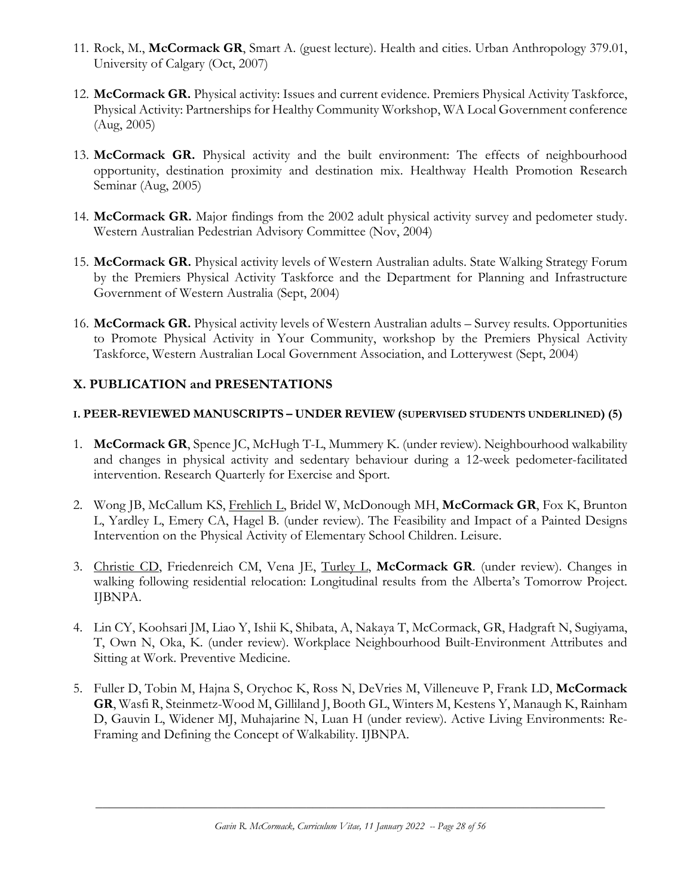11. Rock, M., **McCormack GR**, Smart A. (guest lecture). Health and cities. Urban Anthropology 379.01, University of Calgary (Oct, 2007)

12. **McCormack GR.** Physical activity: Issues and current evidence. Premiers Physical Activity Taskforce, Physical Activity: Partnerships for Healthy Community Workshop, WA Local Government conference (Aug, 2005)

13. **McCormack GR.** Physical activity and the built environment: The effects of neighbourhood opportunity, destination proximity and destination mix. Healthway Health Promotion Research Seminar (Aug, 2005)

14. **McCormack GR.** Major findings from the 2002 adult physical activity survey and pedometer study. Western Australian Pedestrian Advisory Committee (Nov, 2004)

15. **McCormack GR.** Physical activity levels of Western Australian adults. State Walking Strategy Forum by the Premiers Physical Activity Taskforce and the Department for Planning and Infrastructure Government of Western Australia (Sept, 2004)

16. **McCormack GR.** Physical activity levels of Western Australian adults – Survey results. Opportunities to Promote Physical Activity in Your Community, workshop by the Premiers Physical Activity Taskforce, Western Australian Local Government Association, and Lotterywest (Sept, 2004)

## X. PUBLICATION and PRESENTATIONS

### I. PEER-REVIEWED MANUSCRIPTS – UNDER REVIEW (SUPERVISED STUDENTS UNDERLINED) (5)

1. **McCormack GR**, Spence JC, McHugh T-L, Mummery K. (under review). Neighbourhood walkability and changes in physical activity and sedentary behaviour during a 12-week pedometer-facilitated intervention. Research Quarterly for Exercise and Sport.

2. Wong JB, McCallum KS, <u>Frehlich L</u>, Bridel W, McDonough MH, **McCormack GR**, Fox K, Brunton L, Yardley L, Emery CA, Hagel B. (under review). The Feasibility and Impact of a Painted Designs Intervention on the Physical Activity of Elementary School Children. Leisure.

3. <u>Christie CD</u>, Friedenreich CM, Vena JE, <u>Turley L</u>, **McCormack GR**. (under review). Changes in walking following residential relocation: Longitudinal results from the Alberta's Tomorrow Project. IJBNPA.

4. Lin CY, Koohsari JM, Liao Y, Ishii K, Shibata, A, Nakaya T, McCormack, GR, Hadgraft N, Sugiyama, T, Own N, Oka, K. (under review). Workplace Neighbourhood Built-Environment Attributes and Sitting at Work. Preventive Medicine.

5. Fuller D, Tobin M, Hajna S, Orychoc K, Ross N, DeVries M, Villeneuve P, Frank LD, **McCormack GR**, Wasfi R, Steinmetz-Wood M, Gilliland J, Booth GL, Winters M, Kestens Y, Manaugh K, Rainham D, Gauvin L, Widener MJ, Muhajarine N, Luan H (under review). Active Living Environments: Re-Framing and Defining the Concept of Walkability. IJBNPA.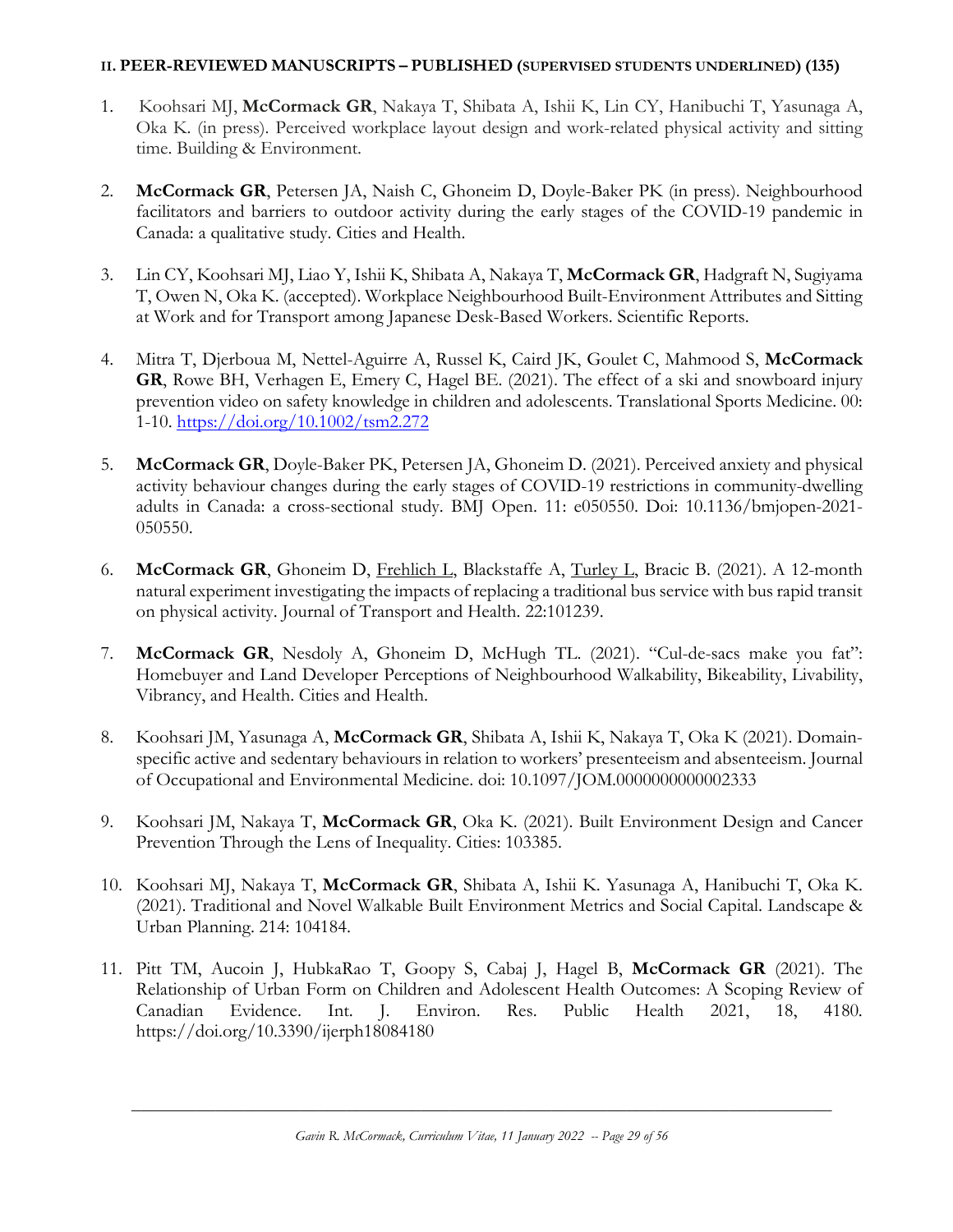#### II. PEER-REVIEWED MANUSCRIPTS – PUBLISHED (SUPERVISED STUDENTS UNDERLINED) (135)

1. Koohsari MJ, **McCormack GR**, Nakaya T, Shibata A, Ishii K, Lin CY, Hanibuchi T, Yasunaga A, Oka K. (in press). Perceived workplace layout design and work-related physical activity and sitting time. Building & Environment.

2. **McCormack GR**, Petersen JA, Naish C, Ghoneim D, Doyle-Baker PK (in press). Neighbourhood facilitators and barriers to outdoor activity during the early stages of the COVID-19 pandemic in Canada: a qualitative study. Cities and Health.

3. Lin CY, Koohsari MJ, Liao Y, Ishii K, Shibata A, Nakaya T, **McCormack GR**, Hadgraft N, Sugiyama T, Owen N, Oka K. (accepted). Workplace Neighbourhood Built-Environment Attributes and Sitting at Work and for Transport among Japanese Desk-Based Workers. Scientific Reports.

4. Mitra T, Djerboua M, Nettel-Aguirre A, Russel K, Caird JK, Goulet C, Mahmood S, **McCormack GR**, Rowe BH, Verhagen E, Emery C, Hagel BE. (2021). The effect of a ski and snowboard injury prevention video on safety knowledge in children and adolescents. Translational Sports Medicine. 00: 1-10. https://doi.org/10.1002/tsm2.272

5. **McCormack GR**, Doyle-Baker PK, Petersen JA, Ghoneim D. (2021). Perceived anxiety and physical activity behaviour changes during the early stages of COVID-19 restrictions in community-dwelling adults in Canada: a cross-sectional study. BMJ Open. 11: e050550. Doi: 10.1136/bmjopen-2021-050550.

6. **McCormack GR**, Ghoneim D, <u>Frehlich L</u>, Blackstaffe A, <u>Turley L</u>, Bracic B. (2021). A 12-month natural experiment investigating the impacts of replacing a traditional bus service with bus rapid transit on physical activity. Journal of Transport and Health. 22:101239.

7. **McCormack GR**, Nesdoly A, Ghoneim D, McHugh TL. (2021). "Cul-de-sacs make you fat": Homebuyer and Land Developer Perceptions of Neighbourhood Walkability, Bikeability, Livability, Vibrancy, and Health. Cities and Health.

8. Koohsari JM, Yasunaga A, **McCormack GR**, Shibata A, Ishii K, Nakaya T, Oka K (2021). Domain-specific active and sedentary behaviours in relation to workers' presenteeism and absenteeism. Journal of Occupational and Environmental Medicine. doi: 10.1097/JOM.0000000000002333

9. Koohsari JM, Nakaya T, **McCormack GR**, Oka K. (2021). Built Environment Design and Cancer Prevention Through the Lens of Inequality. Cities: 103385.

10. Koohsari MJ, Nakaya T, **McCormack GR**, Shibata A, Ishii K. Yasunaga A, Hanibuchi T, Oka K. (2021). Traditional and Novel Walkable Built Environment Metrics and Social Capital. Landscape & Urban Planning. 214: 104184.

11. Pitt TM, Aucoin J, HubkaRao T, Goopy S, Cabaj J, Hagel B, **McCormack GR** (2021). The Relationship of Urban Form on Children and Adolescent Health Outcomes: A Scoping Review of Canadian Evidence. Int. J. Environ. Res. Public Health 2021, 18, 4180. https://doi.org/10.3390/ijerph18084180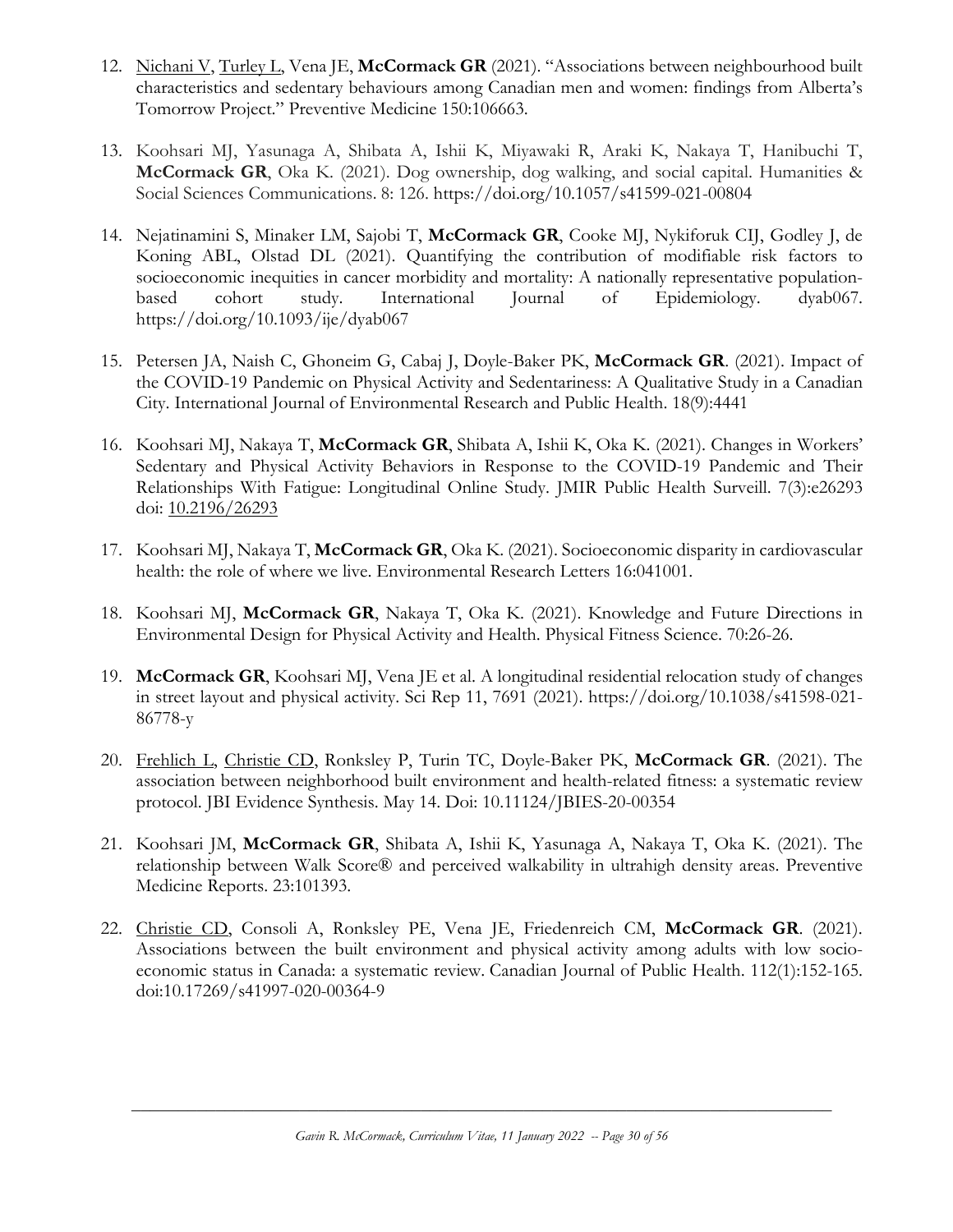12. <u>Nichani V</u>, <u>Turley L</u>, Vena JE, **McCormack GR** (2021). "Associations between neighbourhood built characteristics and sedentary behaviours among Canadian men and women: findings from Alberta's Tomorrow Project." Preventive Medicine 150:106663.

13. Koohsari MJ, Yasunaga A, Shibata A, Ishii K, Miyawaki R, Araki K, Nakaya T, Hanibuchi T, **McCormack GR**, Oka K. (2021). Dog ownership, dog walking, and social capital. Humanities & Social Sciences Communications. 8: 126. https://doi.org/10.1057/s41599-021-00804

14. Nejatinamini S, Minaker LM, Sajobi T, **McCormack GR**, Cooke MJ, Nykiforuk CIJ, Godley J, de Koning ABL, Olstad DL (2021). Quantifying the contribution of modifiable risk factors to socioeconomic inequities in cancer morbidity and mortality: A nationally representative population-based cohort study. International Journal of Epidemiology. dyab067. https://doi.org/10.1093/ije/dyab067

15. Petersen JA, Naish C, Ghoneim G, Cabaj J, Doyle-Baker PK, **McCormack GR**. (2021). Impact of the COVID-19 Pandemic on Physical Activity and Sedentariness: A Qualitative Study in a Canadian City. International Journal of Environmental Research and Public Health. 18(9):4441

16. Koohsari MJ, Nakaya T, **McCormack GR**, Shibata A, Ishii K, Oka K. (2021). Changes in Workers' Sedentary and Physical Activity Behaviors in Response to the COVID-19 Pandemic and Their Relationships With Fatigue: Longitudinal Online Study. JMIR Public Health Surveill. 7(3):e26293 doi: <u>10.2196/26293</u>

17. Koohsari MJ, Nakaya T, **McCormack GR**, Oka K. (2021). Socioeconomic disparity in cardiovascular health: the role of where we live. Environmental Research Letters 16:041001.

18. Koohsari MJ, **McCormack GR**, Nakaya T, Oka K. (2021). Knowledge and Future Directions in Environmental Design for Physical Activity and Health. Physical Fitness Science. 70:26-26.

19. **McCormack GR**, Koohsari MJ, Vena JE et al. A longitudinal residential relocation study of changes in street layout and physical activity. Sci Rep 11, 7691 (2021). https://doi.org/10.1038/s41598-021-86778-y

20. <u>Frehlich L</u>, <u>Christie CD</u>, Ronksley P, Turin TC, Doyle-Baker PK, **McCormack GR**. (2021). The association between neighborhood built environment and health-related fitness: a systematic review protocol. JBI Evidence Synthesis. May 14. Doi: 10.11124/JBIES-20-00354

21. Koohsari JM, **McCormack GR**, Shibata A, Ishii K, Yasunaga A, Nakaya T, Oka K. (2021). The relationship between Walk Score® and perceived walkability in ultrahigh density areas. Preventive Medicine Reports. 23:101393.

22. <u>Christie CD</u>, Consoli A, Ronksley PE, Vena JE, Friedenreich CM, **McCormack GR**. (2021). Associations between the built environment and physical activity among adults with low socio-economic status in Canada: a systematic review. Canadian Journal of Public Health. 112(1):152-165. doi:10.17269/s41997-020-00364-9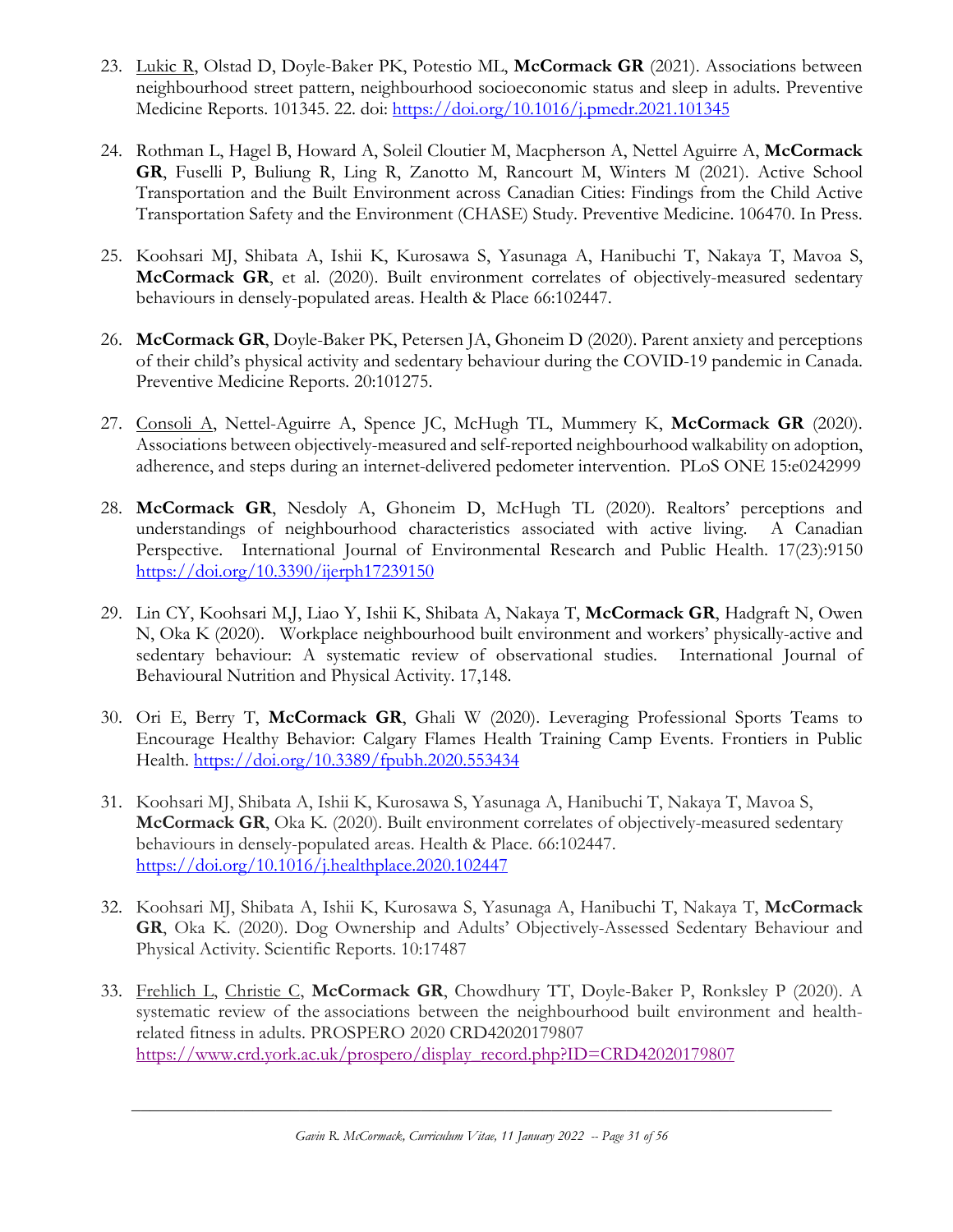23. Lukic R, Olstad D, Doyle-Baker PK, Potestio ML, **McCormack GR** (2021). Associations between neighbourhood street pattern, neighbourhood socioeconomic status and sleep in adults. Preventive Medicine Reports. 101345. 22. doi: https://doi.org/10.1016/j.pmedr.2021.101345

24. Rothman L, Hagel B, Howard A, Soleil Cloutier M, Macpherson A, Nettel Aguirre A, **McCormack GR**, Fuselli P, Buliung R, Ling R, Zanotto M, Rancourt M, Winters M (2021). Active School Transportation and the Built Environment across Canadian Cities: Findings from the Child Active Transportation Safety and the Environment (CHASE) Study. Preventive Medicine. 106470. In Press.

25. Koohsari MJ, Shibata A, Ishii K, Kurosawa S, Yasunaga A, Hanibuchi T, Nakaya T, Mavoa S, **McCormack GR**, et al. (2020). Built environment correlates of objectively-measured sedentary behaviours in densely-populated areas. Health & Place 66:102447.

26. **McCormack GR**, Doyle-Baker PK, Petersen JA, Ghoneim D (2020). Parent anxiety and perceptions of their child's physical activity and sedentary behaviour during the COVID-19 pandemic in Canada. Preventive Medicine Reports. 20:101275.

27. Consoli A, Nettel-Aguirre A, Spence JC, McHugh TL, Mummery K, **McCormack GR** (2020). Associations between objectively-measured and self-reported neighbourhood walkability on adoption, adherence, and steps during an internet-delivered pedometer intervention. PLoS ONE 15:e0242999

28. **McCormack GR**, Nesdoly A, Ghoneim D, McHugh TL (2020). Realtors' perceptions and understandings of neighbourhood characteristics associated with active living. A Canadian Perspective. International Journal of Environmental Research and Public Health. 17(23):9150 https://doi.org/10.3390/ijerph17239150

29. Lin CY, Koohsari M,J, Liao Y, Ishii K, Shibata A, Nakaya T, **McCormack GR**, Hadgraft N, Owen N, Oka K (2020). Workplace neighbourhood built environment and workers' physically-active and sedentary behaviour: A systematic review of observational studies. International Journal of Behavioural Nutrition and Physical Activity. 17,148.

30. Ori E, Berry T, **McCormack GR**, Ghali W (2020). Leveraging Professional Sports Teams to Encourage Healthy Behavior: Calgary Flames Health Training Camp Events. Frontiers in Public Health. https://doi.org/10.3389/fpubh.2020.553434

31. Koohsari MJ, Shibata A, Ishii K, Kurosawa S, Yasunaga A, Hanibuchi T, Nakaya T, Mavoa S, **McCormack GR**, Oka K. (2020). Built environment correlates of objectively-measured sedentary behaviours in densely-populated areas. Health & Place. 66:102447. https://doi.org/10.1016/j.healthplace.2020.102447

32. Koohsari MJ, Shibata A, Ishii K, Kurosawa S, Yasunaga A, Hanibuchi T, Nakaya T, **McCormack GR**, Oka K. (2020). Dog Ownership and Adults' Objectively-Assessed Sedentary Behaviour and Physical Activity. Scientific Reports. 10:17487

33. Frehlich L, Christie C, **McCormack GR**, Chowdhury TT, Doyle-Baker P, Ronksley P (2020). A systematic review of the associations between the neighbourhood built environment and health-related fitness in adults. PROSPERO 2020 CRD42020179807 https://www.crd.york.ac.uk/prospero/display_record.php?ID=CRD42020179807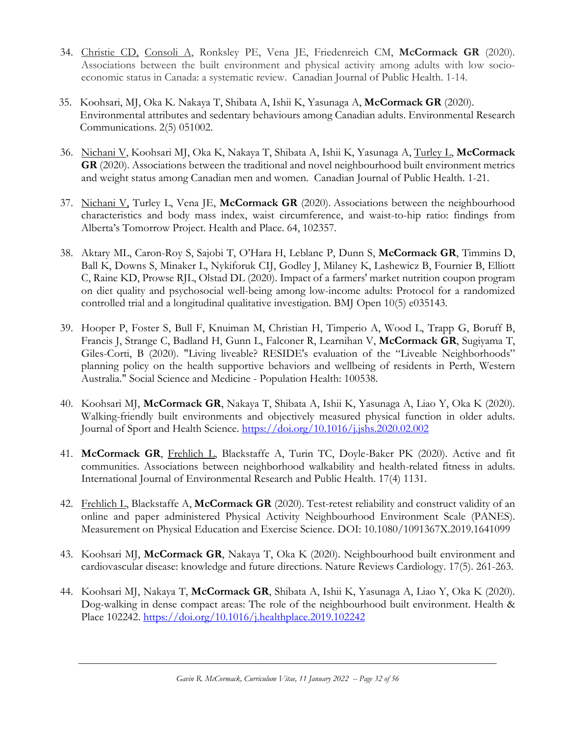34. <u>Christie CD</u>, <u>Consoli A</u>, Ronksley PE, Vena JE, Friedenreich CM, **McCormack GR** (2020). Associations between the built environment and physical activity among adults with low socio-economic status in Canada: a systematic review. Canadian Journal of Public Health. 1-14.

35. Koohsari, MJ, Oka K. Nakaya T, Shibata A, Ishii K, Yasunaga A, **McCormack GR** (2020). Environmental attributes and sedentary behaviours among Canadian adults. Environmental Research Communications. 2(5) 051002.

36. <u>Nichani V</u>, Koohsari MJ, Oka K, Nakaya T, Shibata A, Ishii K, Yasunaga A, <u>Turley L</u>, **McCormack GR** (2020). Associations between the traditional and novel neighbourhood built environment metrics and weight status among Canadian men and women. Canadian Journal of Public Health. 1-21.

37. <u>Nichani V</u>, Turley L, Vena JE, **McCormack GR** (2020). Associations between the neighbourhood characteristics and body mass index, waist circumference, and waist-to-hip ratio: findings from Alberta's Tomorrow Project. Health and Place. 64, 102357.

38. Aktary ML, Caron-Roy S, Sajobi T, O'Hara H, Leblanc P, Dunn S, **McCormack GR**, Timmins D, Ball K, Downs S, Minaker L, Nykiforuk CIJ, Godley J, Milaney K, Lashewicz B, Fournier B, Elliott C, Raine KD, Prowse RJL, Olstad DL (2020). Impact of a farmers' market nutrition coupon program on diet quality and psychosocial well-being among low-income adults: Protocol for a randomized controlled trial and a longitudinal qualitative investigation. BMJ Open 10(5) e035143.

39. Hooper P, Foster S, Bull F, Knuiman M, Christian H, Timperio A, Wood L, Trapp G, Boruff B, Francis J, Strange C, Badland H, Gunn L, Falconer R, Learnihan V, **McCormack GR**, Sugiyama T, Giles-Corti, B (2020). "Living liveable? RESIDE's evaluation of the "Liveable Neighborhoods" planning policy on the health supportive behaviors and wellbeing of residents in Perth, Western Australia." Social Science and Medicine - Population Health: 100538.

40. Koohsari MJ, **McCormack GR**, Nakaya T, Shibata A, Ishii K, Yasunaga A, Liao Y, Oka K (2020). Walking-friendly built environments and objectively measured physical function in older adults. Journal of Sport and Health Science. https://doi.org/10.1016/j.jshs.2020.02.002

41. **McCormack GR**, <u>Frehlich L</u>, Blackstaffe A, Turin TC, Doyle-Baker PK (2020). Active and fit communities. Associations between neighborhood walkability and health-related fitness in adults. International Journal of Environmental Research and Public Health. 17(4) 1131.

42. <u>Frehlich L</u>, Blackstaffe A, **McCormack GR** (2020). Test-retest reliability and construct validity of an online and paper administered Physical Activity Neighbourhood Environment Scale (PANES). Measurement on Physical Education and Exercise Science. DOI: 10.1080/1091367X.2019.1641099

43. Koohsari MJ, **McCormack GR**, Nakaya T, Oka K (2020). Neighbourhood built environment and cardiovascular disease: knowledge and future directions. Nature Reviews Cardiology. 17(5). 261-263.

44. Koohsari MJ, Nakaya T, **McCormack GR**, Shibata A, Ishii K, Yasunaga A, Liao Y, Oka K (2020). Dog-walking in dense compact areas: The role of the neighbourhood built environment. Health & Place 102242. https://doi.org/10.1016/j.healthplace.2019.102242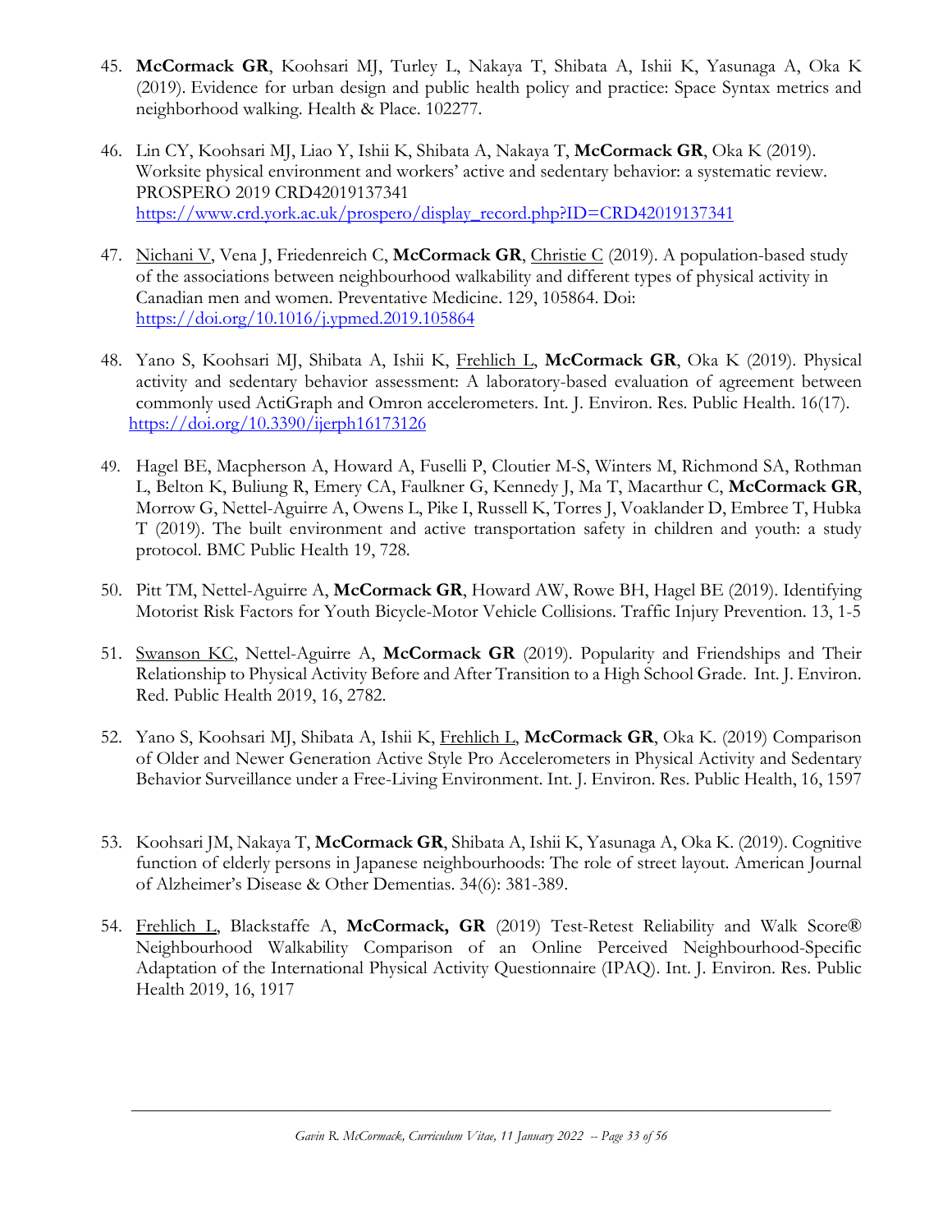45. **McCormack GR**, Koohsari MJ, Turley L, Nakaya T, Shibata A, Ishii K, Yasunaga A, Oka K (2019). Evidence for urban design and public health policy and practice: Space Syntax metrics and neighborhood walking. Health & Place. 102277.

46. Lin CY, Koohsari MJ, Liao Y, Ishii K, Shibata A, Nakaya T, **McCormack GR**, Oka K (2019). Worksite physical environment and workers' active and sedentary behavior: a systematic review. PROSPERO 2019 CRD42019137341 https://www.crd.york.ac.uk/prospero/display_record.php?ID=CRD42019137341

47. Nichani V, Vena J, Friedenreich C, **McCormack GR**, Christie C (2019). A population-based study of the associations between neighbourhood walkability and different types of physical activity in Canadian men and women. Preventative Medicine. 129, 105864. Doi: https://doi.org/10.1016/j.ypmed.2019.105864

48. Yano S, Koohsari MJ, Shibata A, Ishii K, Frehlich L, **McCormack GR**, Oka K (2019). Physical activity and sedentary behavior assessment: A laboratory-based evaluation of agreement between commonly used ActiGraph and Omron accelerometers. Int. J. Environ. Res. Public Health. 16(17). https://doi.org/10.3390/ijerph16173126

49. Hagel BE, Macpherson A, Howard A, Fuselli P, Cloutier M-S, Winters M, Richmond SA, Rothman L, Belton K, Buliung R, Emery CA, Faulkner G, Kennedy J, Ma T, Macarthur C, **McCormack GR**, Morrow G, Nettel-Aguirre A, Owens L, Pike I, Russell K, Torres J, Voaklander D, Embree T, Hubka T (2019). The built environment and active transportation safety in children and youth: a study protocol. BMC Public Health 19, 728.

50. Pitt TM, Nettel-Aguirre A, **McCormack GR**, Howard AW, Rowe BH, Hagel BE (2019). Identifying Motorist Risk Factors for Youth Bicycle-Motor Vehicle Collisions. Traffic Injury Prevention. 13, 1-5

51. Swanson KC, Nettel-Aguirre A, **McCormack GR** (2019). Popularity and Friendships and Their Relationship to Physical Activity Before and After Transition to a High School Grade. Int. J. Environ. Red. Public Health 2019, 16, 2782.

52. Yano S, Koohsari MJ, Shibata A, Ishii K, Frehlich L, **McCormack GR**, Oka K. (2019) Comparison of Older and Newer Generation Active Style Pro Accelerometers in Physical Activity and Sedentary Behavior Surveillance under a Free-Living Environment. Int. J. Environ. Res. Public Health, 16, 1597

53. Koohsari JM, Nakaya T, **McCormack GR**, Shibata A, Ishii K, Yasunaga A, Oka K. (2019). Cognitive function of elderly persons in Japanese neighbourhoods: The role of street layout. American Journal of Alzheimer's Disease & Other Dementias. 34(6): 381-389.

54. Frehlich L, Blackstaffe A, **McCormack, GR** (2019) Test-Retest Reliability and Walk Score® Neighbourhood Walkability Comparison of an Online Perceived Neighbourhood-Specific Adaptation of the International Physical Activity Questionnaire (IPAQ). Int. J. Environ. Res. Public Health 2019, 16, 1917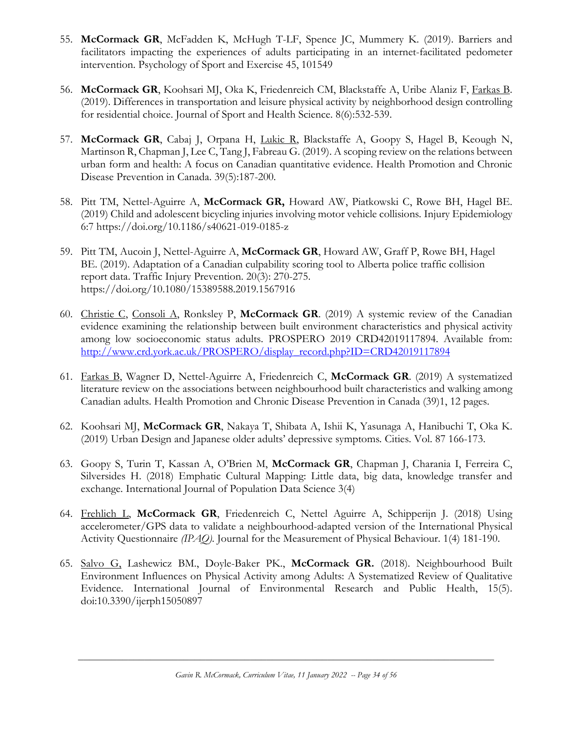55. **McCormack GR**, McFadden K, McHugh T-LF, Spence JC, Mummery K. (2019). Barriers and facilitators impacting the experiences of adults participating in an internet-facilitated pedometer intervention. Psychology of Sport and Exercise 45, 101549

56. **McCormack GR**, Koohsari MJ, Oka K, Friedenreich CM, Blackstaffe A, Uribe Alaniz F, Farkas B. (2019). Differences in transportation and leisure physical activity by neighborhood design controlling for residential choice. Journal of Sport and Health Science. 8(6):532-539.

57. **McCormack GR**, Cabaj J, Orpana H, Lukic R, Blackstaffe A, Goopy S, Hagel B, Keough N, Martinson R, Chapman J, Lee C, Tang J, Fabreau G. (2019). A scoping review on the relations between urban form and health: A focus on Canadian quantitative evidence. Health Promotion and Chronic Disease Prevention in Canada. 39(5):187-200.

58. Pitt TM, Nettel-Aguirre A, **McCormack GR,** Howard AW, Piatkowski C, Rowe BH, Hagel BE. (2019) Child and adolescent bicycling injuries involving motor vehicle collisions. Injury Epidemiology 6:7 https://doi.org/10.1186/s40621-019-0185-z

59. Pitt TM, Aucoin J, Nettel-Aguirre A, **McCormack GR**, Howard AW, Graff P, Rowe BH, Hagel BE. (2019). Adaptation of a Canadian culpability scoring tool to Alberta police traffic collision report data. Traffic Injury Prevention. 20(3): 270-275. https://doi.org/10.1080/15389588.2019.1567916

60. Christie C, Consoli A, Ronksley P, **McCormack GR**. (2019) A systemic review of the Canadian evidence examining the relationship between built environment characteristics and physical activity among low socioeconomic status adults. PROSPERO 2019 CRD42019117894. Available from: http://www.crd.york.ac.uk/PROSPERO/display_record.php?ID=CRD42019117894

61. Farkas B, Wagner D, Nettel-Aguirre A, Friedenreich C, **McCormack GR**. (2019) A systematized literature review on the associations between neighbourhood built characteristics and walking among Canadian adults. Health Promotion and Chronic Disease Prevention in Canada (39)1, 12 pages.

62. Koohsari MJ, **McCormack GR**, Nakaya T, Shibata A, Ishii K, Yasunaga A, Hanibuchi T, Oka K. (2019) Urban Design and Japanese older adults' depressive symptoms. Cities. Vol. 87 166-173.

63. Goopy S, Turin T, Kassan A, O'Brien M, **McCormack GR**, Chapman J, Charania I, Ferreira C, Silversides H. (2018) Emphatic Cultural Mapping: Little data, big data, knowledge transfer and exchange. International Journal of Population Data Science 3(4)

64. Frehlich L, **McCormack GR**, Friedenreich C, Nettel Aguirre A, Schipperijn J. (2018) Using accelerometer/GPS data to validate a neighbourhood-adapted version of the International Physical Activity Questionnaire *(IPAQ)*. Journal for the Measurement of Physical Behaviour. 1(4) 181-190.

65. Salvo G, Lashewicz BM., Doyle-Baker PK., **McCormack GR.** (2018). Neighbourhood Built Environment Influences on Physical Activity among Adults: A Systematized Review of Qualitative Evidence. International Journal of Environmental Research and Public Health, 15(5). doi:10.3390/ijerph15050897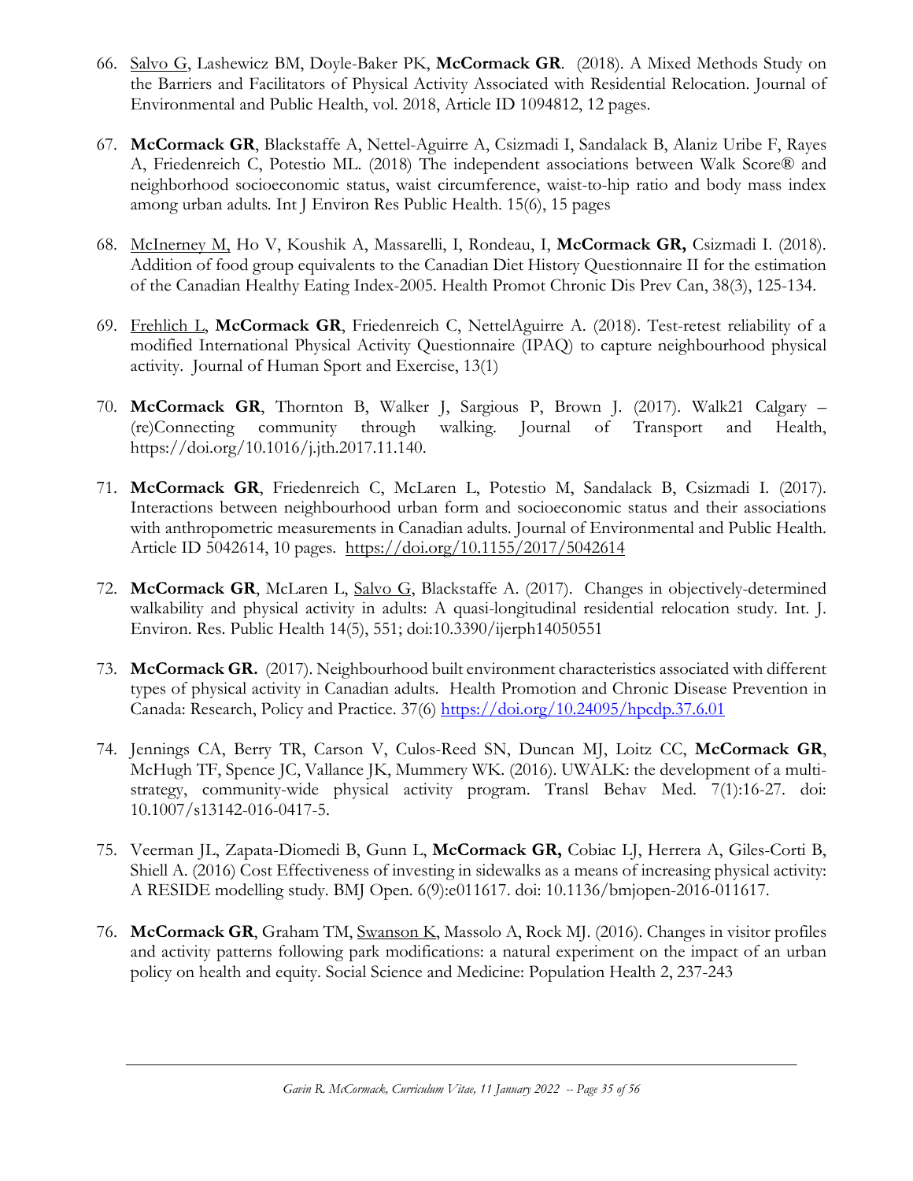66. <u>Salvo G</u>, Lashewicz BM, Doyle-Baker PK, **McCormack GR**. (2018). A Mixed Methods Study on the Barriers and Facilitators of Physical Activity Associated with Residential Relocation. Journal of Environmental and Public Health, vol. 2018, Article ID 1094812, 12 pages.

67. **McCormack GR**, Blackstaffe A, Nettel-Aguirre A, Csizmadi I, Sandalack B, Alaniz Uribe F, Rayes A, Friedenreich C, Potestio ML. (2018) The independent associations between Walk Score® and neighborhood socioeconomic status, waist circumference, waist-to-hip ratio and body mass index among urban adults. Int J Environ Res Public Health. 15(6), 15 pages

68. <u>McInerney M,</u> Ho V, Koushik A, Massarelli, I, Rondeau, I, **McCormack GR,** Csizmadi I. (2018). Addition of food group equivalents to the Canadian Diet History Questionnaire II for the estimation of the Canadian Healthy Eating Index-2005. Health Promot Chronic Dis Prev Can, 38(3), 125-134.

69. <u>Frehlich L</u>, **McCormack GR**, Friedenreich C, NettelAguirre A. (2018). Test-retest reliability of a modified International Physical Activity Questionnaire (IPAQ) to capture neighbourhood physical activity. Journal of Human Sport and Exercise, 13(1)

70. **McCormack GR**, Thornton B, Walker J, Sargious P, Brown J. (2017). Walk21 Calgary – (re)Connecting community through walking. Journal of Transport and Health, https://doi.org/10.1016/j.jth.2017.11.140.

71. **McCormack GR**, Friedenreich C, McLaren L, Potestio M, Sandalack B, Csizmadi I. (2017). Interactions between neighbourhood urban form and socioeconomic status and their associations with anthropometric measurements in Canadian adults. Journal of Environmental and Public Health. Article ID 5042614, 10 pages. https://doi.org/10.1155/2017/5042614

72. **McCormack GR**, McLaren L, <u>Salvo G</u>, Blackstaffe A. (2017). Changes in objectively-determined walkability and physical activity in adults: A quasi-longitudinal residential relocation study. Int. J. Environ. Res. Public Health 14(5), 551; doi:10.3390/ijerph14050551

73. **McCormack GR.** (2017). Neighbourhood built environment characteristics associated with different types of physical activity in Canadian adults. Health Promotion and Chronic Disease Prevention in Canada: Research, Policy and Practice. 37(6) https://doi.org/10.24095/hpcdp.37.6.01

74. Jennings CA, Berry TR, Carson V, Culos-Reed SN, Duncan MJ, Loitz CC, **McCormack GR**, McHugh TF, Spence JC, Vallance JK, Mummery WK. (2016). UWALK: the development of a multi-strategy, community-wide physical activity program. Transl Behav Med. 7(1):16-27. doi: 10.1007/s13142-016-0417-5.

75. Veerman JL, Zapata-Diomedi B, Gunn L, **McCormack GR,** Cobiac LJ, Herrera A, Giles-Corti B, Shiell A. (2016) Cost Effectiveness of investing in sidewalks as a means of increasing physical activity: A RESIDE modelling study. BMJ Open. 6(9):e011617. doi: 10.1136/bmjopen-2016-011617.

76. **McCormack GR**, Graham TM, <u>Swanson K</u>, Massolo A, Rock MJ. (2016). Changes in visitor profiles and activity patterns following park modifications: a natural experiment on the impact of an urban policy on health and equity. Social Science and Medicine: Population Health 2, 237-243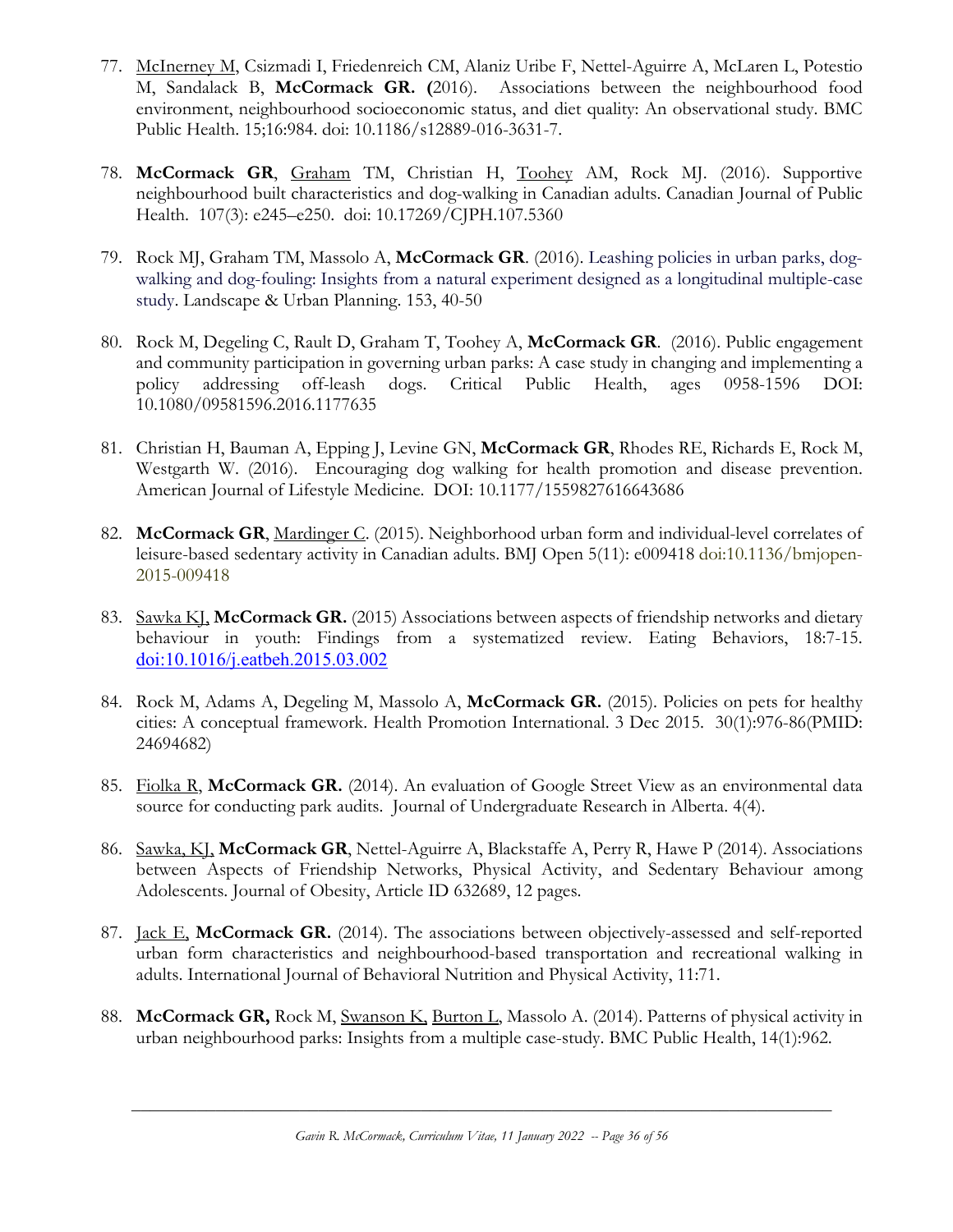77. <u>McInerney M</u>, Csizmadi I, Friedenreich CM, Alaniz Uribe F, Nettel-Aguirre A, McLaren L, Potestio M, Sandalack B, **McCormack GR. (**2016). Associations between the neighbourhood food environment, neighbourhood socioeconomic status, and diet quality: An observational study. BMC Public Health. 15;16:984. doi: 10.1186/s12889-016-3631-7.

78. **McCormack GR**, <u>Graham</u> TM, Christian H, <u>Toohey</u> AM, Rock MJ. (2016). Supportive neighbourhood built characteristics and dog-walking in Canadian adults. Canadian Journal of Public Health. 107(3): e245–e250. doi: 10.17269/CJPH.107.5360

79. Rock MJ, Graham TM, Massolo A, **McCormack GR**. (2016). Leashing policies in urban parks, dog-walking and dog-fouling: Insights from a natural experiment designed as a longitudinal multiple-case study. Landscape & Urban Planning. 153, 40-50

80. Rock M, Degeling C, Rault D, Graham T, Toohey A, **McCormack GR**. (2016). Public engagement and community participation in governing urban parks: A case study in changing and implementing a policy addressing off-leash dogs. Critical Public Health, ages 0958-1596 DOI: 10.1080/09581596.2016.1177635

81. Christian H, Bauman A, Epping J, Levine GN, **McCormack GR**, Rhodes RE, Richards E, Rock M, Westgarth W. (2016). Encouraging dog walking for health promotion and disease prevention. American Journal of Lifestyle Medicine. DOI: 10.1177/1559827616643686

82. **McCormack GR**, <u>Mardinger C</u>. (2015). Neighborhood urban form and individual-level correlates of leisure-based sedentary activity in Canadian adults. BMJ Open 5(11): e009418 doi:10.1136/bmjopen-2015-009418

83. <u>Sawka KJ,</u> **McCormack GR.** (2015) Associations between aspects of friendship networks and dietary behaviour in youth: Findings from a systematized review. Eating Behaviors, 18:7-15. doi:10.1016/j.eatbeh.2015.03.002

84. Rock M, Adams A, Degeling M, Massolo A, **McCormack GR.** (2015). Policies on pets for healthy cities: A conceptual framework. Health Promotion International. 3 Dec 2015. 30(1):976-86(PMID: 24694682)

85. <u>Fiolka R</u>, **McCormack GR.** (2014). An evaluation of Google Street View as an environmental data source for conducting park audits. Journal of Undergraduate Research in Alberta. 4(4).

86. <u>Sawka, KJ,</u> **McCormack GR**, Nettel-Aguirre A, Blackstaffe A, Perry R, Hawe P (2014). Associations between Aspects of Friendship Networks, Physical Activity, and Sedentary Behaviour among Adolescents. Journal of Obesity, Article ID 632689, 12 pages.

87. <u>Jack E,</u> **McCormack GR.** (2014). The associations between objectively-assessed and self-reported urban form characteristics and neighbourhood-based transportation and recreational walking in adults. International Journal of Behavioral Nutrition and Physical Activity, 11:71.

88. **McCormack GR,** Rock M, <u>Swanson K,</u> <u>Burton L,</u> Massolo A. (2014). Patterns of physical activity in urban neighbourhood parks: Insights from a multiple case-study. BMC Public Health, 14(1):962.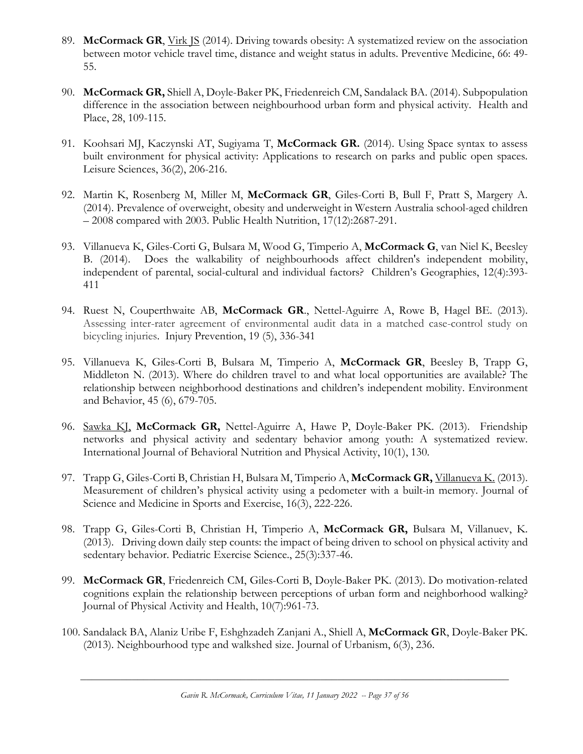89. **McCormack GR**, <u>Virk JS</u> (2014). Driving towards obesity: A systematized review on the association between motor vehicle travel time, distance and weight status in adults. Preventive Medicine, 66: 49-55.

90. **McCormack GR,** Shiell A, Doyle-Baker PK, Friedenreich CM, Sandalack BA. (2014). Subpopulation difference in the association between neighbourhood urban form and physical activity. Health and Place, 28, 109-115.

91. Koohsari MJ, Kaczynski AT, Sugiyama T, **McCormack GR.** (2014). Using Space syntax to assess built environment for physical activity: Applications to research on parks and public open spaces. Leisure Sciences, 36(2), 206-216.

92. Martin K, Rosenberg M, Miller M, **McCormack GR**, Giles-Corti B, Bull F, Pratt S, Margery A. (2014). Prevalence of overweight, obesity and underweight in Western Australia school-aged children – 2008 compared with 2003. Public Health Nutrition, 17(12):2687-291.

93. Villanueva K, Giles-Corti G, Bulsara M, Wood G, Timperio A, **McCormack G**, van Niel K, Beesley B. (2014). Does the walkability of neighbourhoods affect children's independent mobility, independent of parental, social-cultural and individual factors? Children's Geographies, 12(4):393-411

94. Ruest N, Couperthwaite AB, **McCormack GR**., Nettel-Aguirre A, Rowe B, Hagel BE. (2013). Assessing inter-rater agreement of environmental audit data in a matched case-control study on bicycling injuries. Injury Prevention, 19 (5), 336-341

95. Villanueva K, Giles-Corti B, Bulsara M, Timperio A, **McCormack GR**, Beesley B, Trapp G, Middleton N. (2013). Where do children travel to and what local opportunities are available? The relationship between neighborhood destinations and children's independent mobility. Environment and Behavior, 45 (6), 679-705.

96. <u>Sawka KJ,</u> **McCormack GR,** Nettel-Aguirre A, Hawe P, Doyle-Baker PK. (2013). Friendship networks and physical activity and sedentary behavior among youth: A systematized review. International Journal of Behavioral Nutrition and Physical Activity, 10(1), 130.

97. Trapp G, Giles-Corti B, Christian H, Bulsara M, Timperio A, **McCormack GR,** <u>Villanueva K.</u> (2013). Measurement of children's physical activity using a pedometer with a built-in memory. Journal of Science and Medicine in Sports and Exercise, 16(3), 222-226.

98. Trapp G, Giles-Corti B, Christian H, Timperio A, **McCormack GR,** Bulsara M, Villanuev, K. (2013). Driving down daily step counts: the impact of being driven to school on physical activity and sedentary behavior. Pediatric Exercise Science., 25(3):337-46.

99. **McCormack GR**, Friedenreich CM, Giles-Corti B, Doyle-Baker PK. (2013). Do motivation-related cognitions explain the relationship between perceptions of urban form and neighborhood walking? Journal of Physical Activity and Health, 10(7):961-73.

100. Sandalack BA, Alaniz Uribe F, Eshghzadeh Zanjani A., Shiell A, **McCormack G**R, Doyle-Baker PK. (2013). Neighbourhood type and walkshed size. Journal of Urbanism, 6(3), 236.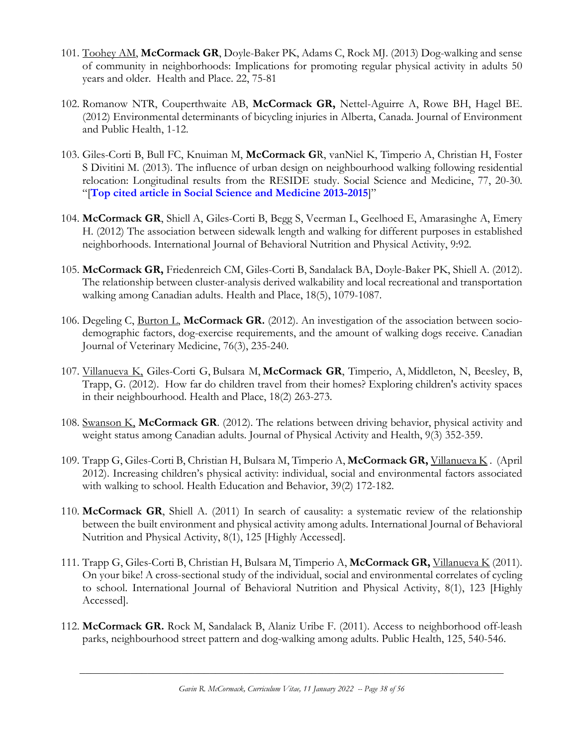101. Toohey AM, **McCormack GR**, Doyle-Baker PK, Adams C, Rock MJ. (2013) Dog-walking and sense of community in neighborhoods: Implications for promoting regular physical activity in adults 50 years and older. Health and Place. 22, 75-81

102. Romanow NTR, Couperthwaite AB, **McCormack GR,** Nettel-Aguirre A, Rowe BH, Hagel BE. (2012) Environmental determinants of bicycling injuries in Alberta, Canada. Journal of Environment and Public Health, 1-12.

103. Giles-Corti B, Bull FC, Knuiman M, **McCormack G**R, vanNiel K, Timperio A, Christian H, Foster S Divitini M. (2013). The influence of urban design on neighbourhood walking following residential relocation: Longitudinal results from the RESIDE study. Social Science and Medicine, 77, 20-30. "[**Top cited article in Social Science and Medicine 2013-2015**]"

104. **McCormack GR**, Shiell A, Giles-Corti B, Begg S, Veerman L, Geelhoed E, Amarasinghe A, Emery H. (2012) The association between sidewalk length and walking for different purposes in established neighborhoods. International Journal of Behavioral Nutrition and Physical Activity, 9:92.

105. **McCormack GR,** Friedenreich CM, Giles-Corti B, Sandalack BA, Doyle-Baker PK, Shiell A. (2012). The relationship between cluster-analysis derived walkability and local recreational and transportation walking among Canadian adults. Health and Place, 18(5), 1079-1087.

106. Degeling C, Burton L, **McCormack GR.** (2012). An investigation of the association between socio-demographic factors, dog-exercise requirements, and the amount of walking dogs receive. Canadian Journal of Veterinary Medicine, 76(3), 235-240.

107. Villanueva K, Giles-Corti G, Bulsara M, **McCormack GR**, Timperio, A, Middleton, N, Beesley, B, Trapp, G. (2012). How far do children travel from their homes? Exploring children's activity spaces in their neighbourhood. Health and Place, 18(2) 263-273.

108. Swanson K, **McCormack GR**. (2012). The relations between driving behavior, physical activity and weight status among Canadian adults. Journal of Physical Activity and Health, 9(3) 352-359.

109. Trapp G, Giles-Corti B, Christian H, Bulsara M, Timperio A, **McCormack GR,** Villanueva K . (April 2012). Increasing children's physical activity: individual, social and environmental factors associated with walking to school. Health Education and Behavior, 39(2) 172-182.

110. **McCormack GR**, Shiell A. (2011) In search of causality: a systematic review of the relationship between the built environment and physical activity among adults. International Journal of Behavioral Nutrition and Physical Activity, 8(1), 125 [Highly Accessed].

111. Trapp G, Giles-Corti B, Christian H, Bulsara M, Timperio A, **McCormack GR,** Villanueva K (2011). On your bike! A cross-sectional study of the individual, social and environmental correlates of cycling to school. International Journal of Behavioral Nutrition and Physical Activity, 8(1), 123 [Highly Accessed].

112. **McCormack GR.** Rock M, Sandalack B, Alaniz Uribe F. (2011). Access to neighborhood off-leash parks, neighbourhood street pattern and dog-walking among adults. Public Health, 125, 540-546.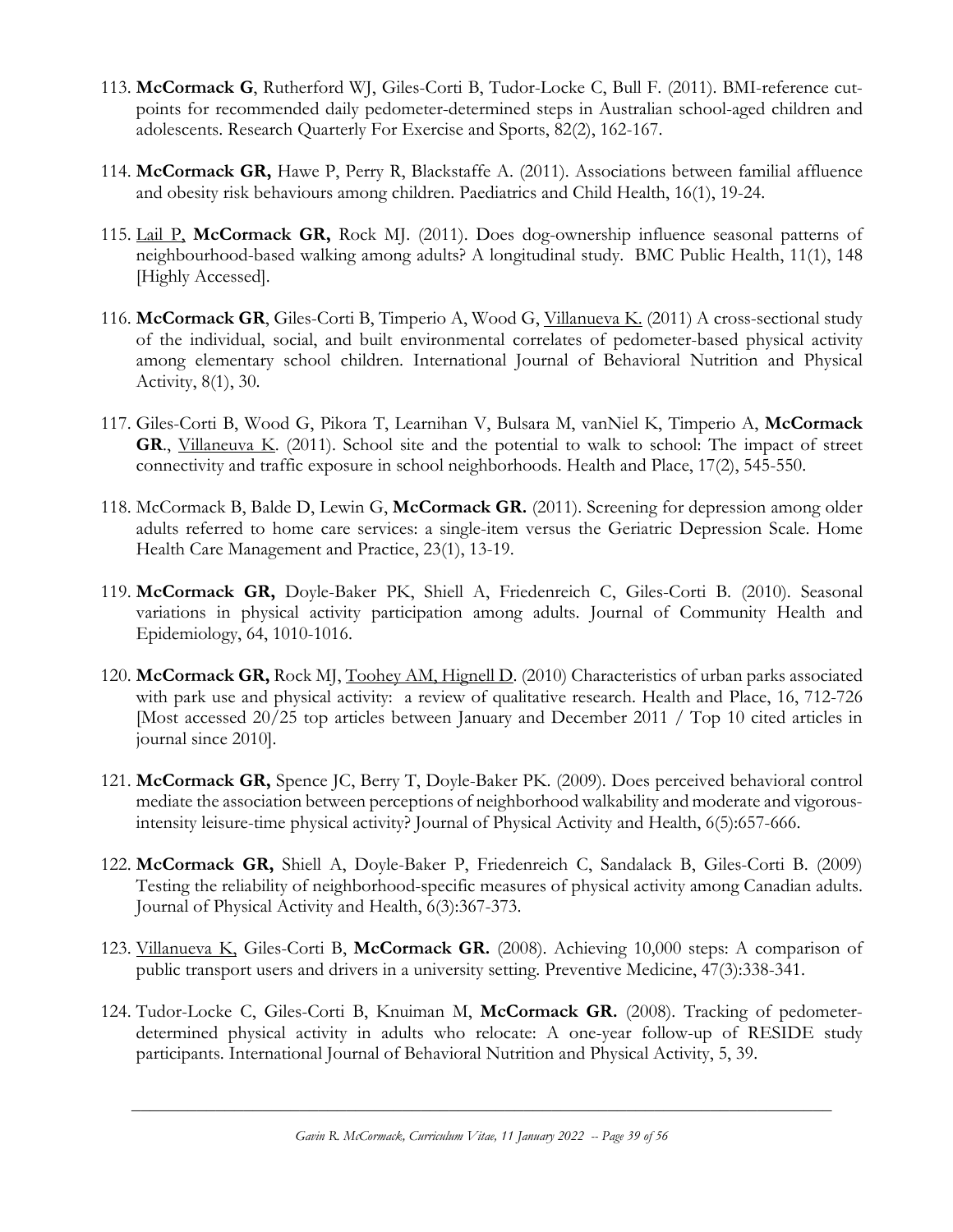113. **McCormack G**, Rutherford WJ, Giles-Corti B, Tudor-Locke C, Bull F. (2011). BMI-reference cut-points for recommended daily pedometer-determined steps in Australian school-aged children and adolescents. Research Quarterly For Exercise and Sports, 82(2), 162-167.

114. **McCormack GR,** Hawe P, Perry R, Blackstaffe A. (2011). Associations between familial affluence and obesity risk behaviours among children. Paediatrics and Child Health, 16(1), 19-24.

115. <u>Lail P,</u> **McCormack GR,** Rock MJ. (2011). Does dog-ownership influence seasonal patterns of neighbourhood-based walking among adults? A longitudinal study. BMC Public Health, 11(1), 148 [Highly Accessed].

116. **McCormack GR**, Giles-Corti B, Timperio A, Wood G, <u>Villanueva K.</u> (2011) A cross-sectional study of the individual, social, and built environmental correlates of pedometer-based physical activity among elementary school children. International Journal of Behavioral Nutrition and Physical Activity, 8(1), 30.

117. Giles-Corti B, Wood G, Pikora T, Learnihan V, Bulsara M, vanNiel K, Timperio A, **McCormack GR**., <u>Villaneuva K</u>. (2011). School site and the potential to walk to school: The impact of street connectivity and traffic exposure in school neighborhoods. Health and Place, 17(2), 545-550.

118. McCormack B, Balde D, Lewin G, **McCormack GR.** (2011). Screening for depression among older adults referred to home care services: a single-item versus the Geriatric Depression Scale. Home Health Care Management and Practice, 23(1), 13-19.

119. **McCormack GR,** Doyle-Baker PK, Shiell A, Friedenreich C, Giles-Corti B. (2010). Seasonal variations in physical activity participation among adults. Journal of Community Health and Epidemiology, 64, 1010-1016.

120. **McCormack GR,** Rock MJ, <u>Toohey AM, Hignell D</u>. (2010) Characteristics of urban parks associated with park use and physical activity: a review of qualitative research. Health and Place, 16, 712-726 [Most accessed 20/25 top articles between January and December 2011 / Top 10 cited articles in journal since 2010].

121. **McCormack GR,** Spence JC, Berry T, Doyle-Baker PK. (2009). Does perceived behavioral control mediate the association between perceptions of neighborhood walkability and moderate and vigorous-intensity leisure-time physical activity? Journal of Physical Activity and Health, 6(5):657-666.

122. **McCormack GR,** Shiell A, Doyle-Baker P, Friedenreich C, Sandalack B, Giles-Corti B. (2009) Testing the reliability of neighborhood-specific measures of physical activity among Canadian adults. Journal of Physical Activity and Health, 6(3):367-373.

123. <u>Villanueva K,</u> Giles-Corti B, **McCormack GR.** (2008). Achieving 10,000 steps: A comparison of public transport users and drivers in a university setting. Preventive Medicine, 47(3):338-341.

124. Tudor-Locke C, Giles-Corti B, Knuiman M, **McCormack GR.** (2008). Tracking of pedometer-determined physical activity in adults who relocate: A one-year follow-up of RESIDE study participants. International Journal of Behavioral Nutrition and Physical Activity, 5, 39.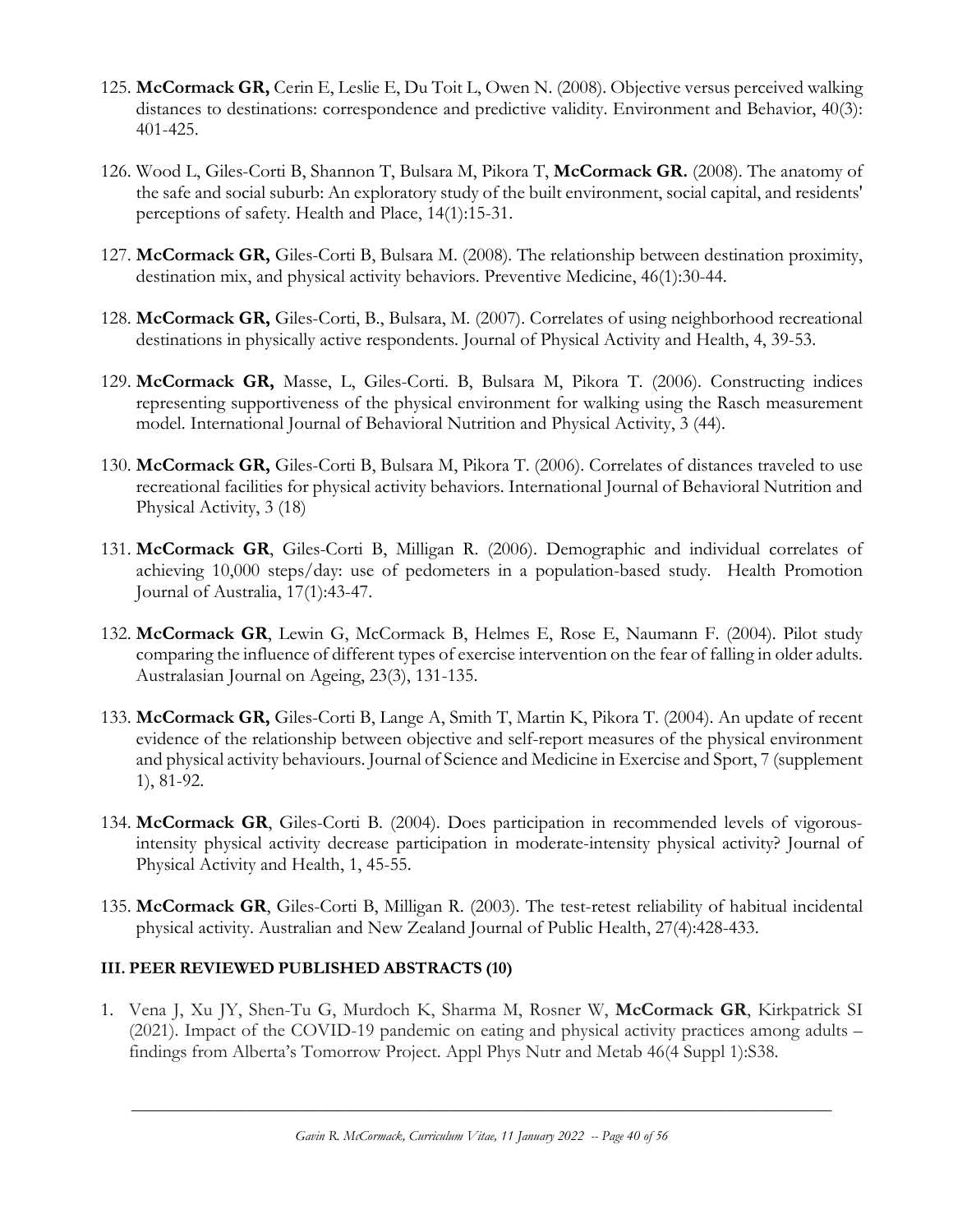125. **McCormack GR,** Cerin E, Leslie E, Du Toit L, Owen N. (2008). Objective versus perceived walking distances to destinations: correspondence and predictive validity. Environment and Behavior, 40(3): 401-425.

126. Wood L, Giles-Corti B, Shannon T, Bulsara M, Pikora T, **McCormack GR.** (2008). The anatomy of the safe and social suburb: An exploratory study of the built environment, social capital, and residents' perceptions of safety. Health and Place, 14(1):15-31.

127. **McCormack GR,** Giles-Corti B, Bulsara M. (2008). The relationship between destination proximity, destination mix, and physical activity behaviors. Preventive Medicine, 46(1):30-44.

128. **McCormack GR,** Giles-Corti, B., Bulsara, M. (2007). Correlates of using neighborhood recreational destinations in physically active respondents. Journal of Physical Activity and Health, 4, 39-53.

129. **McCormack GR,** Masse, L, Giles-Corti. B, Bulsara M, Pikora T. (2006). Constructing indices representing supportiveness of the physical environment for walking using the Rasch measurement model. International Journal of Behavioral Nutrition and Physical Activity, 3 (44).

130. **McCormack GR,** Giles-Corti B, Bulsara M, Pikora T. (2006). Correlates of distances traveled to use recreational facilities for physical activity behaviors. International Journal of Behavioral Nutrition and Physical Activity, 3 (18)

131. **McCormack GR**, Giles-Corti B, Milligan R. (2006). Demographic and individual correlates of achieving 10,000 steps/day: use of pedometers in a population-based study. Health Promotion Journal of Australia, 17(1):43-47.

132. **McCormack GR**, Lewin G, McCormack B, Helmes E, Rose E, Naumann F. (2004). Pilot study comparing the influence of different types of exercise intervention on the fear of falling in older adults. Australasian Journal on Ageing, 23(3), 131-135.

133. **McCormack GR,** Giles-Corti B, Lange A, Smith T, Martin K, Pikora T. (2004). An update of recent evidence of the relationship between objective and self-report measures of the physical environment and physical activity behaviours. Journal of Science and Medicine in Exercise and Sport, 7 (supplement 1), 81-92.

134. **McCormack GR**, Giles-Corti B. (2004). Does participation in recommended levels of vigorous-intensity physical activity decrease participation in moderate-intensity physical activity? Journal of Physical Activity and Health, 1, 45-55.

135. **McCormack GR**, Giles-Corti B, Milligan R. (2003). The test-retest reliability of habitual incidental physical activity. Australian and New Zealand Journal of Public Health, 27(4):428-433.

### III. PEER REVIEWED PUBLISHED ABSTRACTS (10)

1. Vena J, Xu JY, Shen-Tu G, Murdoch K, Sharma M, Rosner W, **McCormack GR**, Kirkpatrick SI (2021). Impact of the COVID-19 pandemic on eating and physical activity practices among adults – findings from Alberta's Tomorrow Project. Appl Phys Nutr and Metab 46(4 Suppl 1):S38.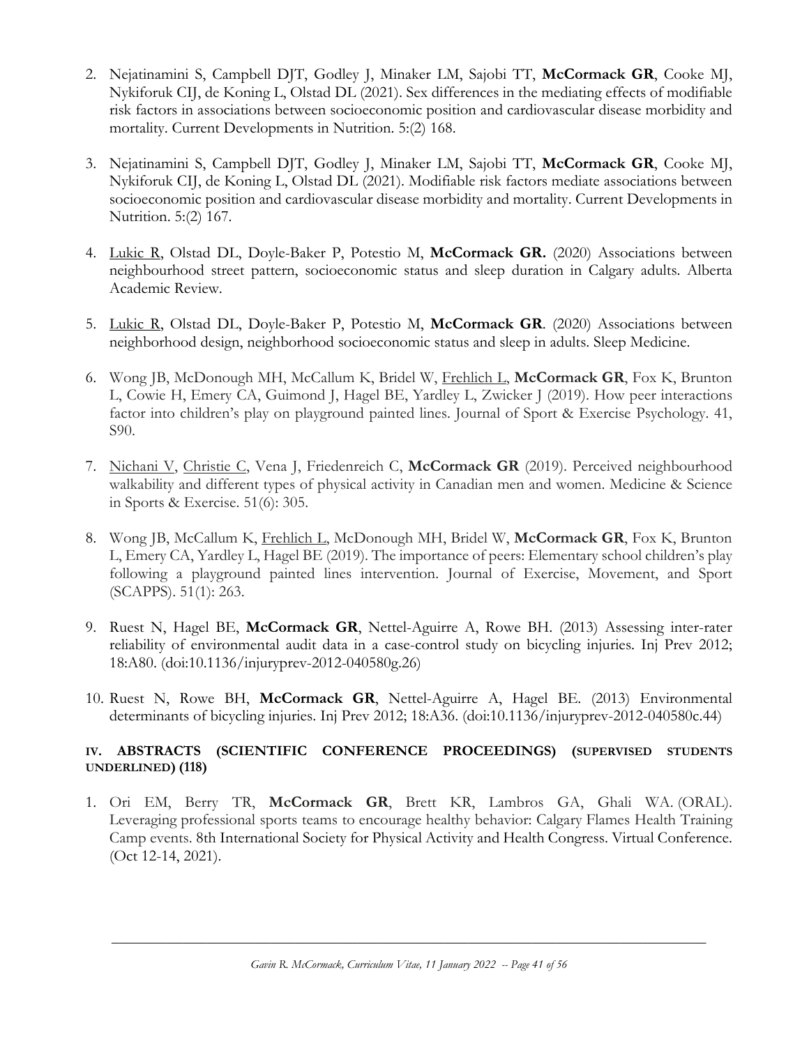2. Nejatinamini S, Campbell DJT, Godley J, Minaker LM, Sajobi TT, **McCormack GR**, Cooke MJ, Nykiforuk CIJ, de Koning L, Olstad DL (2021). Sex differences in the mediating effects of modifiable risk factors in associations between socioeconomic position and cardiovascular disease morbidity and mortality. Current Developments in Nutrition. 5:(2) 168.

3. Nejatinamini S, Campbell DJT, Godley J, Minaker LM, Sajobi TT, **McCormack GR**, Cooke MJ, Nykiforuk CIJ, de Koning L, Olstad DL (2021). Modifiable risk factors mediate associations between socioeconomic position and cardiovascular disease morbidity and mortality. Current Developments in Nutrition. 5:(2) 167.

4. <u>Lukic R</u>, Olstad DL, Doyle-Baker P, Potestio M, **McCormack GR.** (2020) Associations between neighbourhood street pattern, socioeconomic status and sleep duration in Calgary adults. Alberta Academic Review.

5. <u>Lukic R</u>, Olstad DL, Doyle-Baker P, Potestio M, **McCormack GR**. (2020) Associations between neighborhood design, neighborhood socioeconomic status and sleep in adults. Sleep Medicine.

6. Wong JB, McDonough MH, McCallum K, Bridel W, <u>Frehlich L</u>, **McCormack GR**, Fox K, Brunton L, Cowie H, Emery CA, Guimond J, Hagel BE, Yardley L, Zwicker J (2019). How peer interactions factor into children's play on playground painted lines. Journal of Sport & Exercise Psychology. 41, S90.

7. <u>Nichani V</u>, <u>Christie C</u>, Vena J, Friedenreich C, **McCormack GR** (2019). Perceived neighbourhood walkability and different types of physical activity in Canadian men and women. Medicine & Science in Sports & Exercise. 51(6): 305.

8. Wong JB, McCallum K, <u>Frehlich L</u>, McDonough MH, Bridel W, **McCormack GR**, Fox K, Brunton L, Emery CA, Yardley L, Hagel BE (2019). The importance of peers: Elementary school children's play following a playground painted lines intervention. Journal of Exercise, Movement, and Sport (SCAPPS). 51(1): 263.

9. Ruest N, Hagel BE, **McCormack GR**, Nettel-Aguirre A, Rowe BH. (2013) Assessing inter-rater reliability of environmental audit data in a case-control study on bicycling injuries. Inj Prev 2012; 18:A80. (doi:10.1136/injuryprev-2012-040580g.26)

10. Ruest N, Rowe BH, **McCormack GR**, Nettel-Aguirre A, Hagel BE. (2013) Environmental determinants of bicycling injuries. Inj Prev 2012; 18:A36. (doi:10.1136/injuryprev-2012-040580c.44)

### IV. ABSTRACTS (SCIENTIFIC CONFERENCE PROCEEDINGS) (SUPERVISED STUDENTS UNDERLINED) (118)

1. Ori EM, Berry TR, **McCormack GR**, Brett KR, Lambros GA, Ghali WA. (ORAL). Leveraging professional sports teams to encourage healthy behavior: Calgary Flames Health Training Camp events. 8th International Society for Physical Activity and Health Congress. Virtual Conference. (Oct 12-14, 2021).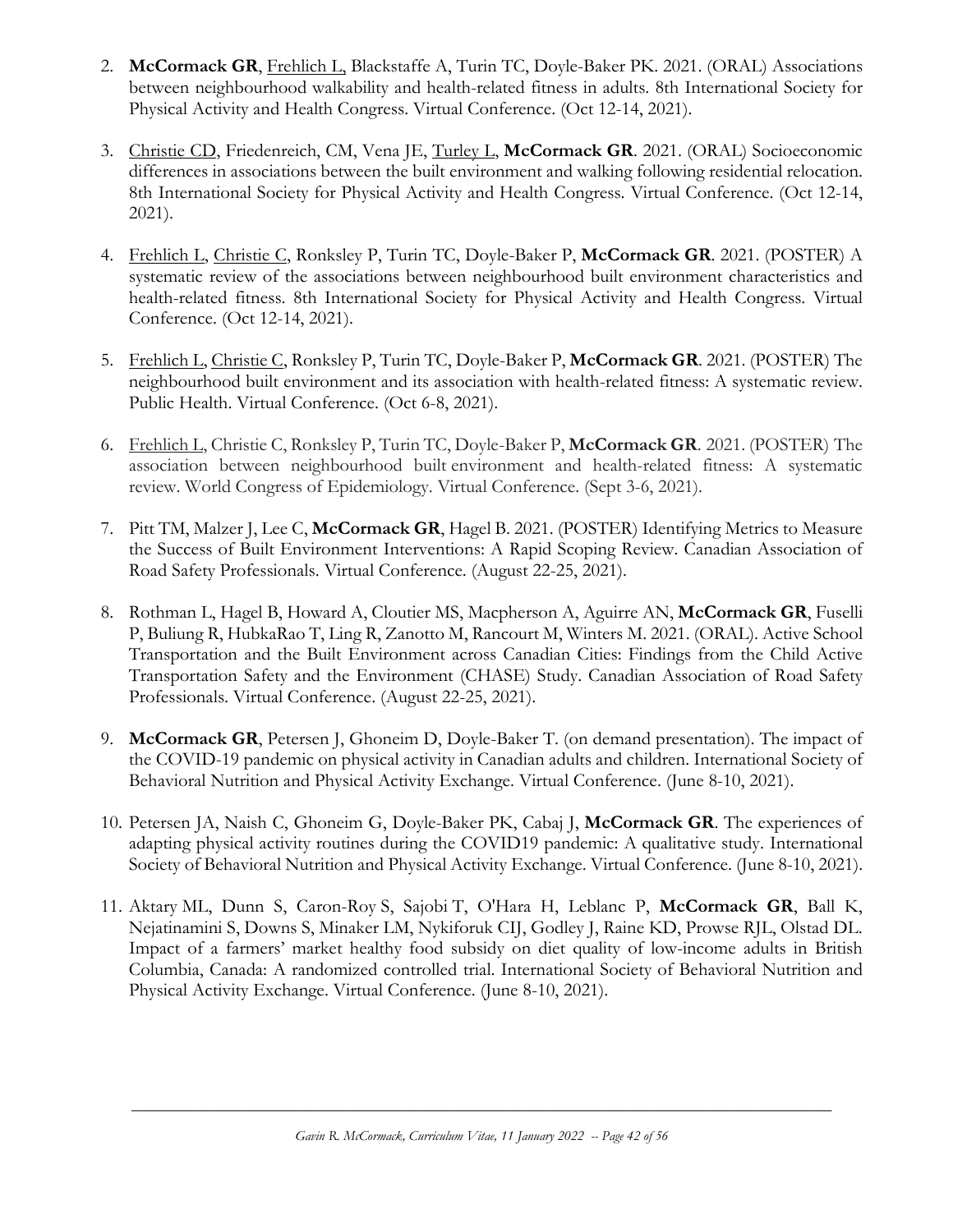2. **McCormack GR**, Frehlich L, Blackstaffe A, Turin TC, Doyle-Baker PK. 2021. (ORAL) Associations between neighbourhood walkability and health-related fitness in adults. 8th International Society for Physical Activity and Health Congress. Virtual Conference. (Oct 12-14, 2021).

3. Christie CD, Friedenreich, CM, Vena JE, Turley L, **McCormack GR**. 2021. (ORAL) Socioeconomic differences in associations between the built environment and walking following residential relocation. 8th International Society for Physical Activity and Health Congress. Virtual Conference. (Oct 12-14, 2021).

4. Frehlich L, Christie C, Ronksley P, Turin TC, Doyle-Baker P, **McCormack GR**. 2021. (POSTER) A systematic review of the associations between neighbourhood built environment characteristics and health-related fitness. 8th International Society for Physical Activity and Health Congress. Virtual Conference. (Oct 12-14, 2021).

5. Frehlich L, Christie C, Ronksley P, Turin TC, Doyle-Baker P, **McCormack GR**. 2021. (POSTER) The neighbourhood built environment and its association with health-related fitness: A systematic review. Public Health. Virtual Conference. (Oct 6-8, 2021).

6. Frehlich L, Christie C, Ronksley P, Turin TC, Doyle-Baker P, **McCormack GR**. 2021. (POSTER) The association between neighbourhood built environment and health-related fitness: A systematic review. World Congress of Epidemiology. Virtual Conference. (Sept 3-6, 2021).

7. Pitt TM, Malzer J, Lee C, **McCormack GR**, Hagel B. 2021. (POSTER) Identifying Metrics to Measure the Success of Built Environment Interventions: A Rapid Scoping Review. Canadian Association of Road Safety Professionals. Virtual Conference. (August 22-25, 2021).

8. Rothman L, Hagel B, Howard A, Cloutier MS, Macpherson A, Aguirre AN, **McCormack GR**, Fuselli P, Buliung R, HubkaRao T, Ling R, Zanotto M, Rancourt M, Winters M. 2021. (ORAL). Active School Transportation and the Built Environment across Canadian Cities: Findings from the Child Active Transportation Safety and the Environment (CHASE) Study. Canadian Association of Road Safety Professionals. Virtual Conference. (August 22-25, 2021).

9. **McCormack GR**, Petersen J, Ghoneim D, Doyle-Baker T. (on demand presentation). The impact of the COVID-19 pandemic on physical activity in Canadian adults and children. International Society of Behavioral Nutrition and Physical Activity Exchange. Virtual Conference. (June 8-10, 2021).

10. Petersen JA, Naish C, Ghoneim G, Doyle-Baker PK, Cabaj J, **McCormack GR**. The experiences of adapting physical activity routines during the COVID19 pandemic: A qualitative study. International Society of Behavioral Nutrition and Physical Activity Exchange. Virtual Conference. (June 8-10, 2021).

11. Aktary ML, Dunn S, Caron-Roy S, Sajobi T, O'Hara H, Leblanc P, **McCormack GR**, Ball K, Nejatinamini S, Downs S, Minaker LM, Nykiforuk CIJ, Godley J, Raine KD, Prowse RJL, Olstad DL. Impact of a farmers' market healthy food subsidy on diet quality of low-income adults in British Columbia, Canada: A randomized controlled trial. International Society of Behavioral Nutrition and Physical Activity Exchange. Virtual Conference. (June 8-10, 2021).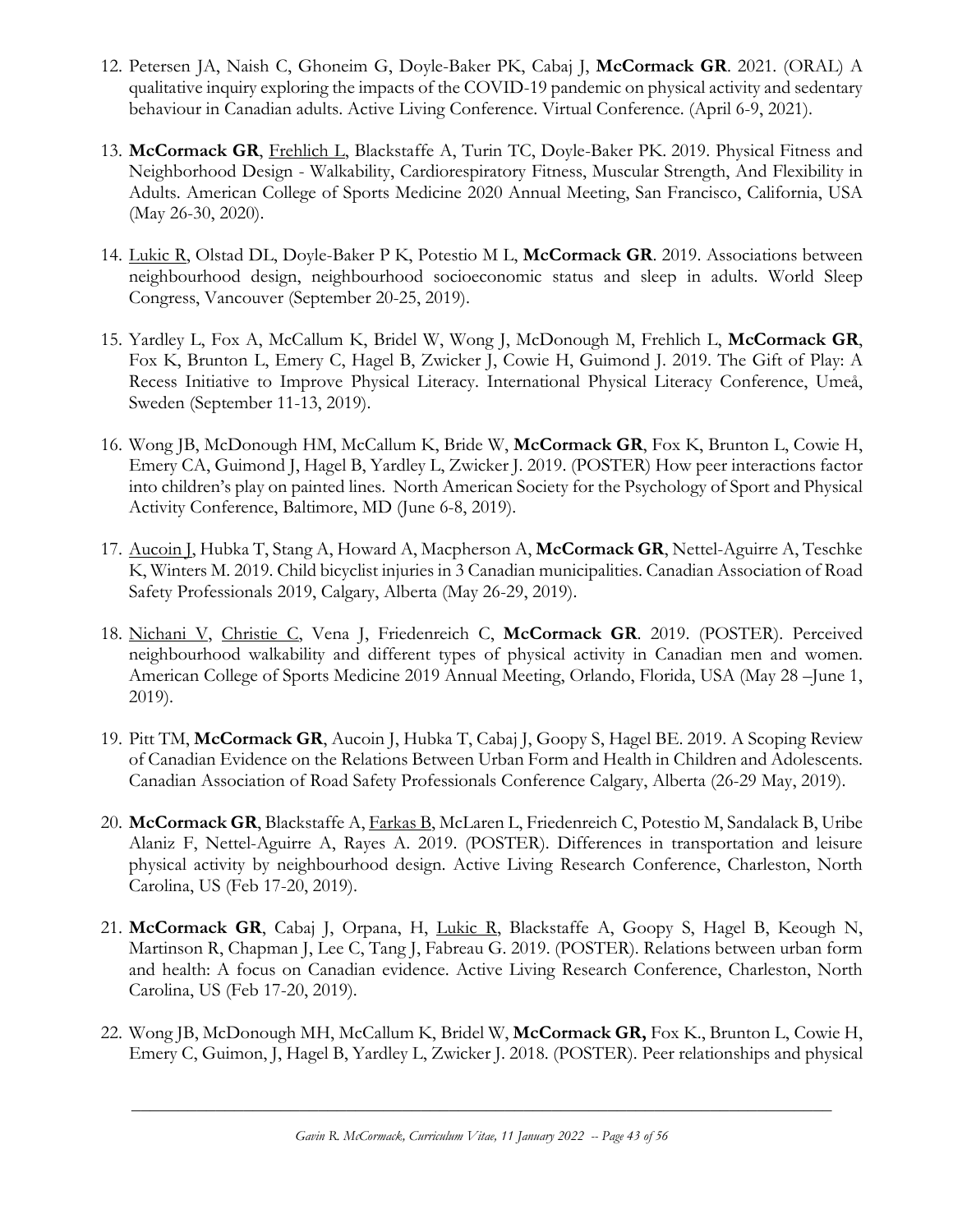12. Petersen JA, Naish C, Ghoneim G, Doyle-Baker PK, Cabaj J, **McCormack GR**. 2021. (ORAL) A qualitative inquiry exploring the impacts of the COVID-19 pandemic on physical activity and sedentary behaviour in Canadian adults. Active Living Conference. Virtual Conference. (April 6-9, 2021).

13. **McCormack GR**, Frehlich L, Blackstaffe A, Turin TC, Doyle-Baker PK. 2019. Physical Fitness and Neighborhood Design - Walkability, Cardiorespiratory Fitness, Muscular Strength, And Flexibility in Adults. American College of Sports Medicine 2020 Annual Meeting, San Francisco, California, USA (May 26-30, 2020).

14. Lukic R, Olstad DL, Doyle-Baker P K, Potestio M L, **McCormack GR**. 2019. Associations between neighbourhood design, neighbourhood socioeconomic status and sleep in adults. World Sleep Congress, Vancouver (September 20-25, 2019).

15. Yardley L, Fox A, McCallum K, Bridel W, Wong J, McDonough M, Frehlich L, **McCormack GR**, Fox K, Brunton L, Emery C, Hagel B, Zwicker J, Cowie H, Guimond J. 2019. The Gift of Play: A Recess Initiative to Improve Physical Literacy. International Physical Literacy Conference, Umeå, Sweden (September 11-13, 2019).

16. Wong JB, McDonough HM, McCallum K, Bride W, **McCormack GR**, Fox K, Brunton L, Cowie H, Emery CA, Guimond J, Hagel B, Yardley L, Zwicker J. 2019. (POSTER) How peer interactions factor into children's play on painted lines. North American Society for the Psychology of Sport and Physical Activity Conference, Baltimore, MD (June 6-8, 2019).

17. Aucoin J, Hubka T, Stang A, Howard A, Macpherson A, **McCormack GR**, Nettel-Aguirre A, Teschke K, Winters M. 2019. Child bicyclist injuries in 3 Canadian municipalities. Canadian Association of Road Safety Professionals 2019, Calgary, Alberta (May 26-29, 2019).

18. Nichani V, Christie C, Vena J, Friedenreich C, **McCormack GR**. 2019. (POSTER). Perceived neighbourhood walkability and different types of physical activity in Canadian men and women. American College of Sports Medicine 2019 Annual Meeting, Orlando, Florida, USA (May 28 –June 1, 2019).

19. Pitt TM, **McCormack GR**, Aucoin J, Hubka T, Cabaj J, Goopy S, Hagel BE. 2019. A Scoping Review of Canadian Evidence on the Relations Between Urban Form and Health in Children and Adolescents. Canadian Association of Road Safety Professionals Conference Calgary, Alberta (26-29 May, 2019).

20. **McCormack GR**, Blackstaffe A, Farkas B, McLaren L, Friedenreich C, Potestio M, Sandalack B, Uribe Alaniz F, Nettel-Aguirre A, Rayes A. 2019. (POSTER). Differences in transportation and leisure physical activity by neighbourhood design. Active Living Research Conference, Charleston, North Carolina, US (Feb 17-20, 2019).

21. **McCormack GR**, Cabaj J, Orpana, H, Lukic R, Blackstaffe A, Goopy S, Hagel B, Keough N, Martinson R, Chapman J, Lee C, Tang J, Fabreau G. 2019. (POSTER). Relations between urban form and health: A focus on Canadian evidence. Active Living Research Conference, Charleston, North Carolina, US (Feb 17-20, 2019).

22. Wong JB, McDonough MH, McCallum K, Bridel W, **McCormack GR,** Fox K., Brunton L, Cowie H, Emery C, Guimon, J, Hagel B, Yardley L, Zwicker J. 2018. (POSTER). Peer relationships and physical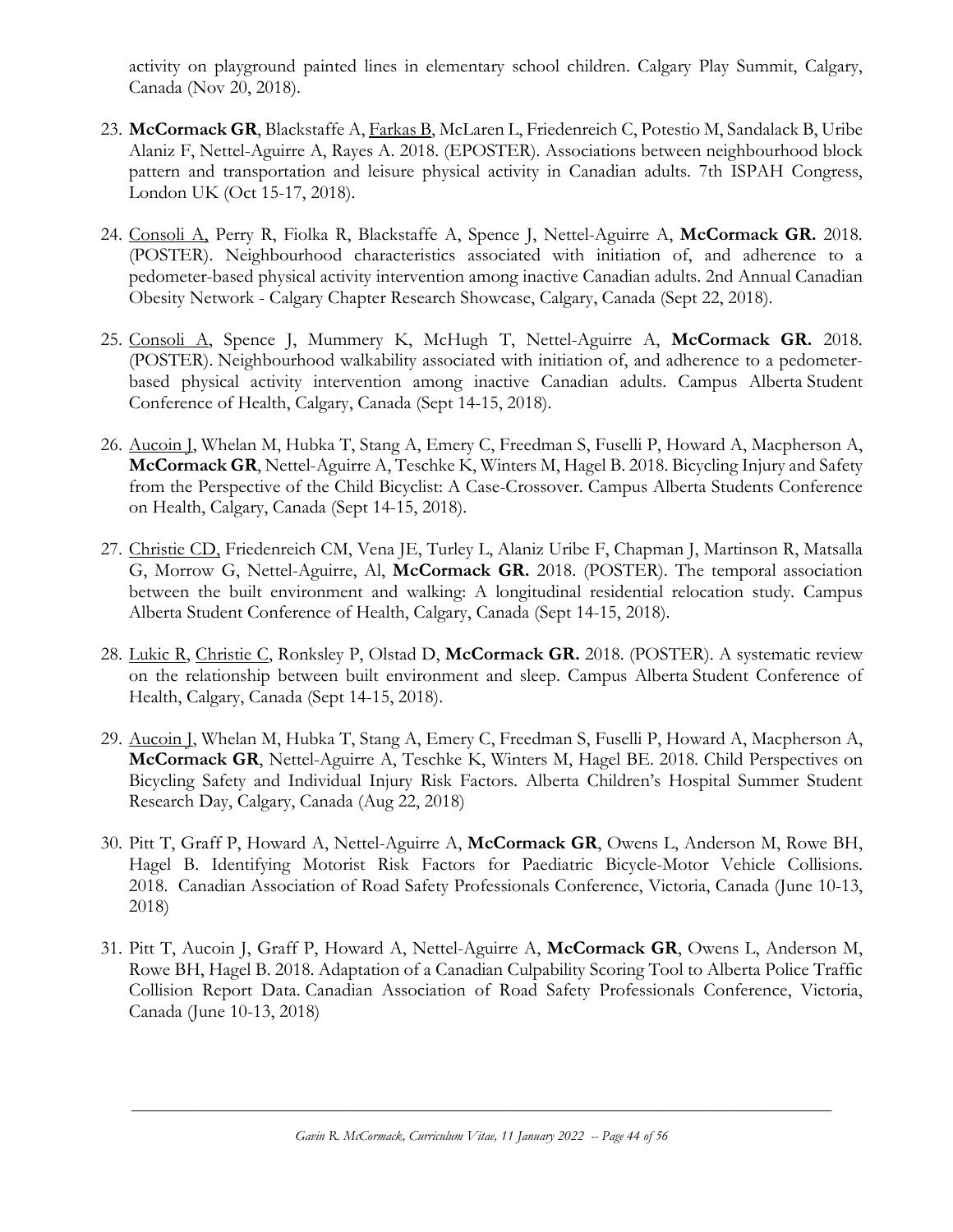activity on playground painted lines in elementary school children. Calgary Play Summit, Calgary, Canada (Nov 20, 2018).

23. **McCormack GR**, Blackstaffe A, <u>Farkas B</u>, McLaren L, Friedenreich C, Potestio M, Sandalack B, Uribe Alaniz F, Nettel-Aguirre A, Rayes A. 2018. (EPOSTER). Associations between neighbourhood block pattern and transportation and leisure physical activity in Canadian adults. 7th ISPAH Congress, London UK (Oct 15-17, 2018).

24. <u>Consoli A,</u> Perry R, Fiolka R, Blackstaffe A, Spence J, Nettel-Aguirre A, **McCormack GR.** 2018. (POSTER). Neighbourhood characteristics associated with initiation of, and adherence to a pedometer-based physical activity intervention among inactive Canadian adults. 2nd Annual Canadian Obesity Network - Calgary Chapter Research Showcase, Calgary, Canada (Sept 22, 2018).

25. <u>Consoli A</u>, Spence J, Mummery K, McHugh T, Nettel-Aguirre A, **McCormack GR.** 2018. (POSTER). Neighbourhood walkability associated with initiation of, and adherence to a pedometer-based physical activity intervention among inactive Canadian adults. Campus Alberta Student Conference of Health, Calgary, Canada (Sept 14-15, 2018).

26. <u>Aucoin J</u>, Whelan M, Hubka T, Stang A, Emery C, Freedman S, Fuselli P, Howard A, Macpherson A, **McCormack GR**, Nettel-Aguirre A, Teschke K, Winters M, Hagel B. 2018. Bicycling Injury and Safety from the Perspective of the Child Bicyclist: A Case-Crossover. Campus Alberta Students Conference on Health, Calgary, Canada (Sept 14-15, 2018).

27. <u>Christie CD,</u> Friedenreich CM, Vena JE, Turley L, Alaniz Uribe F, Chapman J, Martinson R, Matsalla G, Morrow G, Nettel-Aguirre, Al, **McCormack GR.** 2018. (POSTER). The temporal association between the built environment and walking: A longitudinal residential relocation study. Campus Alberta Student Conference of Health, Calgary, Canada (Sept 14-15, 2018).

28. <u>Lukic R</u>, <u>Christie C</u>, Ronksley P, Olstad D, **McCormack GR.** 2018. (POSTER). A systematic review on the relationship between built environment and sleep. Campus Alberta Student Conference of Health, Calgary, Canada (Sept 14-15, 2018).

29. <u>Aucoin J</u>, Whelan M, Hubka T, Stang A, Emery C, Freedman S, Fuselli P, Howard A, Macpherson A, **McCormack GR**, Nettel-Aguirre A, Teschke K, Winters M, Hagel BE. 2018. Child Perspectives on Bicycling Safety and Individual Injury Risk Factors. Alberta Children's Hospital Summer Student Research Day, Calgary, Canada (Aug 22, 2018)

30. Pitt T, Graff P, Howard A, Nettel-Aguirre A, **McCormack GR**, Owens L, Anderson M, Rowe BH, Hagel B. Identifying Motorist Risk Factors for Paediatric Bicycle-Motor Vehicle Collisions. 2018. Canadian Association of Road Safety Professionals Conference, Victoria, Canada (June 10-13, 2018)

31. Pitt T, Aucoin J, Graff P, Howard A, Nettel-Aguirre A, **McCormack GR**, Owens L, Anderson M, Rowe BH, Hagel B. 2018. Adaptation of a Canadian Culpability Scoring Tool to Alberta Police Traffic Collision Report Data. Canadian Association of Road Safety Professionals Conference, Victoria, Canada (June 10-13, 2018)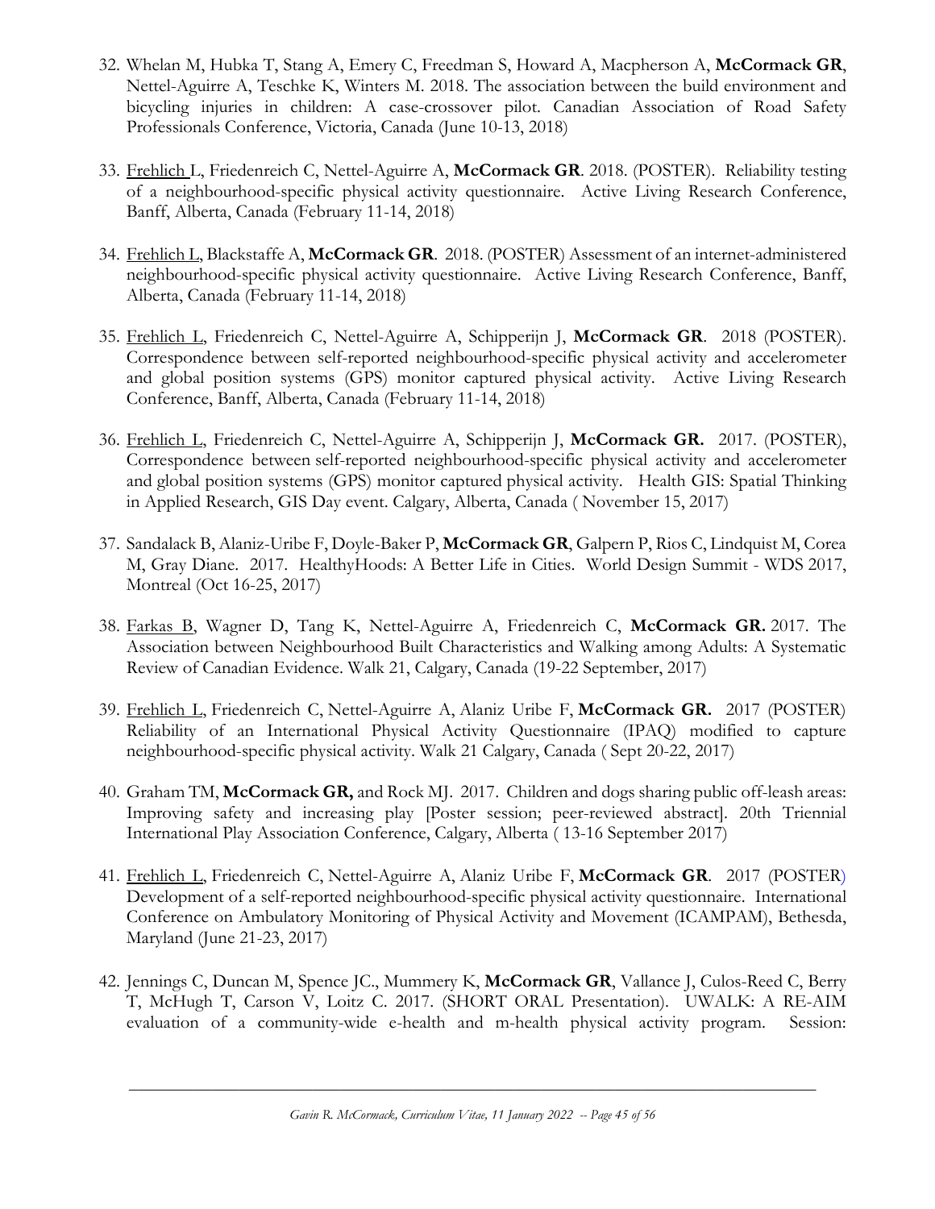32. Whelan M, Hubka T, Stang A, Emery C, Freedman S, Howard A, Macpherson A, **McCormack GR**, Nettel-Aguirre A, Teschke K, Winters M. 2018. The association between the build environment and bicycling injuries in children: A case-crossover pilot. Canadian Association of Road Safety Professionals Conference, Victoria, Canada (June 10-13, 2018)

33. Frehlich L, Friedenreich C, Nettel-Aguirre A, **McCormack GR**. 2018. (POSTER). Reliability testing of a neighbourhood-specific physical activity questionnaire. Active Living Research Conference, Banff, Alberta, Canada (February 11-14, 2018)

34. Frehlich L, Blackstaffe A, **McCormack GR**. 2018. (POSTER) Assessment of an internet-administered neighbourhood-specific physical activity questionnaire. Active Living Research Conference, Banff, Alberta, Canada (February 11-14, 2018)

35. Frehlich L, Friedenreich C, Nettel-Aguirre A, Schipperijn J, **McCormack GR**. 2018 (POSTER). Correspondence between self-reported neighbourhood-specific physical activity and accelerometer and global position systems (GPS) monitor captured physical activity. Active Living Research Conference, Banff, Alberta, Canada (February 11-14, 2018)

36. Frehlich L, Friedenreich C, Nettel-Aguirre A, Schipperijn J, **McCormack GR.** 2017. (POSTER), Correspondence between self-reported neighbourhood-specific physical activity and accelerometer and global position systems (GPS) monitor captured physical activity. Health GIS: Spatial Thinking in Applied Research, GIS Day event. Calgary, Alberta, Canada ( November 15, 2017)

37. Sandalack B, Alaniz-Uribe F, Doyle-Baker P, **McCormack GR**, Galpern P, Rios C, Lindquist M, Corea M, Gray Diane. 2017. HealthyHoods: A Better Life in Cities. World Design Summit - WDS 2017, Montreal (Oct 16-25, 2017)

38. Farkas B, Wagner D, Tang K, Nettel-Aguirre A, Friedenreich C, **McCormack GR.** 2017. The Association between Neighbourhood Built Characteristics and Walking among Adults: A Systematic Review of Canadian Evidence. Walk 21, Calgary, Canada (19-22 September, 2017)

39. Frehlich L, Friedenreich C, Nettel-Aguirre A, Alaniz Uribe F, **McCormack GR.** 2017 (POSTER) Reliability of an International Physical Activity Questionnaire (IPAQ) modified to capture neighbourhood-specific physical activity. Walk 21 Calgary, Canada ( Sept 20-22, 2017)

40. Graham TM, **McCormack GR,** and Rock MJ. 2017. Children and dogs sharing public off-leash areas: Improving safety and increasing play [Poster session; peer-reviewed abstract]. 20th Triennial International Play Association Conference, Calgary, Alberta ( 13-16 September 2017)

41. Frehlich L, Friedenreich C, Nettel-Aguirre A, Alaniz Uribe F, **McCormack GR**. 2017 (POSTER) Development of a self-reported neighbourhood-specific physical activity questionnaire. International Conference on Ambulatory Monitoring of Physical Activity and Movement (ICAMPAM), Bethesda, Maryland (June 21-23, 2017)

42. Jennings C, Duncan M, Spence JC., Mummery K, **McCormack GR**, Vallance J, Culos-Reed C, Berry T, McHugh T, Carson V, Loitz C. 2017. (SHORT ORAL Presentation). UWALK: A RE-AIM evaluation of a community-wide e-health and m-health physical activity program. Session: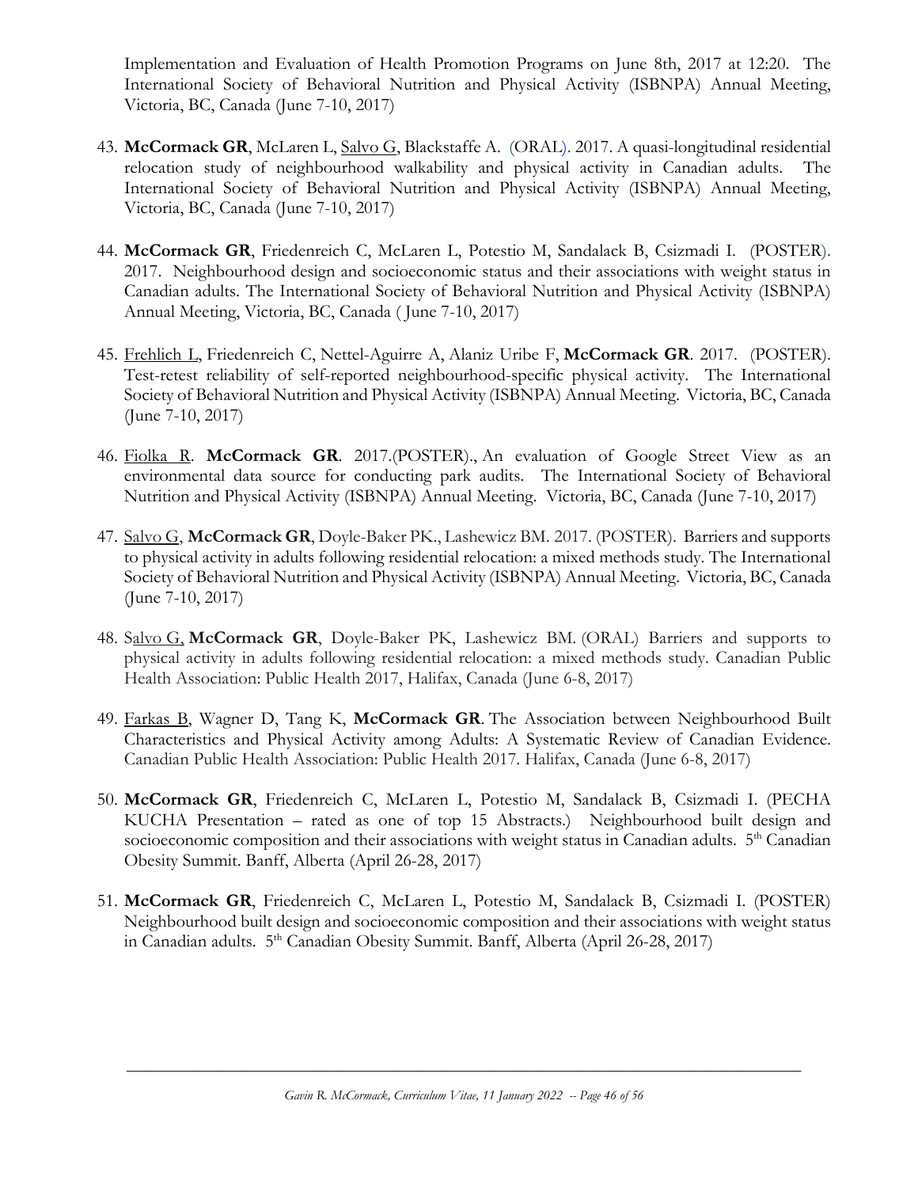Implementation and Evaluation of Health Promotion Programs on June 8th, 2017 at 12:20. The International Society of Behavioral Nutrition and Physical Activity (ISBNPA) Annual Meeting, Victoria, BC, Canada (June 7-10, 2017)

43. **McCormack GR**, McLaren L, <u>Salvo G</u>, Blackstaffe A. (ORAL). 2017. A quasi-longitudinal residential relocation study of neighbourhood walkability and physical activity in Canadian adults. The International Society of Behavioral Nutrition and Physical Activity (ISBNPA) Annual Meeting, Victoria, BC, Canada (June 7-10, 2017)

44. **McCormack GR**, Friedenreich C, McLaren L, Potestio M, Sandalack B, Csizmadi I. (POSTER). 2017. Neighbourhood design and socioeconomic status and their associations with weight status in Canadian adults. The International Society of Behavioral Nutrition and Physical Activity (ISBNPA) Annual Meeting, Victoria, BC, Canada ( June 7-10, 2017)

45. <u>Frehlich L</u>, Friedenreich C, Nettel-Aguirre A, Alaniz Uribe F, **McCormack GR**. 2017. (POSTER). Test-retest reliability of self-reported neighbourhood-specific physical activity. The International Society of Behavioral Nutrition and Physical Activity (ISBNPA) Annual Meeting. Victoria, BC, Canada (June 7-10, 2017)

46. <u>Fiolka R</u>. **McCormack GR**. 2017.(POSTER)., An evaluation of Google Street View as an environmental data source for conducting park audits. The International Society of Behavioral Nutrition and Physical Activity (ISBNPA) Annual Meeting. Victoria, BC, Canada (June 7-10, 2017)

47. <u>Salvo G</u>, **McCormack GR**, Doyle-Baker PK., Lashewicz BM. 2017. (POSTER). Barriers and supports to physical activity in adults following residential relocation: a mixed methods study. The International Society of Behavioral Nutrition and Physical Activity (ISBNPA) Annual Meeting. Victoria, BC, Canada (June 7-10, 2017)

48. <u>Salvo G</u>, **McCormack GR**, Doyle-Baker PK, Lashewicz BM. (ORAL) Barriers and supports to physical activity in adults following residential relocation: a mixed methods study. Canadian Public Health Association: Public Health 2017, Halifax, Canada (June 6-8, 2017)

49. <u>Farkas B</u>, Wagner D, Tang K, **McCormack GR**. The Association between Neighbourhood Built Characteristics and Physical Activity among Adults: A Systematic Review of Canadian Evidence. Canadian Public Health Association: Public Health 2017. Halifax, Canada (June 6-8, 2017)

50. **McCormack GR**, Friedenreich C, McLaren L, Potestio M, Sandalack B, Csizmadi I. (PECHA KUCHA Presentation – rated as one of top 15 Abstracts.) Neighbourhood built design and socioeconomic composition and their associations with weight status in Canadian adults. 5th Canadian Obesity Summit. Banff, Alberta (April 26-28, 2017)

51. **McCormack GR**, Friedenreich C, McLaren L, Potestio M, Sandalack B, Csizmadi I. (POSTER) Neighbourhood built design and socioeconomic composition and their associations with weight status in Canadian adults. 5th Canadian Obesity Summit. Banff, Alberta (April 26-28, 2017)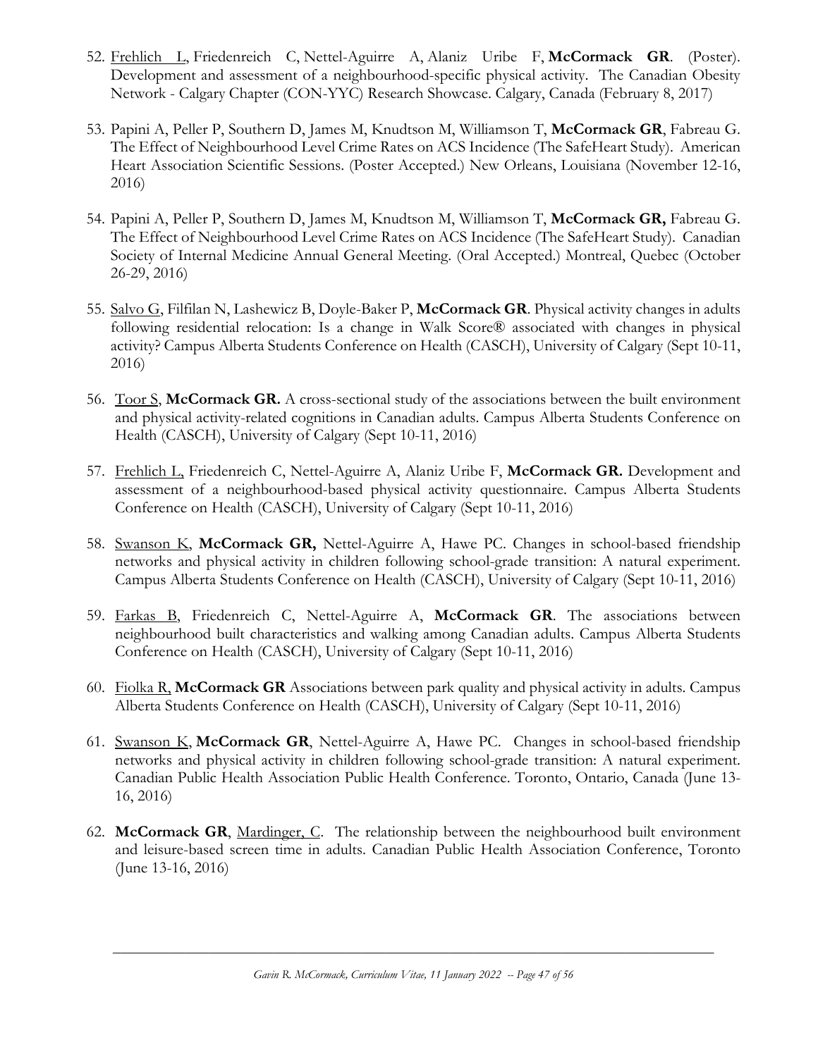52. Frehlich L, Friedenreich C, Nettel-Aguirre A, Alaniz Uribe F, **McCormack GR**. (Poster). Development and assessment of a neighbourhood-specific physical activity. The Canadian Obesity Network - Calgary Chapter (CON-YYC) Research Showcase. Calgary, Canada (February 8, 2017)

53. Papini A, Peller P, Southern D, James M, Knudtson M, Williamson T, **McCormack GR**, Fabreau G. The Effect of Neighbourhood Level Crime Rates on ACS Incidence (The SafeHeart Study). American Heart Association Scientific Sessions. (Poster Accepted.) New Orleans, Louisiana (November 12-16, 2016)

54. Papini A, Peller P, Southern D, James M, Knudtson M, Williamson T, **McCormack GR,** Fabreau G. The Effect of Neighbourhood Level Crime Rates on ACS Incidence (The SafeHeart Study). Canadian Society of Internal Medicine Annual General Meeting. (Oral Accepted.) Montreal, Quebec (October 26-29, 2016)

55. Salvo G, Filfilan N, Lashewicz B, Doyle-Baker P, **McCormack GR**. Physical activity changes in adults following residential relocation: Is a change in Walk Score® associated with changes in physical activity? Campus Alberta Students Conference on Health (CASCH), University of Calgary (Sept 10-11, 2016)

56. Toor S, **McCormack GR.** A cross-sectional study of the associations between the built environment and physical activity-related cognitions in Canadian adults. Campus Alberta Students Conference on Health (CASCH), University of Calgary (Sept 10-11, 2016)

57. Frehlich L, Friedenreich C, Nettel-Aguirre A, Alaniz Uribe F, **McCormack GR.** Development and assessment of a neighbourhood-based physical activity questionnaire. Campus Alberta Students Conference on Health (CASCH), University of Calgary (Sept 10-11, 2016)

58. Swanson K, **McCormack GR,** Nettel-Aguirre A, Hawe PC. Changes in school-based friendship networks and physical activity in children following school-grade transition: A natural experiment. Campus Alberta Students Conference on Health (CASCH), University of Calgary (Sept 10-11, 2016)

59. Farkas B, Friedenreich C, Nettel-Aguirre A, **McCormack GR**. The associations between neighbourhood built characteristics and walking among Canadian adults. Campus Alberta Students Conference on Health (CASCH), University of Calgary (Sept 10-11, 2016)

60. Fiolka R, **McCormack GR** Associations between park quality and physical activity in adults. Campus Alberta Students Conference on Health (CASCH), University of Calgary (Sept 10-11, 2016)

61. Swanson K, **McCormack GR**, Nettel-Aguirre A, Hawe PC. Changes in school-based friendship networks and physical activity in children following school-grade transition: A natural experiment. Canadian Public Health Association Public Health Conference. Toronto, Ontario, Canada (June 13-16, 2016)

62. **McCormack GR**, Mardinger, C. The relationship between the neighbourhood built environment and leisure-based screen time in adults. Canadian Public Health Association Conference, Toronto (June 13-16, 2016)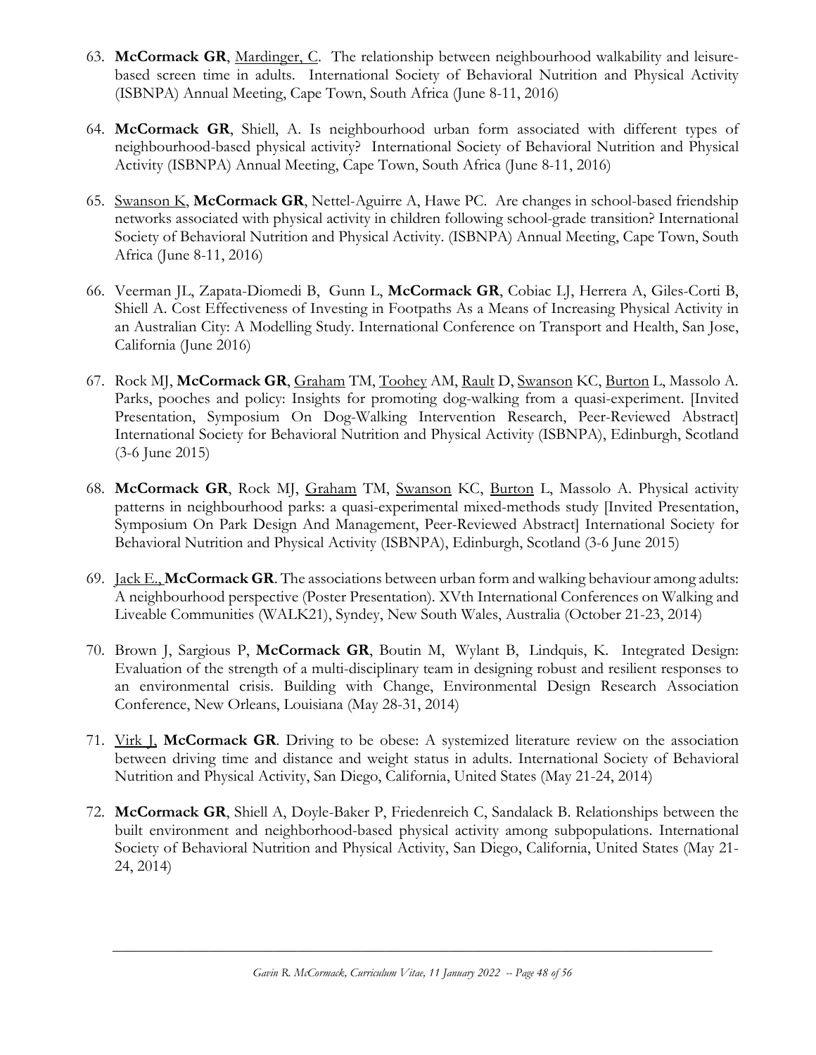63. **McCormack GR**, <u>Mardinger, C</u>. The relationship between neighbourhood walkability and leisure-based screen time in adults. International Society of Behavioral Nutrition and Physical Activity (ISBNPA) Annual Meeting, Cape Town, South Africa (June 8-11, 2016)

64. **McCormack GR**, Shiell, A. Is neighbourhood urban form associated with different types of neighbourhood-based physical activity? International Society of Behavioral Nutrition and Physical Activity (ISBNPA) Annual Meeting, Cape Town, South Africa (June 8-11, 2016)

65. <u>Swanson K</u>, **McCormack GR**, Nettel-Aguirre A, Hawe PC. Are changes in school-based friendship networks associated with physical activity in children following school-grade transition? International Society of Behavioral Nutrition and Physical Activity. (ISBNPA) Annual Meeting, Cape Town, South Africa (June 8-11, 2016)

66. Veerman JL, Zapata-Diomedi B, Gunn L, **McCormack GR**, Cobiac LJ, Herrera A, Giles-Corti B, Shiell A. Cost Effectiveness of Investing in Footpaths As a Means of Increasing Physical Activity in an Australian City: A Modelling Study. International Conference on Transport and Health, San Jose, California (June 2016)

67. Rock MJ, **McCormack GR**, <u>Graham</u> TM, <u>Toohey</u> AM, <u>Rault</u> D, <u>Swanson</u> KC, <u>Burton</u> L, Massolo A. Parks, pooches and policy: Insights for promoting dog-walking from a quasi-experiment. [Invited Presentation, Symposium On Dog-Walking Intervention Research, Peer-Reviewed Abstract] International Society for Behavioral Nutrition and Physical Activity (ISBNPA), Edinburgh, Scotland (3-6 June 2015)

68. **McCormack GR**, Rock MJ, <u>Graham</u> TM, <u>Swanson</u> KC, <u>Burton</u> L, Massolo A. Physical activity patterns in neighbourhood parks: a quasi-experimental mixed-methods study [Invited Presentation, Symposium On Park Design And Management, Peer-Reviewed Abstract] International Society for Behavioral Nutrition and Physical Activity (ISBNPA), Edinburgh, Scotland (3-6 June 2015)

69. <u>Jack E.,</u> **McCormack GR**. The associations between urban form and walking behaviour among adults: A neighbourhood perspective (Poster Presentation). XVth International Conferences on Walking and Liveable Communities (WALK21), Syndey, New South Wales, Australia (October 21-23, 2014)

70. Brown J, Sargious P, **McCormack GR**, Boutin M, Wylant B, Lindquis, K. Integrated Design: Evaluation of the strength of a multi-disciplinary team in designing robust and resilient responses to an environmental crisis. Building with Change, Environmental Design Research Association Conference, New Orleans, Louisiana (May 28-31, 2014)

71. <u>Virk J,</u> **McCormack GR**. Driving to be obese: A systemized literature review on the association between driving time and distance and weight status in adults. International Society of Behavioral Nutrition and Physical Activity, San Diego, California, United States (May 21-24, 2014)

72. **McCormack GR**, Shiell A, Doyle-Baker P, Friedenreich C, Sandalack B. Relationships between the built environment and neighborhood-based physical activity among subpopulations. International Society of Behavioral Nutrition and Physical Activity, San Diego, California, United States (May 21-24, 2014)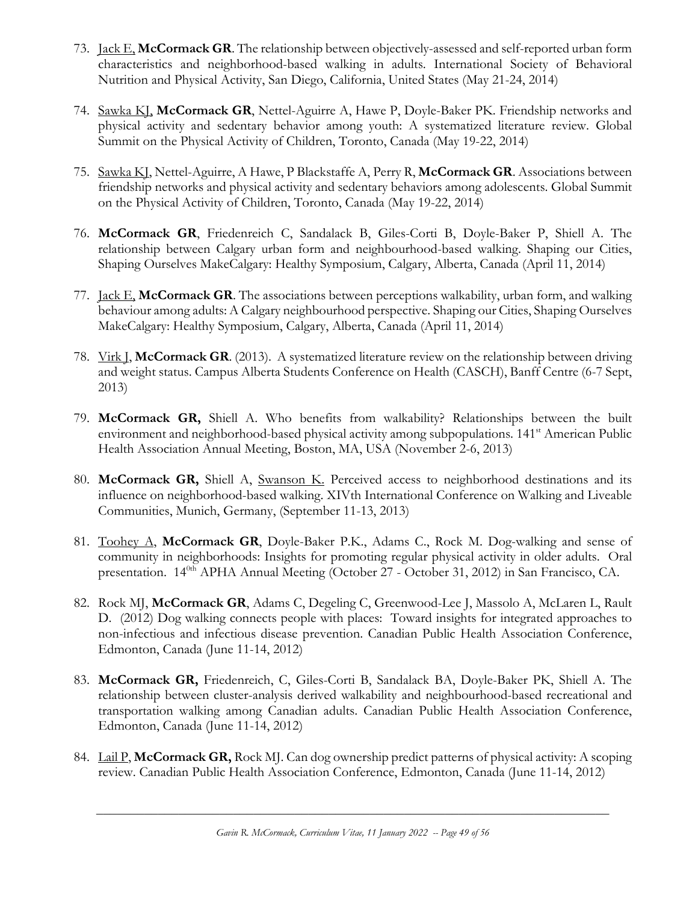73. Jack E, **McCormack GR**. The relationship between objectively-assessed and self-reported urban form characteristics and neighborhood-based walking in adults. International Society of Behavioral Nutrition and Physical Activity, San Diego, California, United States (May 21-24, 2014)

74. Sawka KJ, **McCormack GR**, Nettel-Aguirre A, Hawe P, Doyle-Baker PK. Friendship networks and physical activity and sedentary behavior among youth: A systematized literature review. Global Summit on the Physical Activity of Children, Toronto, Canada (May 19-22, 2014)

75. Sawka KJ, Nettel-Aguirre, A Hawe, P Blackstaffe A, Perry R, **McCormack GR**. Associations between friendship networks and physical activity and sedentary behaviors among adolescents. Global Summit on the Physical Activity of Children, Toronto, Canada (May 19-22, 2014)

76. **McCormack GR**, Friedenreich C, Sandalack B, Giles-Corti B, Doyle-Baker P, Shiell A. The relationship between Calgary urban form and neighbourhood-based walking. Shaping our Cities, Shaping Ourselves MakeCalgary: Healthy Symposium, Calgary, Alberta, Canada (April 11, 2014)

77. Jack E, **McCormack GR**. The associations between perceptions walkability, urban form, and walking behaviour among adults: A Calgary neighbourhood perspective. Shaping our Cities, Shaping Ourselves MakeCalgary: Healthy Symposium, Calgary, Alberta, Canada (April 11, 2014)

78. Virk J, **McCormack GR**. (2013). A systematized literature review on the relationship between driving and weight status. Campus Alberta Students Conference on Health (CASCH), Banff Centre (6-7 Sept, 2013)

79. **McCormack GR,** Shiell A. Who benefits from walkability? Relationships between the built environment and neighborhood-based physical activity among subpopulations. 141st American Public Health Association Annual Meeting, Boston, MA, USA (November 2-6, 2013)

80. **McCormack GR,** Shiell A, Swanson K. Perceived access to neighborhood destinations and its influence on neighborhood-based walking. XIVth International Conference on Walking and Liveable Communities, Munich, Germany, (September 11-13, 2013)

81. Toohey A, **McCormack GR**, Doyle-Baker P.K., Adams C., Rock M. Dog-walking and sense of community in neighborhoods: Insights for promoting regular physical activity in older adults. Oral presentation. 140th APHA Annual Meeting (October 27 - October 31, 2012) in San Francisco, CA.

82. Rock MJ, **McCormack GR**, Adams C, Degeling C, Greenwood-Lee J, Massolo A, McLaren L, Rault D. (2012) Dog walking connects people with places: Toward insights for integrated approaches to non-infectious and infectious disease prevention. Canadian Public Health Association Conference, Edmonton, Canada (June 11-14, 2012)

83. **McCormack GR,** Friedenreich, C, Giles-Corti B, Sandalack BA, Doyle-Baker PK, Shiell A. The relationship between cluster-analysis derived walkability and neighbourhood-based recreational and transportation walking among Canadian adults. Canadian Public Health Association Conference, Edmonton, Canada (June 11-14, 2012)

84. Lail P, **McCormack GR,** Rock MJ. Can dog ownership predict patterns of physical activity: A scoping review. Canadian Public Health Association Conference, Edmonton, Canada (June 11-14, 2012)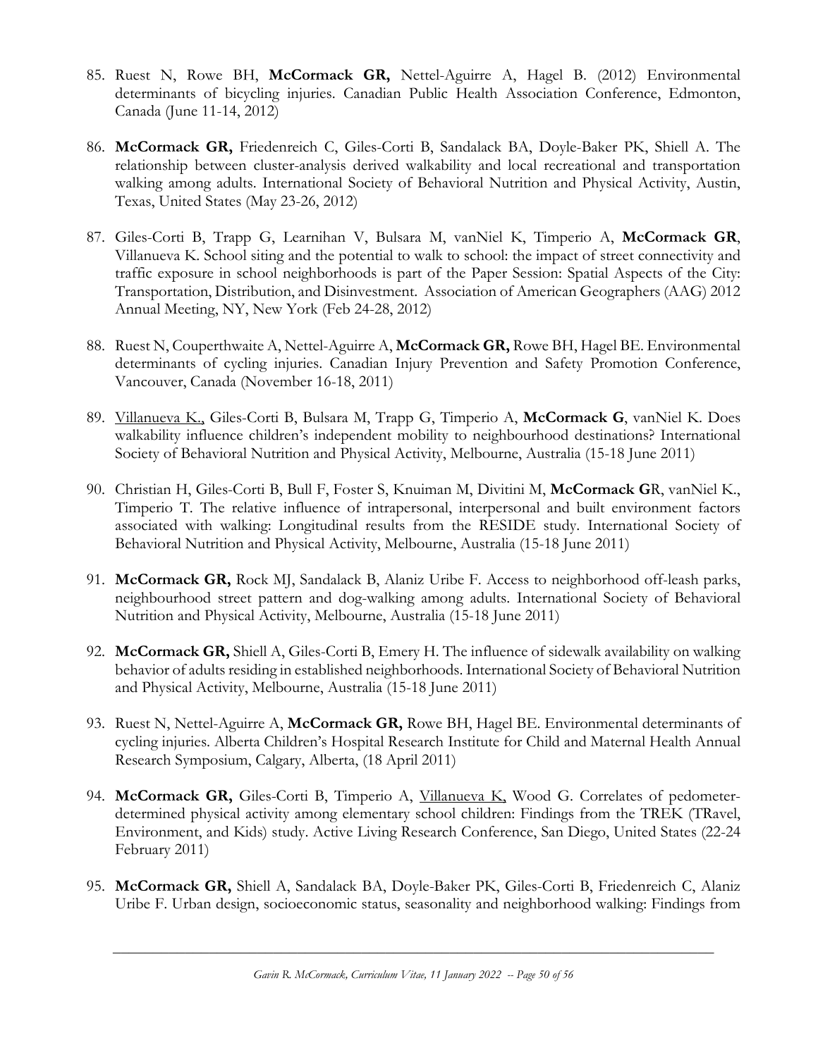85. Ruest N, Rowe BH, **McCormack GR,** Nettel-Aguirre A, Hagel B. (2012) Environmental determinants of bicycling injuries. Canadian Public Health Association Conference, Edmonton, Canada (June 11-14, 2012)

86. **McCormack GR,** Friedenreich C, Giles-Corti B, Sandalack BA, Doyle-Baker PK, Shiell A. The relationship between cluster-analysis derived walkability and local recreational and transportation walking among adults. International Society of Behavioral Nutrition and Physical Activity, Austin, Texas, United States (May 23-26, 2012)

87. Giles-Corti B, Trapp G, Learnihan V, Bulsara M, vanNiel K, Timperio A, **McCormack GR**, Villanueva K. School siting and the potential to walk to school: the impact of street connectivity and traffic exposure in school neighborhoods is part of the Paper Session: Spatial Aspects of the City: Transportation, Distribution, and Disinvestment. Association of American Geographers (AAG) 2012 Annual Meeting, NY, New York (Feb 24-28, 2012)

88. Ruest N, Couperthwaite A, Nettel-Aguirre A, **McCormack GR,** Rowe BH, Hagel BE. Environmental determinants of cycling injuries. Canadian Injury Prevention and Safety Promotion Conference, Vancouver, Canada (November 16-18, 2011)

89. <u>Villanueva K.,</u> Giles-Corti B, Bulsara M, Trapp G, Timperio A, **McCormack G**, vanNiel K. Does walkability influence children's independent mobility to neighbourhood destinations? International Society of Behavioral Nutrition and Physical Activity, Melbourne, Australia (15-18 June 2011)

90. Christian H, Giles-Corti B, Bull F, Foster S, Knuiman M, Divitini M, **McCormack G**R, vanNiel K., Timperio T. The relative influence of intrapersonal, interpersonal and built environment factors associated with walking: Longitudinal results from the RESIDE study. International Society of Behavioral Nutrition and Physical Activity, Melbourne, Australia (15-18 June 2011)

91. **McCormack GR,** Rock MJ, Sandalack B, Alaniz Uribe F. Access to neighborhood off-leash parks, neighbourhood street pattern and dog-walking among adults. International Society of Behavioral Nutrition and Physical Activity, Melbourne, Australia (15-18 June 2011)

92. **McCormack GR,** Shiell A, Giles-Corti B, Emery H. The influence of sidewalk availability on walking behavior of adults residing in established neighborhoods. International Society of Behavioral Nutrition and Physical Activity, Melbourne, Australia (15-18 June 2011)

93. Ruest N, Nettel-Aguirre A, **McCormack GR,** Rowe BH, Hagel BE. Environmental determinants of cycling injuries. Alberta Children's Hospital Research Institute for Child and Maternal Health Annual Research Symposium, Calgary, Alberta, (18 April 2011)

94. **McCormack GR,** Giles-Corti B, Timperio A, <u>Villanueva K,</u> Wood G. Correlates of pedometer-determined physical activity among elementary school children: Findings from the TREK (TRavel, Environment, and Kids) study. Active Living Research Conference, San Diego, United States (22-24 February 2011)

95. **McCormack GR,** Shiell A, Sandalack BA, Doyle-Baker PK, Giles-Corti B, Friedenreich C, Alaniz Uribe F. Urban design, socioeconomic status, seasonality and neighborhood walking: Findings from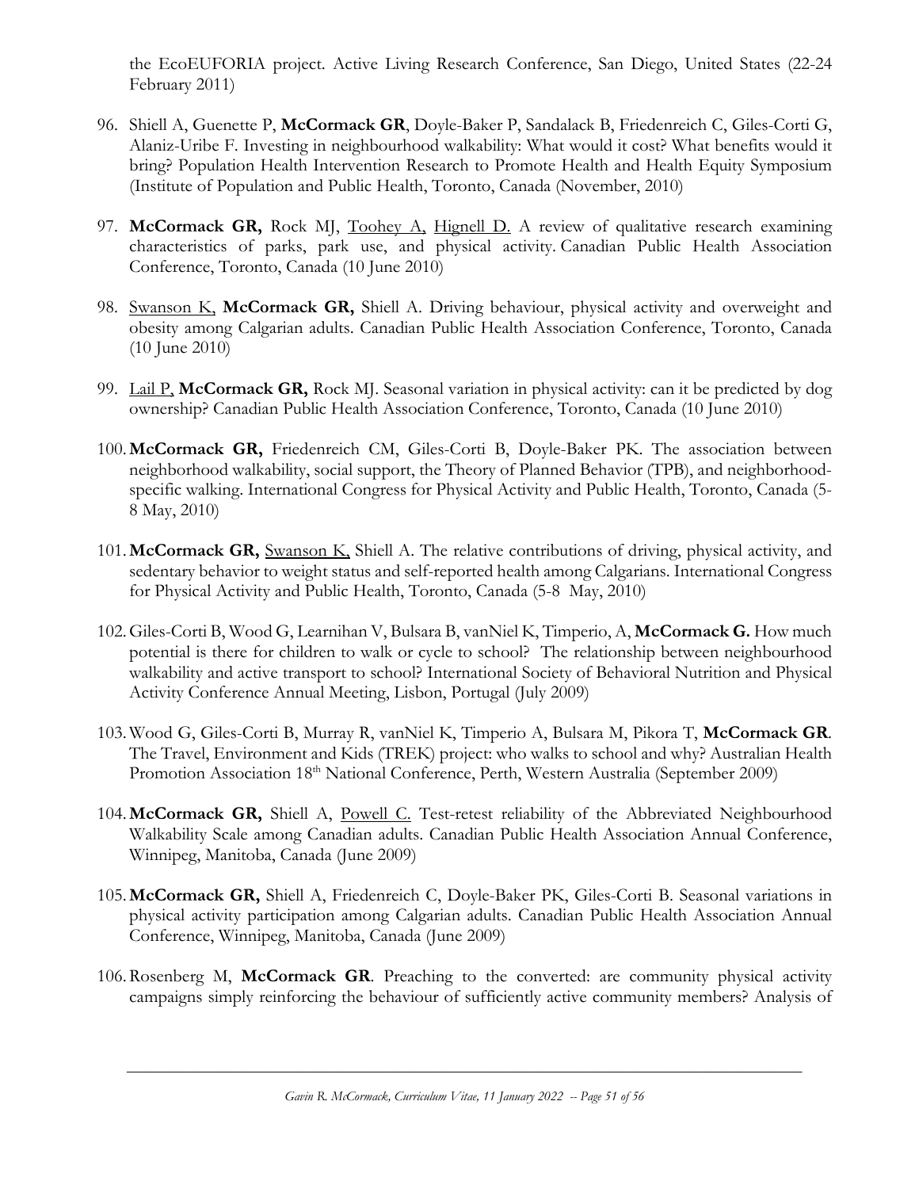the EcoEUFORIA project. Active Living Research Conference, San Diego, United States (22-24 February 2011)

96. Shiell A, Guenette P, **McCormack GR**, Doyle-Baker P, Sandalack B, Friedenreich C, Giles-Corti G, Alaniz-Uribe F. Investing in neighbourhood walkability: What would it cost? What benefits would it bring? Population Health Intervention Research to Promote Health and Health Equity Symposium (Institute of Population and Public Health, Toronto, Canada (November, 2010)

97. **McCormack GR,** Rock MJ, <u>Toohey A,</u> <u>Hignell D.</u> A review of qualitative research examining characteristics of parks, park use, and physical activity. Canadian Public Health Association Conference, Toronto, Canada (10 June 2010)

98. <u>Swanson K,</u> **McCormack GR,** Shiell A. Driving behaviour, physical activity and overweight and obesity among Calgarian adults. Canadian Public Health Association Conference, Toronto, Canada (10 June 2010)

99. <u>Lail P,</u> **McCormack GR,** Rock MJ. Seasonal variation in physical activity: can it be predicted by dog ownership? Canadian Public Health Association Conference, Toronto, Canada (10 June 2010)

100. **McCormack GR,** Friedenreich CM, Giles-Corti B, Doyle-Baker PK. The association between neighborhood walkability, social support, the Theory of Planned Behavior (TPB), and neighborhood-specific walking. International Congress for Physical Activity and Public Health, Toronto, Canada (5-8 May, 2010)

101. **McCormack GR,** <u>Swanson K,</u> Shiell A. The relative contributions of driving, physical activity, and sedentary behavior to weight status and self-reported health among Calgarians. International Congress for Physical Activity and Public Health, Toronto, Canada (5-8 May, 2010)

102. Giles-Corti B, Wood G, Learnihan V, Bulsara B, vanNiel K, Timperio, A, **McCormack G.** How much potential is there for children to walk or cycle to school? The relationship between neighbourhood walkability and active transport to school? International Society of Behavioral Nutrition and Physical Activity Conference Annual Meeting, Lisbon, Portugal (July 2009)

103. Wood G, Giles-Corti B, Murray R, vanNiel K, Timperio A, Bulsara M, Pikora T, **McCormack GR**. The Travel, Environment and Kids (TREK) project: who walks to school and why? Australian Health Promotion Association 18th National Conference, Perth, Western Australia (September 2009)

104. **McCormack GR,** Shiell A, <u>Powell C.</u> Test-retest reliability of the Abbreviated Neighbourhood Walkability Scale among Canadian adults. Canadian Public Health Association Annual Conference, Winnipeg, Manitoba, Canada (June 2009)

105. **McCormack GR,** Shiell A, Friedenreich C, Doyle-Baker PK, Giles-Corti B. Seasonal variations in physical activity participation among Calgarian adults. Canadian Public Health Association Annual Conference, Winnipeg, Manitoba, Canada (June 2009)

106. Rosenberg M, **McCormack GR**. Preaching to the converted: are community physical activity campaigns simply reinforcing the behaviour of sufficiently active community members? Analysis of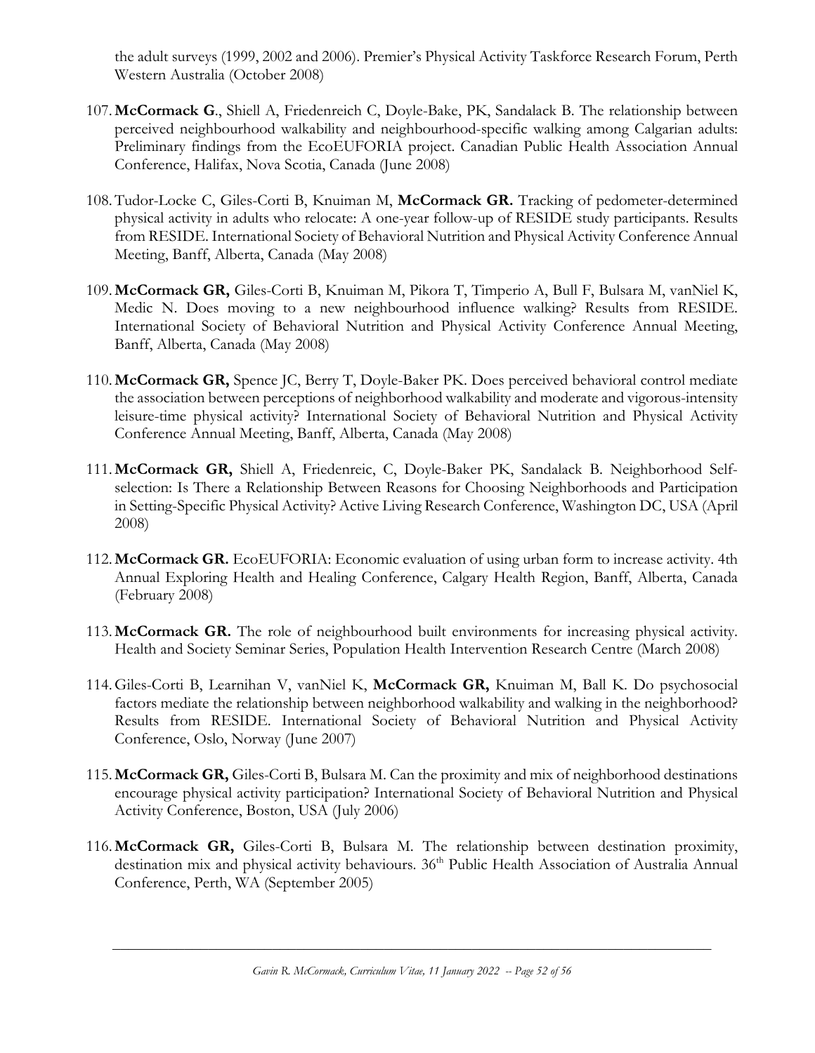the adult surveys (1999, 2002 and 2006). Premier's Physical Activity Taskforce Research Forum, Perth Western Australia (October 2008)

107. **McCormack G**., Shiell A, Friedenreich C, Doyle-Bake, PK, Sandalack B. The relationship between perceived neighbourhood walkability and neighbourhood-specific walking among Calgarian adults: Preliminary findings from the EcoEUFORIA project. Canadian Public Health Association Annual Conference, Halifax, Nova Scotia, Canada (June 2008)

108. Tudor-Locke C, Giles-Corti B, Knuiman M, **McCormack GR.** Tracking of pedometer-determined physical activity in adults who relocate: A one-year follow-up of RESIDE study participants. Results from RESIDE. International Society of Behavioral Nutrition and Physical Activity Conference Annual Meeting, Banff, Alberta, Canada (May 2008)

109. **McCormack GR,** Giles-Corti B, Knuiman M, Pikora T, Timperio A, Bull F, Bulsara M, vanNiel K, Medic N. Does moving to a new neighbourhood influence walking? Results from RESIDE. International Society of Behavioral Nutrition and Physical Activity Conference Annual Meeting, Banff, Alberta, Canada (May 2008)

110. **McCormack GR,** Spence JC, Berry T, Doyle-Baker PK. Does perceived behavioral control mediate the association between perceptions of neighborhood walkability and moderate and vigorous-intensity leisure-time physical activity? International Society of Behavioral Nutrition and Physical Activity Conference Annual Meeting, Banff, Alberta, Canada (May 2008)

111. **McCormack GR,** Shiell A, Friedenreic, C, Doyle-Baker PK, Sandalack B. Neighborhood Self-selection: Is There a Relationship Between Reasons for Choosing Neighborhoods and Participation in Setting-Specific Physical Activity? Active Living Research Conference, Washington DC, USA (April 2008)

112. **McCormack GR.** EcoEUFORIA: Economic evaluation of using urban form to increase activity. 4th Annual Exploring Health and Healing Conference, Calgary Health Region, Banff, Alberta, Canada (February 2008)

113. **McCormack GR.** The role of neighbourhood built environments for increasing physical activity. Health and Society Seminar Series, Population Health Intervention Research Centre (March 2008)

114. Giles-Corti B, Learnihan V, vanNiel K, **McCormack GR,** Knuiman M, Ball K. Do psychosocial factors mediate the relationship between neighborhood walkability and walking in the neighborhood? Results from RESIDE. International Society of Behavioral Nutrition and Physical Activity Conference, Oslo, Norway (June 2007)

115. **McCormack GR,** Giles-Corti B, Bulsara M. Can the proximity and mix of neighborhood destinations encourage physical activity participation? International Society of Behavioral Nutrition and Physical Activity Conference, Boston, USA (July 2006)

116. **McCormack GR,** Giles-Corti B, Bulsara M. The relationship between destination proximity, destination mix and physical activity behaviours. 36th Public Health Association of Australia Annual Conference, Perth, WA (September 2005)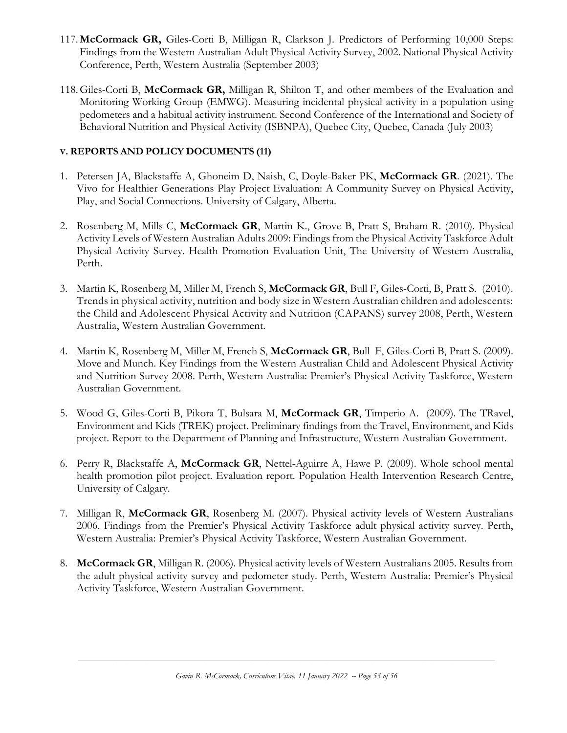117. **McCormack GR,** Giles-Corti B, Milligan R, Clarkson J. Predictors of Performing 10,000 Steps: Findings from the Western Australian Adult Physical Activity Survey, 2002. National Physical Activity Conference, Perth, Western Australia (September 2003)

118. Giles-Corti B, **McCormack GR,** Milligan R, Shilton T, and other members of the Evaluation and Monitoring Working Group (EMWG). Measuring incidental physical activity in a population using pedometers and a habitual activity instrument. Second Conference of the International and Society of Behavioral Nutrition and Physical Activity (ISBNPA), Quebec City, Quebec, Canada (July 2003)

### V. REPORTS AND POLICY DOCUMENTS (11)

1. Petersen JA, Blackstaffe A, Ghoneim D, Naish, C, Doyle-Baker PK, **McCormack GR**. (2021). The Vivo for Healthier Generations Play Project Evaluation: A Community Survey on Physical Activity, Play, and Social Connections. University of Calgary, Alberta.

2. Rosenberg M, Mills C, **McCormack GR**, Martin K., Grove B, Pratt S, Braham R. (2010). Physical Activity Levels of Western Australian Adults 2009: Findings from the Physical Activity Taskforce Adult Physical Activity Survey. Health Promotion Evaluation Unit, The University of Western Australia, Perth.

3. Martin K, Rosenberg M, Miller M, French S, **McCormack GR**, Bull F, Giles-Corti, B, Pratt S. (2010). Trends in physical activity, nutrition and body size in Western Australian children and adolescents: the Child and Adolescent Physical Activity and Nutrition (CAPANS) survey 2008, Perth, Western Australia, Western Australian Government.

4. Martin K, Rosenberg M, Miller M, French S, **McCormack GR**, Bull F, Giles-Corti B, Pratt S. (2009). Move and Munch. Key Findings from the Western Australian Child and Adolescent Physical Activity and Nutrition Survey 2008. Perth, Western Australia: Premier's Physical Activity Taskforce, Western Australian Government.

5. Wood G, Giles-Corti B, Pikora T, Bulsara M, **McCormack GR**, Timperio A. (2009). The TRavel, Environment and Kids (TREK) project. Preliminary findings from the Travel, Environment, and Kids project. Report to the Department of Planning and Infrastructure, Western Australian Government.

6. Perry R, Blackstaffe A, **McCormack GR**, Nettel-Aguirre A, Hawe P. (2009). Whole school mental health promotion pilot project. Evaluation report. Population Health Intervention Research Centre, University of Calgary.

7. Milligan R, **McCormack GR**, Rosenberg M. (2007). Physical activity levels of Western Australians 2006. Findings from the Premier's Physical Activity Taskforce adult physical activity survey. Perth, Western Australia: Premier's Physical Activity Taskforce, Western Australian Government.

8. **McCormack GR**, Milligan R. (2006). Physical activity levels of Western Australians 2005. Results from the adult physical activity survey and pedometer study. Perth, Western Australia: Premier's Physical Activity Taskforce, Western Australian Government.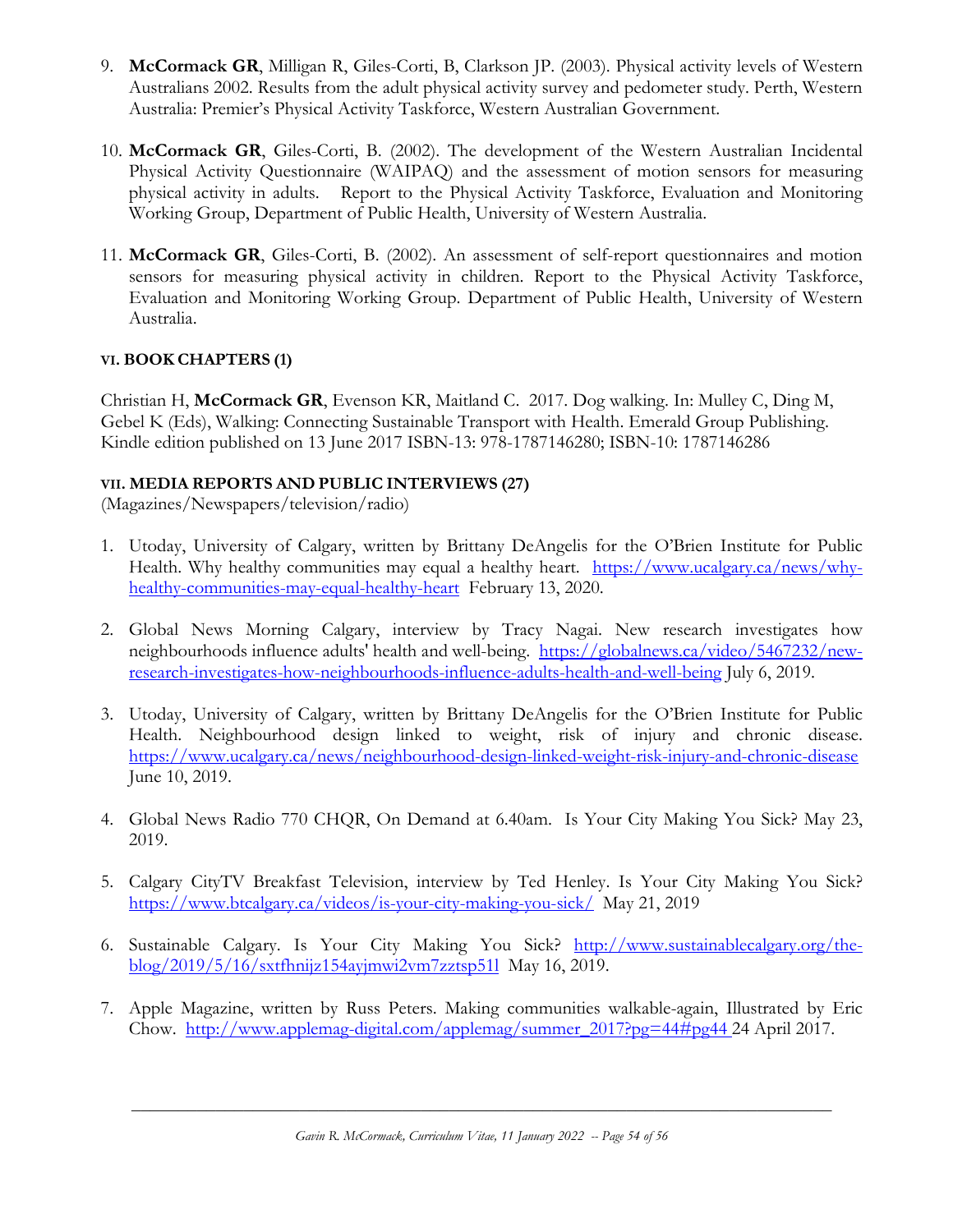9. **McCormack GR**, Milligan R, Giles-Corti, B, Clarkson JP. (2003). Physical activity levels of Western Australians 2002. Results from the adult physical activity survey and pedometer study. Perth, Western Australia: Premier's Physical Activity Taskforce, Western Australian Government.

10. **McCormack GR**, Giles-Corti, B. (2002). The development of the Western Australian Incidental Physical Activity Questionnaire (WAIPAQ) and the assessment of motion sensors for measuring physical activity in adults. Report to the Physical Activity Taskforce, Evaluation and Monitoring Working Group, Department of Public Health, University of Western Australia.

11. **McCormack GR**, Giles-Corti, B. (2002). An assessment of self-report questionnaires and motion sensors for measuring physical activity in children. Report to the Physical Activity Taskforce, Evaluation and Monitoring Working Group. Department of Public Health, University of Western Australia.

### VI. BOOK CHAPTERS (1)

Christian H, **McCormack GR**, Evenson KR, Maitland C. 2017. Dog walking. In: Mulley C, Ding M, Gebel K (Eds), Walking: Connecting Sustainable Transport with Health. Emerald Group Publishing. Kindle edition published on 13 June 2017 ISBN-13: 978-1787146280; ISBN-10: 1787146286

### VII. MEDIA REPORTS AND PUBLIC INTERVIEWS (27)

(Magazines/Newspapers/television/radio)

1. Utoday, University of Calgary, written by Brittany DeAngelis for the O'Brien Institute for Public Health. Why healthy communities may equal a healthy heart. https://www.ucalgary.ca/news/why-healthy-communities-may-equal-healthy-heart February 13, 2020.

2. Global News Morning Calgary, interview by Tracy Nagai. New research investigates how neighbourhoods influence adults' health and well-being. https://globalnews.ca/video/5467232/new-research-investigates-how-neighbourhoods-influence-adults-health-and-well-being July 6, 2019.

3. Utoday, University of Calgary, written by Brittany DeAngelis for the O'Brien Institute for Public Health. Neighbourhood design linked to weight, risk of injury and chronic disease. https://www.ucalgary.ca/news/neighbourhood-design-linked-weight-risk-injury-and-chronic-disease June 10, 2019.

4. Global News Radio 770 CHQR, On Demand at 6.40am. Is Your City Making You Sick? May 23, 2019.

5. Calgary CityTV Breakfast Television, interview by Ted Henley. Is Your City Making You Sick? https://www.btcalgary.ca/videos/is-your-city-making-you-sick/ May 21, 2019

6. Sustainable Calgary. Is Your City Making You Sick? http://www.sustainablecalgary.org/the-blog/2019/5/16/sxtfhnijz154ayjmwi2vm7zztsp51l May 16, 2019.

7. Apple Magazine, written by Russ Peters. Making communities walkable-again, Illustrated by Eric Chow. http://www.applemag-digital.com/applemag/summer_2017?pg=44#pg44 24 April 2017.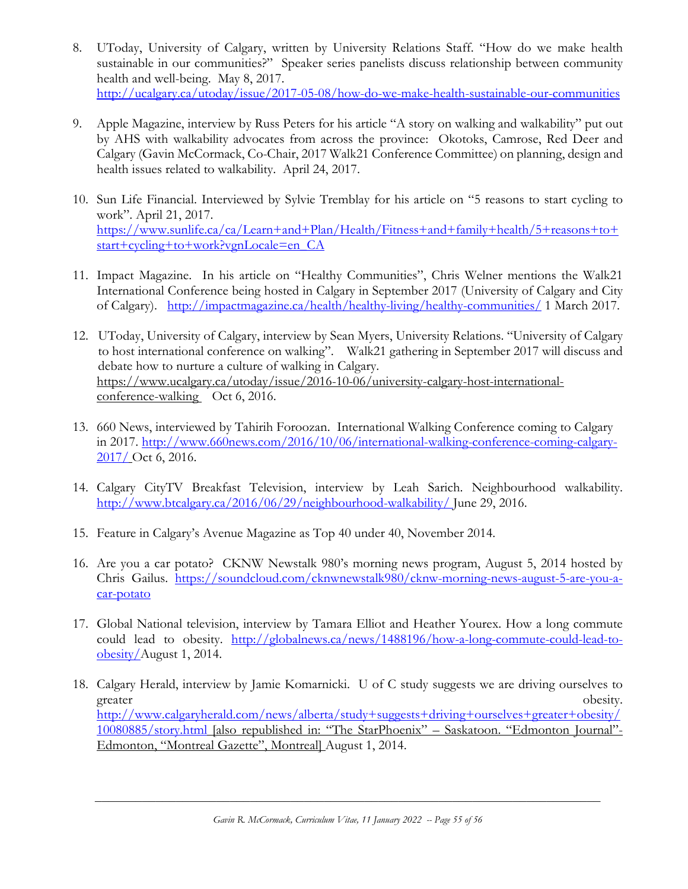8. UToday, University of Calgary, written by University Relations Staff. "How do we make health sustainable in our communities?" Speaker series panelists discuss relationship between community health and well-being. May 8, 2017. http://ucalgary.ca/utoday/issue/2017-05-08/how-do-we-make-health-sustainable-our-communities

9. Apple Magazine, interview by Russ Peters for his article "A story on walking and walkability" put out by AHS with walkability advocates from across the province: Okotoks, Camrose, Red Deer and Calgary (Gavin McCormack, Co-Chair, 2017 Walk21 Conference Committee) on planning, design and health issues related to walkability. April 24, 2017.

10. Sun Life Financial. Interviewed by Sylvie Tremblay for his article on "5 reasons to start cycling to work". April 21, 2017. https://www.sunlife.ca/ca/Learn+and+Plan/Health/Fitness+and+family+health/5+reasons+to+start+cycling+to+work?vgnLocale=en_CA

11. Impact Magazine. In his article on "Healthy Communities", Chris Welner mentions the Walk21 International Conference being hosted in Calgary in September 2017 (University of Calgary and City of Calgary). http://impactmagazine.ca/health/healthy-living/healthy-communities/ 1 March 2017.

12. UToday, University of Calgary, interview by Sean Myers, University Relations. "University of Calgary to host international conference on walking". Walk21 gathering in September 2017 will discuss and debate how to nurture a culture of walking in Calgary. https://www.ucalgary.ca/utoday/issue/2016-10-06/university-calgary-host-international-conference-walking Oct 6, 2016.

13. 660 News, interviewed by Tahirih Foroozan. International Walking Conference coming to Calgary in 2017. http://www.660news.com/2016/10/06/international-walking-conference-coming-calgary-2017/ Oct 6, 2016.

14. Calgary CityTV Breakfast Television, interview by Leah Sarich. Neighbourhood walkability. http://www.btcalgary.ca/2016/06/29/neighbourhood-walkability/ June 29, 2016.

15. Feature in Calgary's Avenue Magazine as Top 40 under 40, November 2014.

16. Are you a car potato? CKNW Newstalk 980's morning news program, August 5, 2014 hosted by Chris Gailus. https://soundcloud.com/cknwnewstalk980/cknw-morning-news-august-5-are-you-a-car-potato

17. Global National television, interview by Tamara Elliot and Heather Yourex. How a long commute could lead to obesity. http://globalnews.ca/news/1488196/how-a-long-commute-could-lead-to-obesity/ August 1, 2014.

18. Calgary Herald, interview by Jamie Komarnicki. U of C study suggests we are driving ourselves to greater obesity. http://www.calgaryherald.com/news/alberta/study+suggests+driving+ourselves+greater+obesity/10080885/story.html [also republished in: "The StarPhoenix" – Saskatoon. "Edmonton Journal"- Edmonton, "Montreal Gazette", Montreal] August 1, 2014.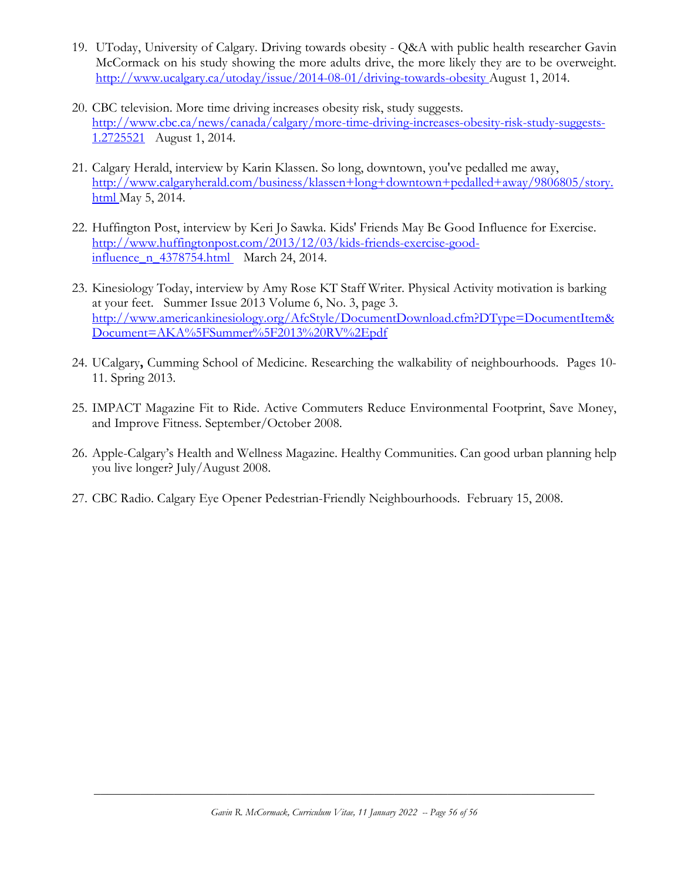19. UToday, University of Calgary. Driving towards obesity - Q&A with public health researcher Gavin McCormack on his study showing the more adults drive, the more likely they are to be overweight. http://www.ucalgary.ca/utoday/issue/2014-08-01/driving-towards-obesity August 1, 2014.

20. CBC television. More time driving increases obesity risk, study suggests. http://www.cbc.ca/news/canada/calgary/more-time-driving-increases-obesity-risk-study-suggests-1.2725521 August 1, 2014.

21. Calgary Herald, interview by Karin Klassen. So long, downtown, you've pedalled me away, http://www.calgaryherald.com/business/klassen+long+downtown+pedalled+away/9806805/story.html May 5, 2014.

22. Huffington Post, interview by Keri Jo Sawka. Kids' Friends May Be Good Influence for Exercise. http://www.huffingtonpost.com/2013/12/03/kids-friends-exercise-good-influence_n_4378754.html March 24, 2014.

23. Kinesiology Today, interview by Amy Rose KT Staff Writer. Physical Activity motivation is barking at your feet. Summer Issue 2013 Volume 6, No. 3, page 3. http://www.americankinesiology.org/AfcStyle/DocumentDownload.cfm?DType=DocumentItem&Document=AKA%5FSummer%5F2013%20RV%2Epdf

24. UCalgary**,** Cumming School of Medicine. Researching the walkability of neighbourhoods. Pages 10-11. Spring 2013.

25. IMPACT Magazine Fit to Ride. Active Commuters Reduce Environmental Footprint, Save Money, and Improve Fitness. September/October 2008.

26. Apple-Calgary's Health and Wellness Magazine. Healthy Communities. Can good urban planning help you live longer? July/August 2008.

27. CBC Radio. Calgary Eye Opener Pedestrian-Friendly Neighbourhoods. February 15, 2008.